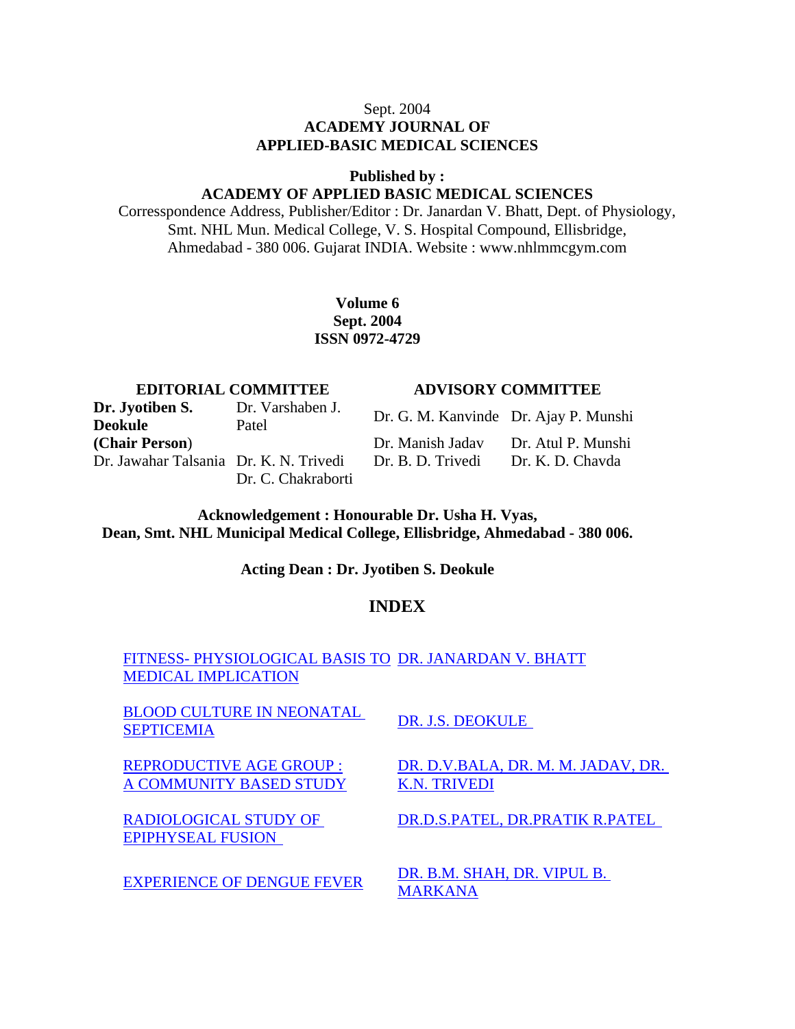Sept. 2004

# ACADEMY JOURNAL OF APPLIED-BASIC MEDICAL SCIENCES

**Published by :**

**ACADEMY OF APPLIED BASIC MEDICAL SCIENCES**

Corresspondence Address, Publisher/Editor : Dr. Janardan V. Bhatt, Dept. of Physiology, Smt. NHL Mun. Medical College, V. S. Hospital Compound, Ellisbridge, Ahmedabad - 380 006. Gujarat INDIA. Website : www.nhlmmcgym.com

**Volume 6**
**Sept. 2004**
**ISSN 0972-4729**

| EDITORIAL COMMITTEE | | ADVISORY COMMITTEE | |
|---|---|---|---|
| **Dr. Jyotiben S. Deokule (Chair Person)** | Dr. Varshaben J. Patel | Dr. G. M. Kanvinde | Dr. Ajay P. Munshi |
| | | Dr. Manish Jadav | Dr. Atul P. Munshi |
| Dr. Jawahar Talsania | Dr. K. N. Trivedi | Dr. B. D. Trivedi | Dr. K. D. Chavda |
| | Dr. C. Chakraborti | | |

**Acknowledgement : Honourable Dr. Usha H. Vyas, Dean, Smt. NHL Municipal Medical College, Ellisbridge, Ahmedabad - 380 006.**

**Acting Dean : Dr. Jyotiben S. Deokule**

## INDEX

| | |
|---|---|
| FITNESS- PHYSIOLOGICAL BASIS TO MEDICAL IMPLICATION | DR. JANARDAN V. BHATT |
| BLOOD CULTURE IN NEONATAL SEPTICEMIA | DR. J.S. DEOKULE |
| REPRODUCTIVE AGE GROUP : A COMMUNITY BASED STUDY | DR. D.V.BALA, DR. M. M. JADAV, DR. K.N. TRIVEDI |
| RADIOLOGICAL STUDY OF EPIPHYSEAL FUSION | DR.D.S.PATEL, DR.PRATIK R.PATEL |
| EXPERIENCE OF DENGUE FEVER | DR. B.M. SHAH, DR. VIPUL B. MARKANA |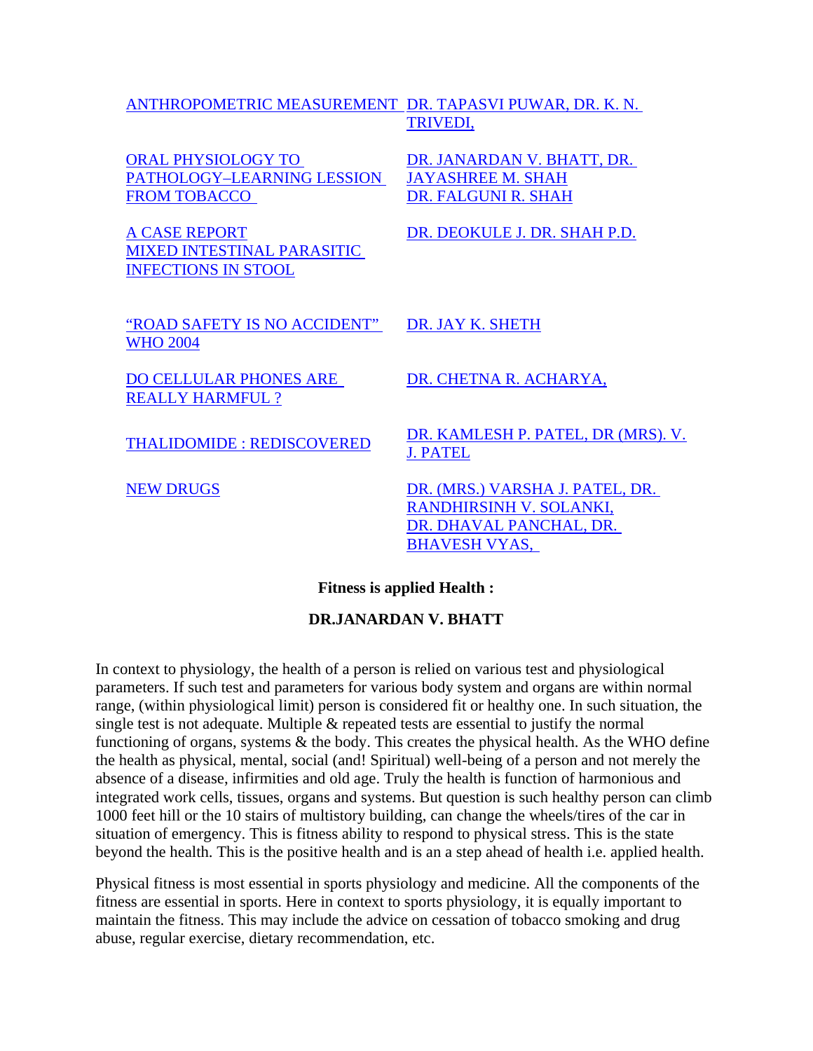| | |
|---|---|
| ANTHROPOMETRIC MEASUREMENT | DR. TAPASVI PUWAR, DR. K. N. TRIVEDI, |
| ORAL PHYSIOLOGY TO PATHOLOGY–LEARNING LESSION FROM TOBACCO | DR. JANARDAN V. BHATT, DR. JAYASHREE M. SHAH DR. FALGUNI R. SHAH |
| A CASE REPORT MIXED INTESTINAL PARASITIC INFECTIONS IN STOOL | DR. DEOKULE J. DR. SHAH P.D. |
| "ROAD SAFETY IS NO ACCIDENT" WHO 2004 | DR. JAY K. SHETH |
| DO CELLULAR PHONES ARE REALLY HARMFUL ? | DR. CHETNA R. ACHARYA, |
| THALIDOMIDE : REDISCOVERED | DR. KAMLESH P. PATEL, DR (MRS). V. J. PATEL |
| NEW DRUGS | DR. (MRS.) VARSHA J. PATEL, DR. RANDHIRSINH V. SOLANKI, DR. DHAVAL PANCHAL, DR. BHAVESH VYAS, |

## Fitness is applied Health :

### DR.JANARDAN V. BHATT

In context to physiology, the health of a person is relied on various test and physiological parameters. If such test and parameters for various body system and organs are within normal range, (within physiological limit) person is considered fit or healthy one. In such situation, the single test is not adequate. Multiple & repeated tests are essential to justify the normal functioning of organs, systems & the body. This creates the physical health. As the WHO define the health as physical, mental, social (and! Spiritual) well-being of a person and not merely the absence of a disease, infirmities and old age. Truly the health is function of harmonious and integrated work cells, tissues, organs and systems. But question is such healthy person can climb 1000 feet hill or the 10 stairs of multistory building, can change the wheels/tires of the car in situation of emergency. This is fitness ability to respond to physical stress. This is the state beyond the health. This is the positive health and is an a step ahead of health i.e. applied health.

Physical fitness is most essential in sports physiology and medicine. All the components of the fitness are essential in sports. Here in context to sports physiology, it is equally important to maintain the fitness. This may include the advice on cessation of tobacco smoking and drug abuse, regular exercise, dietary recommendation, etc.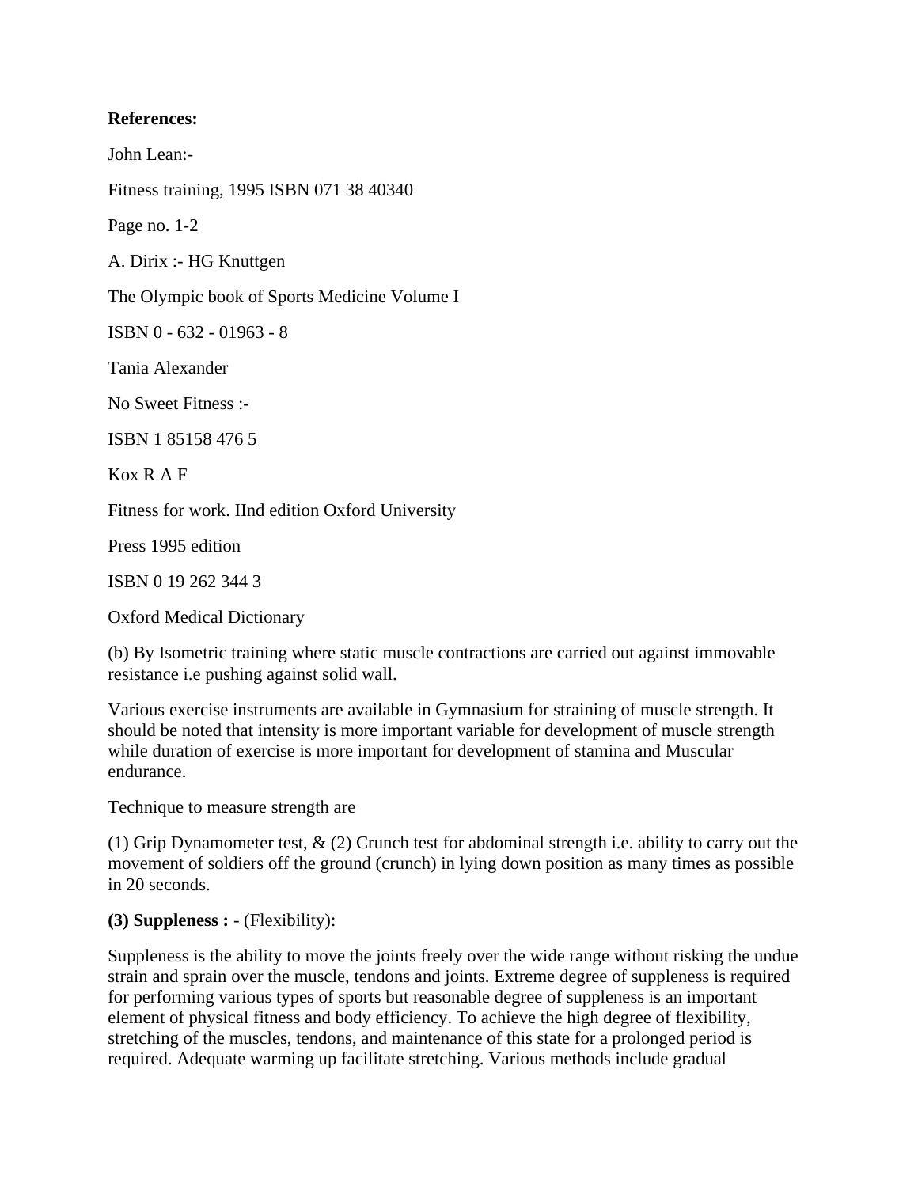**References:**

John Lean:-

Fitness training, 1995 ISBN 071 38 40340

Page no. 1-2

A. Dirix :- HG Knuttgen

The Olympic book of Sports Medicine Volume I

ISBN 0 - 632 - 01963 - 8

Tania Alexander

No Sweet Fitness :-

ISBN 1 85158 476 5

Kox R A F

Fitness for work. IInd edition Oxford University

Press 1995 edition

ISBN 0 19 262 344 3

Oxford Medical Dictionary

(b) By Isometric training where static muscle contractions are carried out against immovable resistance i.e pushing against solid wall.

Various exercise instruments are available in Gymnasium for straining of muscle strength. It should be noted that intensity is more important variable for development of muscle strength while duration of exercise is more important for development of stamina and Muscular endurance.

Technique to measure strength are

(1) Grip Dynamometer test, & (2) Crunch test for abdominal strength i.e. ability to carry out the movement of soldiers off the ground (crunch) in lying down position as many times as possible in 20 seconds.

**(3) Suppleness :** - (Flexibility):

Suppleness is the ability to move the joints freely over the wide range without risking the undue strain and sprain over the muscle, tendons and joints. Extreme degree of suppleness is required for performing various types of sports but reasonable degree of suppleness is an important element of physical fitness and body efficiency. To achieve the high degree of flexibility, stretching of the muscles, tendons, and maintenance of this state for a prolonged period is required. Adequate warming up facilitate stretching. Various methods include gradual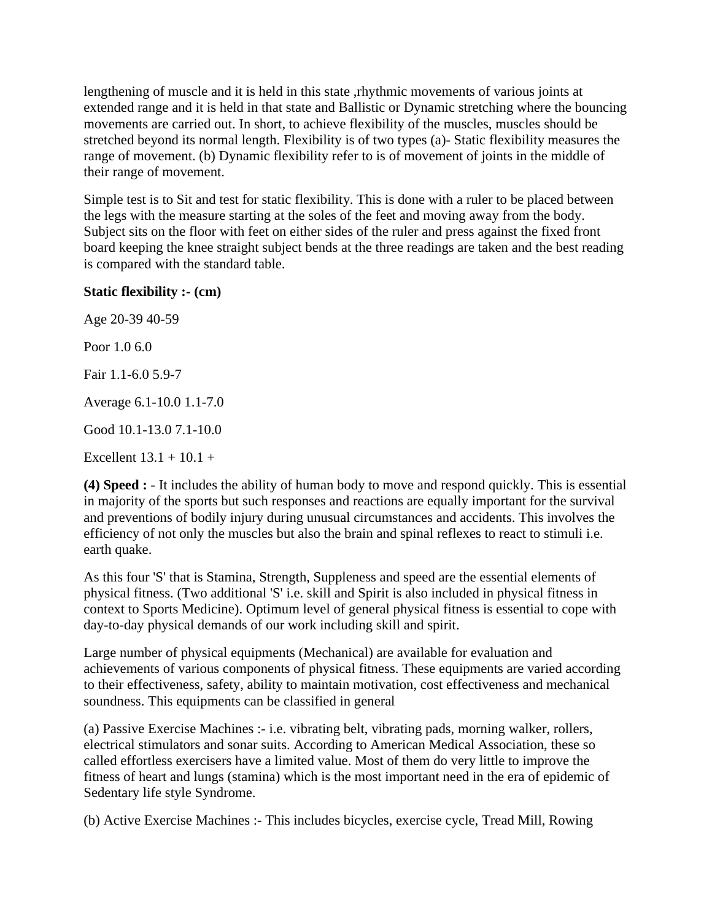lengthening of muscle and it is held in this state ,rhythmic movements of various joints at extended range and it is held in that state and Ballistic or Dynamic stretching where the bouncing movements are carried out. In short, to achieve flexibility of the muscles, muscles should be stretched beyond its normal length. Flexibility is of two types (a)- Static flexibility measures the range of movement. (b) Dynamic flexibility refer to is of movement of joints in the middle of their range of movement.

Simple test is to Sit and test for static flexibility. This is done with a ruler to be placed between the legs with the measure starting at the soles of the feet and moving away from the body. Subject sits on the floor with feet on either sides of the ruler and press against the fixed front board keeping the knee straight subject bends at the three readings are taken and the best reading is compared with the standard table.

**Static flexibility :- (cm)**

Age 20-39 40-59

Poor 1.0 6.0

Fair 1.1-6.0 5.9-7

Average 6.1-10.0 1.1-7.0

Good 10.1-13.0 7.1-10.0

Excellent 13.1 + 10.1 +

**(4) Speed :** - It includes the ability of human body to move and respond quickly. This is essential in majority of the sports but such responses and reactions are equally important for the survival and preventions of bodily injury during unusual circumstances and accidents. This involves the efficiency of not only the muscles but also the brain and spinal reflexes to react to stimuli i.e. earth quake.

As this four 'S' that is Stamina, Strength, Suppleness and speed are the essential elements of physical fitness. (Two additional 'S' i.e. skill and Spirit is also included in physical fitness in context to Sports Medicine). Optimum level of general physical fitness is essential to cope with day-to-day physical demands of our work including skill and spirit.

Large number of physical equipments (Mechanical) are available for evaluation and achievements of various components of physical fitness. These equipments are varied according to their effectiveness, safety, ability to maintain motivation, cost effectiveness and mechanical soundness. This equipments can be classified in general

(a) Passive Exercise Machines :- i.e. vibrating belt, vibrating pads, morning walker, rollers, electrical stimulators and sonar suits. According to American Medical Association, these so called effortless exercisers have a limited value. Most of them do very little to improve the fitness of heart and lungs (stamina) which is the most important need in the era of epidemic of Sedentary life style Syndrome.

(b) Active Exercise Machines :- This includes bicycles, exercise cycle, Tread Mill, Rowing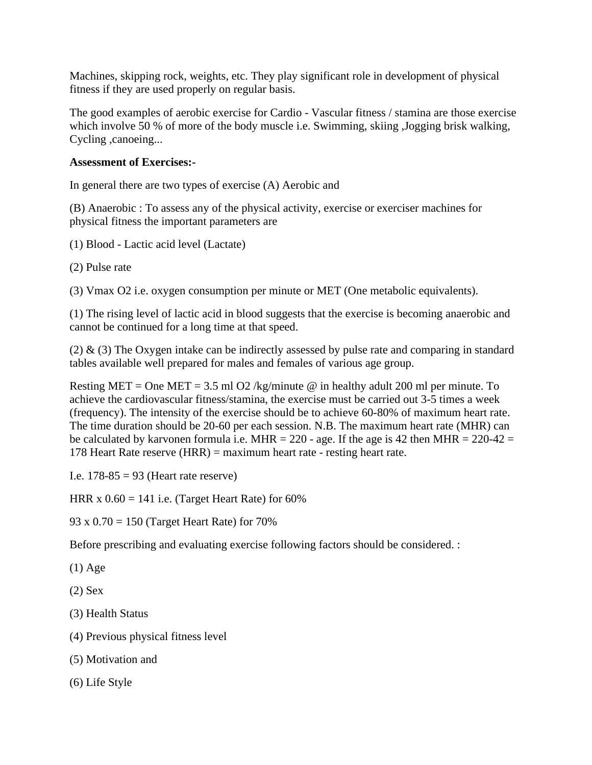Machines, skipping rock, weights, etc. They play significant role in development of physical fitness if they are used properly on regular basis.

The good examples of aerobic exercise for Cardio - Vascular fitness / stamina are those exercise which involve 50 % of more of the body muscle i.e. Swimming, skiing ,Jogging brisk walking, Cycling ,canoeing...

**Assessment of Exercises:-**

In general there are two types of exercise (A) Aerobic and

(B) Anaerobic : To assess any of the physical activity, exercise or exerciser machines for physical fitness the important parameters are

(1) Blood - Lactic acid level (Lactate)

(2) Pulse rate

(3) Vmax $O_2$ i.e. oxygen consumption per minute or MET (One metabolic equivalents).

(1) The rising level of lactic acid in blood suggests that the exercise is becoming anaerobic and cannot be continued for a long time at that speed.

(2) & (3) The Oxygen intake can be indirectly assessed by pulse rate and comparing in standard tables available well prepared for males and females of various age group.

Resting MET = One MET = 3.5 ml $O_2$ /kg/minute @ in healthy adult 200 ml per minute. To achieve the cardiovascular fitness/stamina, the exercise must be carried out 3-5 times a week (frequency). The intensity of the exercise should be to achieve 60-80% of maximum heart rate. The time duration should be 20-60 per each session. N.B. The maximum heart rate (MHR) can be calculated by karvonen formula i.e. MHR = 220 - age. If the age is 42 then MHR = 220-42 = 178 Heart Rate reserve (HRR) = maximum heart rate - resting heart rate.

I.e. 178-85 = 93 (Heart rate reserve)

HRR x 0.60 = 141 i.e. (Target Heart Rate) for 60%

93 x 0.70 = 150 (Target Heart Rate) for 70%

Before prescribing and evaluating exercise following factors should be considered. :

(1) Age

(2) Sex

(3) Health Status

(4) Previous physical fitness level

(5) Motivation and

(6) Life Style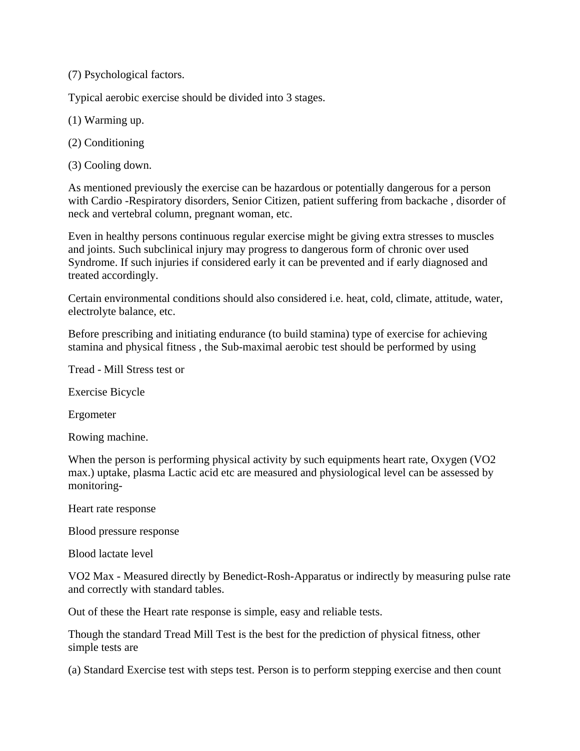(7) Psychological factors.

Typical aerobic exercise should be divided into 3 stages.

(1) Warming up.

(2) Conditioning

(3) Cooling down.

As mentioned previously the exercise can be hazardous or potentially dangerous for a person with Cardio -Respiratory disorders, Senior Citizen, patient suffering from backache , disorder of neck and vertebral column, pregnant woman, etc.

Even in healthy persons continuous regular exercise might be giving extra stresses to muscles and joints. Such subclinical injury may progress to dangerous form of chronic over used Syndrome. If such injuries if considered early it can be prevented and if early diagnosed and treated accordingly.

Certain environmental conditions should also considered i.e. heat, cold, climate, attitude, water, electrolyte balance, etc.

Before prescribing and initiating endurance (to build stamina) type of exercise for achieving stamina and physical fitness , the Sub-maximal aerobic test should be performed by using

Tread - Mill Stress test or

Exercise Bicycle

Ergometer

Rowing machine.

When the person is performing physical activity by such equipments heart rate, Oxygen (VO2 max.) uptake, plasma Lactic acid etc are measured and physiological level can be assessed by monitoring-

Heart rate response

Blood pressure response

Blood lactate level

VO2 Max - Measured directly by Benedict-Rosh-Apparatus or indirectly by measuring pulse rate and correctly with standard tables.

Out of these the Heart rate response is simple, easy and reliable tests.

Though the standard Tread Mill Test is the best for the prediction of physical fitness, other simple tests are

(a) Standard Exercise test with steps test. Person is to perform stepping exercise and then count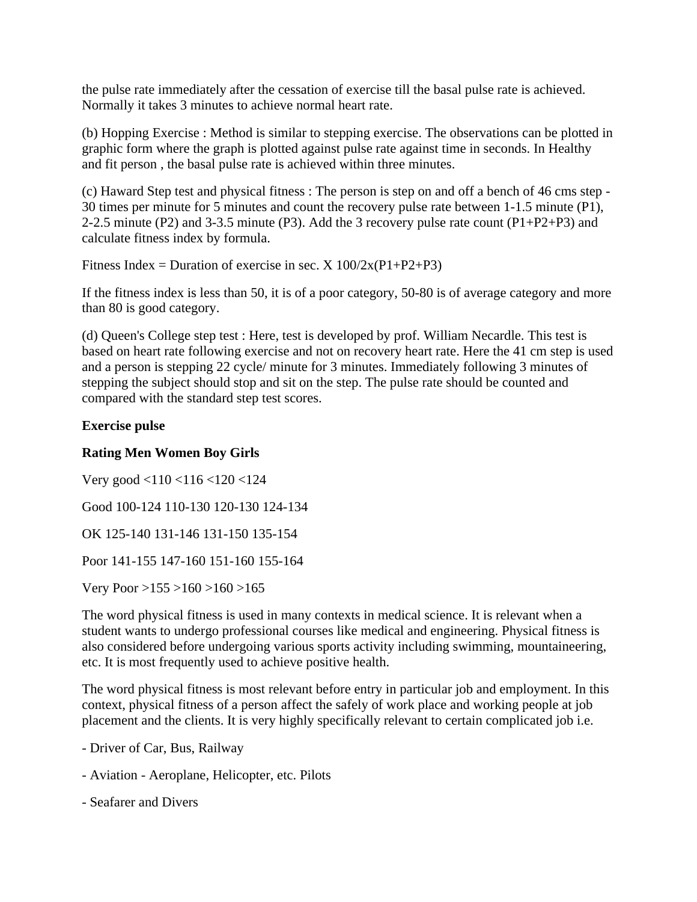the pulse rate immediately after the cessation of exercise till the basal pulse rate is achieved. Normally it takes 3 minutes to achieve normal heart rate.

(b) Hopping Exercise : Method is similar to stepping exercise. The observations can be plotted in graphic form where the graph is plotted against pulse rate against time in seconds. In Healthy and fit person , the basal pulse rate is achieved within three minutes.

(c) Haward Step test and physical fitness : The person is step on and off a bench of 46 cms step - 30 times per minute for 5 minutes and count the recovery pulse rate between 1-1.5 minute (P1), 2-2.5 minute (P2) and 3-3.5 minute (P3). Add the 3 recovery pulse rate count (P1+P2+P3) and calculate fitness index by formula.

Fitness Index = Duration of exercise in sec. X 100/2x(P1+P2+P3)

If the fitness index is less than 50, it is of a poor category, 50-80 is of average category and more than 80 is good category.

(d) Queen's College step test : Here, test is developed by prof. William Necardle. This test is based on heart rate following exercise and not on recovery heart rate. Here the 41 cm step is used and a person is stepping 22 cycle/ minute for 3 minutes. Immediately following 3 minutes of stepping the subject should stop and sit on the step. The pulse rate should be counted and compared with the standard step test scores.

**Exercise pulse**

| Rating | Men | Women | Boy | Girls |
|---|---|---|---|---|
| Very good | <110 | <116 | <120 | <124 |
| Good | 100-124 | 110-130 | 120-130 | 124-134 |
| OK | 125-140 | 131-146 | 131-150 | 135-154 |
| Poor | 141-155 | 147-160 | 151-160 | 155-164 |
| Very Poor | >155 | >160 | >160 | >165 |

The word physical fitness is used in many contexts in medical science. It is relevant when a student wants to undergo professional courses like medical and engineering. Physical fitness is also considered before undergoing various sports activity including swimming, mountaineering, etc. It is most frequently used to achieve positive health.

The word physical fitness is most relevant before entry in particular job and employment. In this context, physical fitness of a person affect the safely of work place and working people at job placement and the clients. It is very highly specifically relevant to certain complicated job i.e.

- Driver of Car, Bus, Railway
- Aviation - Aeroplane, Helicopter, etc. Pilots
- Seafarer and Divers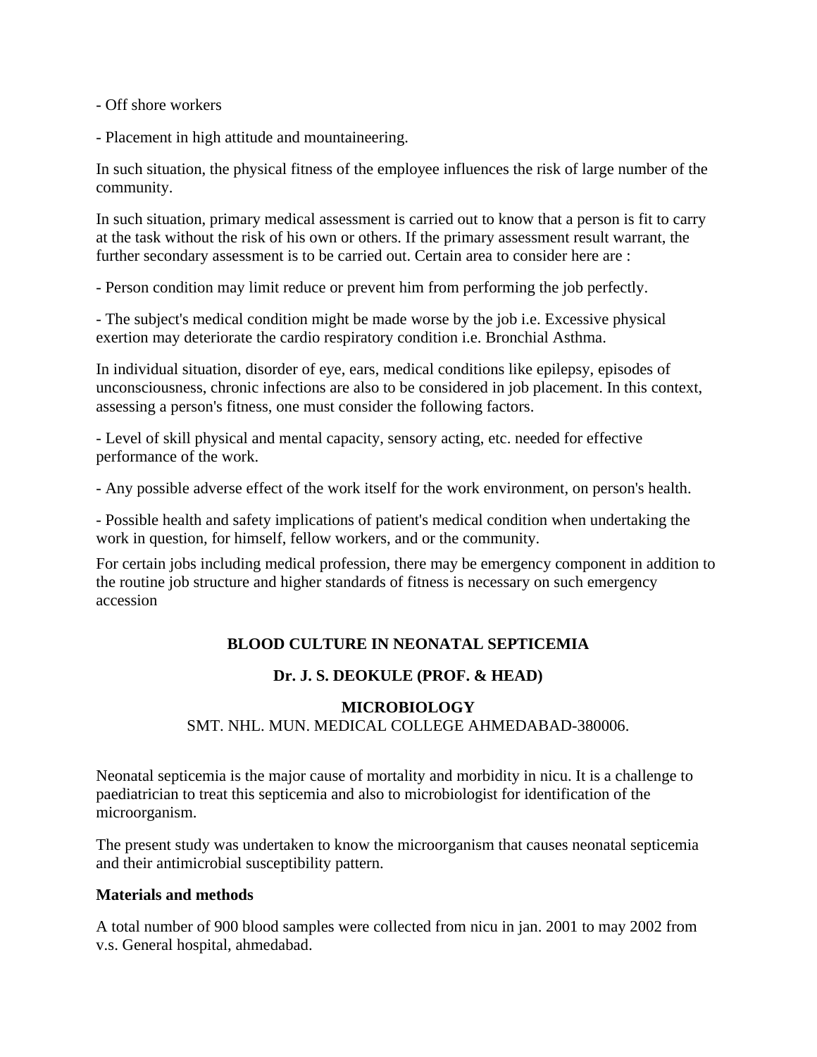- Off shore workers

- Placement in high attitude and mountaineering.

In such situation, the physical fitness of the employee influences the risk of large number of the community.

In such situation, primary medical assessment is carried out to know that a person is fit to carry at the task without the risk of his own or others. If the primary assessment result warrant, the further secondary assessment is to be carried out. Certain area to consider here are :

- Person condition may limit reduce or prevent him from performing the job perfectly.

- The subject's medical condition might be made worse by the job i.e. Excessive physical exertion may deteriorate the cardio respiratory condition i.e. Bronchial Asthma.

In individual situation, disorder of eye, ears, medical conditions like epilepsy, episodes of unconsciousness, chronic infections are also to be considered in job placement. In this context, assessing a person's fitness, one must consider the following factors.

- Level of skill physical and mental capacity, sensory acting, etc. needed for effective performance of the work.

- Any possible adverse effect of the work itself for the work environment, on person's health.

- Possible health and safety implications of patient's medical condition when undertaking the work in question, for himself, fellow workers, and or the community.

For certain jobs including medical profession, there may be emergency component in addition to the routine job structure and higher standards of fitness is necessary on such emergency accession

## BLOOD CULTURE IN NEONATAL SEPTICEMIA

**Dr. J. S. DEOKULE (PROF. & HEAD)**

**MICROBIOLOGY**
SMT. NHL. MUN. MEDICAL COLLEGE AHMEDABAD-380006.

Neonatal septicemia is the major cause of mortality and morbidity in nicu. It is a challenge to paediatrician to treat this septicemia and also to microbiologist for identification of the microorganism.

The present study was undertaken to know the microorganism that causes neonatal septicemia and their antimicrobial susceptibility pattern.

**Materials and methods**

A total number of 900 blood samples were collected from nicu in jan. 2001 to may 2002 from v.s. General hospital, ahmedabad.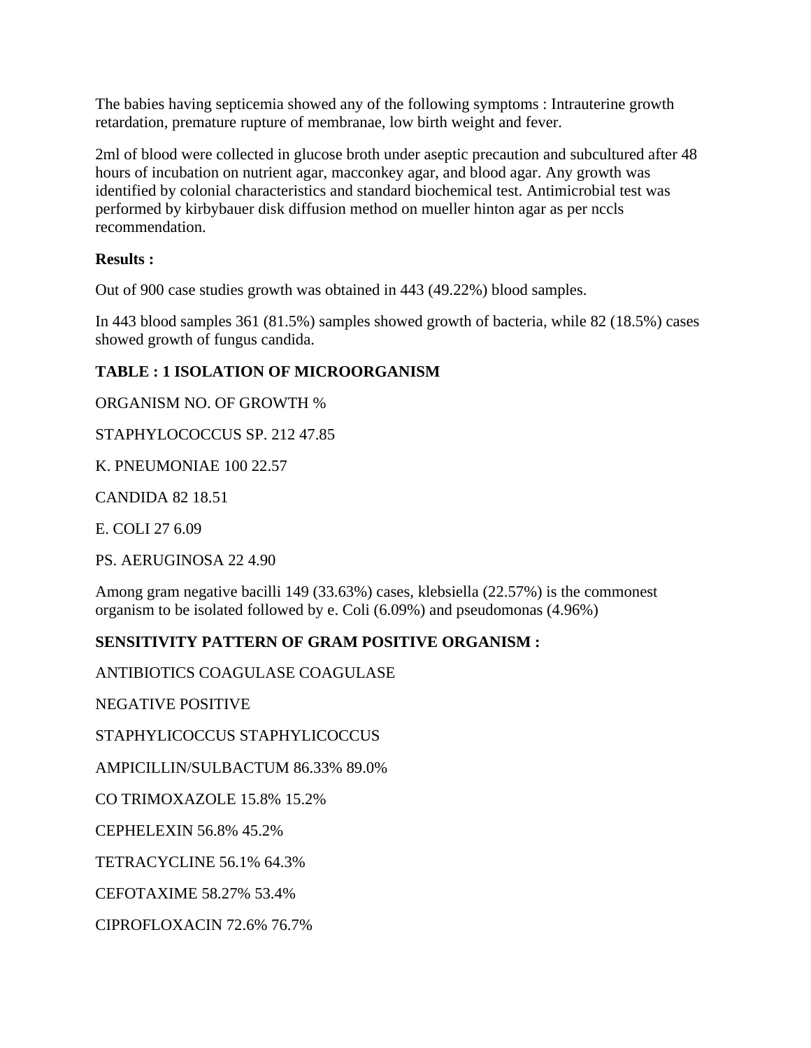The babies having septicemia showed any of the following symptoms : Intrauterine growth retardation, premature rupture of membranae, low birth weight and fever.

2ml of blood were collected in glucose broth under aseptic precaution and subcultured after 48 hours of incubation on nutrient agar, macconkey agar, and blood agar. Any growth was identified by colonial characteristics and standard biochemical test. Antimicrobial test was performed by kirbybauer disk diffusion method on mueller hinton agar as per nccls recommendation.

**Results :**

Out of 900 case studies growth was obtained in 443 (49.22%) blood samples.

In 443 blood samples 361 (81.5%) samples showed growth of bacteria, while 82 (18.5%) cases showed growth of fungus candida.

**TABLE : 1 ISOLATION OF MICROORGANISM**

| ORGANISM | NO. OF GROWTH | % |
| --- | --- | --- |
| STAPHYLOCOCCUS SP. | 212 | 47.85 |
| K. PNEUMONIAE | 100 | 22.57 |
| CANDIDA | 82 | 18.51 |
| E. COLI | 27 | 6.09 |
| PS. AERUGINOSA | 22 | 4.90 |

Among gram negative bacilli 149 (33.63%) cases, klebsiella (22.57%) is the commonest organism to be isolated followed by e. Coli (6.09%) and pseudomonas (4.96%)

**SENSITIVITY PATTERN OF GRAM POSITIVE ORGANISM :**

| ANTIBIOTICS | COAGULASE NEGATIVE STAPHYLICOCCUS | COAGULASE POSITIVE STAPHYLICOCCUS |
| --- | --- | --- |
| AMPICILLIN/SULBACTUM | 86.33% | 89.0% |
| CO TRIMOXAZOLE | 15.8% | 15.2% |
| CEPHELEXIN | 56.8% | 45.2% |
| TETRACYCLINE | 56.1% | 64.3% |
| CEFOTAXIME | 58.27% | 53.4% |
| CIPROFLOXACIN | 72.6% | 76.7% |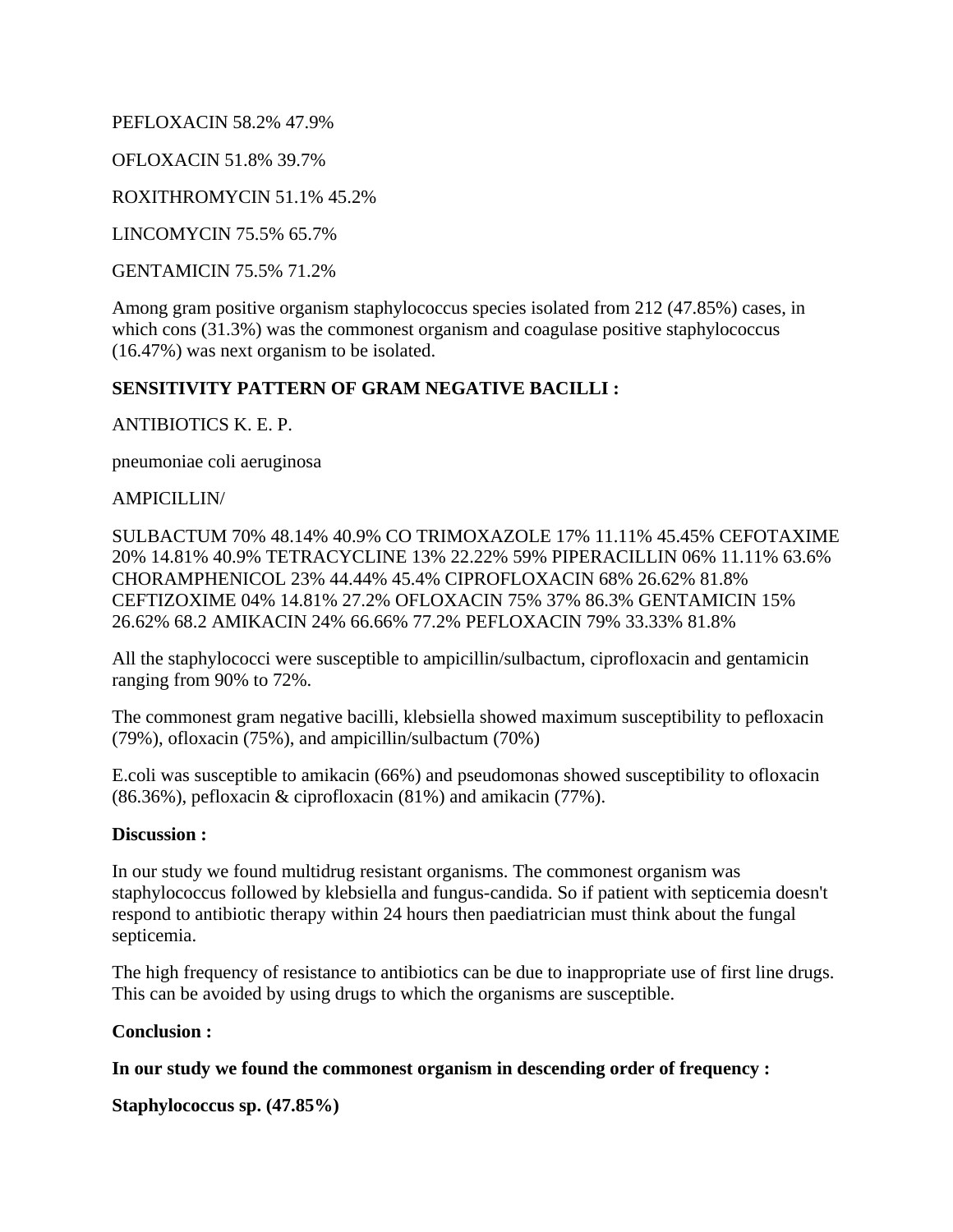PEFLOXACIN 58.2% 47.9%

OFLOXACIN 51.8% 39.7%

ROXITHROMYCIN 51.1% 45.2%

LINCOMYCIN 75.5% 65.7%

GENTAMICIN 75.5% 71.2%

Among gram positive organism staphylococcus species isolated from 212 (47.85%) cases, in which cons (31.3%) was the commonest organism and coagulase positive staphylococcus (16.47%) was next organism to be isolated.

**SENSITIVITY PATTERN OF GRAM NEGATIVE BACILLI :**

ANTIBIOTICS K. E. P.

pneumoniae coli aeruginosa

AMPICILLIN/

SULBACTUM 70% 48.14% 40.9% CO TRIMOXAZOLE 17% 11.11% 45.45% CEFOTAXIME 20% 14.81% 40.9% TETRACYCLINE 13% 22.22% 59% PIPERACILLIN 06% 11.11% 63.6% CHORAMPHENICOL 23% 44.44% 45.4% CIPROFLOXACIN 68% 26.62% 81.8% CEFTIZOXIME 04% 14.81% 27.2% OFLOXACIN 75% 37% 86.3% GENTAMICIN 15% 26.62% 68.2 AMIKACIN 24% 66.66% 77.2% PEFLOXACIN 79% 33.33% 81.8%

All the staphylococci were susceptible to ampicillin/sulbactum, ciprofloxacin and gentamicin ranging from 90% to 72%.

The commonest gram negative bacilli, klebsiella showed maximum susceptibility to pefloxacin (79%), ofloxacin (75%), and ampicillin/sulbactum (70%)

E.coli was susceptible to amikacin (66%) and pseudomonas showed susceptibility to ofloxacin (86.36%), pefloxacin & ciprofloxacin (81%) and amikacin (77%).

**Discussion :**

In our study we found multidrug resistant organisms. The commonest organism was staphylococcus followed by klebsiella and fungus-candida. So if patient with septicemia doesn't respond to antibiotic therapy within 24 hours then paediatrician must think about the fungal septicemia.

The high frequency of resistance to antibiotics can be due to inappropriate use of first line drugs. This can be avoided by using drugs to which the organisms are susceptible.

**Conclusion :**

**In our study we found the commonest organism in descending order of frequency :**

**Staphylococcus sp. (47.85%)**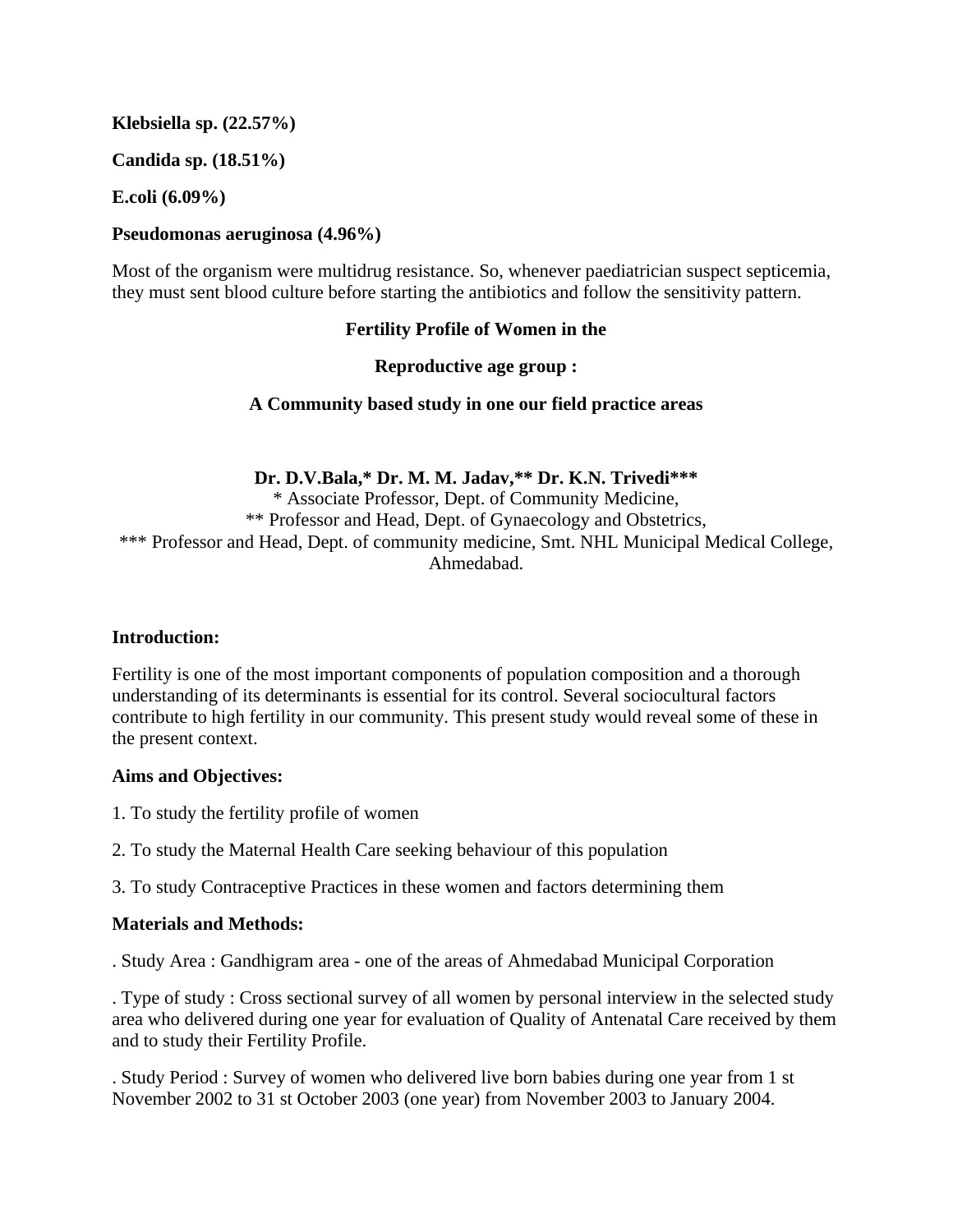**Klebsiella sp. (22.57%)**

**Candida sp. (18.51%)**

**E.coli (6.09%)**

**Pseudomonas aeruginosa (4.96%)**

Most of the organism were multidrug resistance. So, whenever paediatrician suspect septicemia, they must sent blood culture before starting the antibiotics and follow the sensitivity pattern.

## Fertility Profile of Women in the Reproductive age group : A Community based study in one our field practice areas

**Dr. D.V.Bala,* Dr. M. M. Jadav,** Dr. K.N. Trivedi*****

\* Associate Professor, Dept. of Community Medicine,
\** Professor and Head, Dept. of Gynaecology and Obstetrics,
\*** Professor and Head, Dept. of community medicine, Smt. NHL Municipal Medical College, Ahmedabad.

### Introduction:

Fertility is one of the most important components of population composition and a thorough understanding of its determinants is essential for its control. Several sociocultural factors contribute to high fertility in our community. This present study would reveal some of these in the present context.

### Aims and Objectives:

1. To study the fertility profile of women
2. To study the Maternal Health Care seeking behaviour of this population
3. To study Contraceptive Practices in these women and factors determining them

### Materials and Methods:

. Study Area : Gandhigram area - one of the areas of Ahmedabad Municipal Corporation

. Type of study : Cross sectional survey of all women by personal interview in the selected study area who delivered during one year for evaluation of Quality of Antenatal Care received by them and to study their Fertility Profile.

. Study Period : Survey of women who delivered live born babies during one year from 1 st November 2002 to 31 st October 2003 (one year) from November 2003 to January 2004.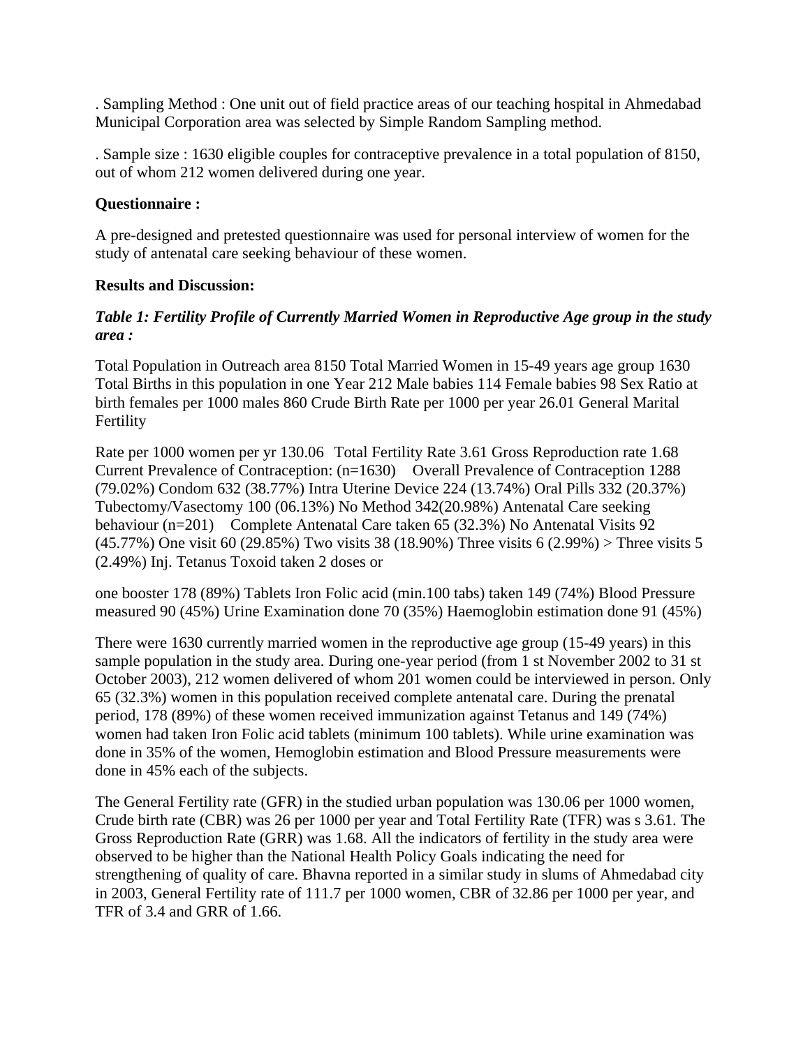. Sampling Method : One unit out of field practice areas of our teaching hospital in Ahmedabad Municipal Corporation area was selected by Simple Random Sampling method.

. Sample size : 1630 eligible couples for contraceptive prevalence in a total population of 8150, out of whom 212 women delivered during one year.

**Questionnaire :**

A pre-designed and pretested questionnaire was used for personal interview of women for the study of antenatal care seeking behaviour of these women.

**Results and Discussion:**

***Table 1: Fertility Profile of Currently Married Women in Reproductive Age group in the study area :***

Total Population in Outreach area 8150 Total Married Women in 15-49 years age group 1630 Total Births in this population in one Year 212 Male babies 114 Female babies 98 Sex Ratio at birth females per 1000 males 860 Crude Birth Rate per 1000 per year 26.01 General Marital Fertility

Rate per 1000 women per yr 130.06 Total Fertility Rate 3.61 Gross Reproduction rate 1.68 Current Prevalence of Contraception: (n=1630) Overall Prevalence of Contraception 1288 (79.02%) Condom 632 (38.77%) Intra Uterine Device 224 (13.74%) Oral Pills 332 (20.37%) Tubectomy/Vasectomy 100 (06.13%) No Method 342(20.98%) Antenatal Care seeking behaviour (n=201) Complete Antenatal Care taken 65 (32.3%) No Antenatal Visits 92 (45.77%) One visit 60 (29.85%) Two visits 38 (18.90%) Three visits 6 (2.99%) > Three visits 5 (2.49%) Inj. Tetanus Toxoid taken 2 doses or

one booster 178 (89%) Tablets Iron Folic acid (min.100 tabs) taken 149 (74%) Blood Pressure measured 90 (45%) Urine Examination done 70 (35%) Haemoglobin estimation done 91 (45%)

There were 1630 currently married women in the reproductive age group (15-49 years) in this sample population in the study area. During one-year period (from 1 st November 2002 to 31 st October 2003), 212 women delivered of whom 201 women could be interviewed in person. Only 65 (32.3%) women in this population received complete antenatal care. During the prenatal period, 178 (89%) of these women received immunization against Tetanus and 149 (74%) women had taken Iron Folic acid tablets (minimum 100 tablets). While urine examination was done in 35% of the women, Hemoglobin estimation and Blood Pressure measurements were done in 45% each of the subjects.

The General Fertility rate (GFR) in the studied urban population was 130.06 per 1000 women, Crude birth rate (CBR) was 26 per 1000 per year and Total Fertility Rate (TFR) was s 3.61. The Gross Reproduction Rate (GRR) was 1.68. All the indicators of fertility in the study area were observed to be higher than the National Health Policy Goals indicating the need for strengthening of quality of care. Bhavna reported in a similar study in slums of Ahmedabad city in 2003, General Fertility rate of 111.7 per 1000 women, CBR of 32.86 per 1000 per year, and TFR of 3.4 and GRR of 1.66.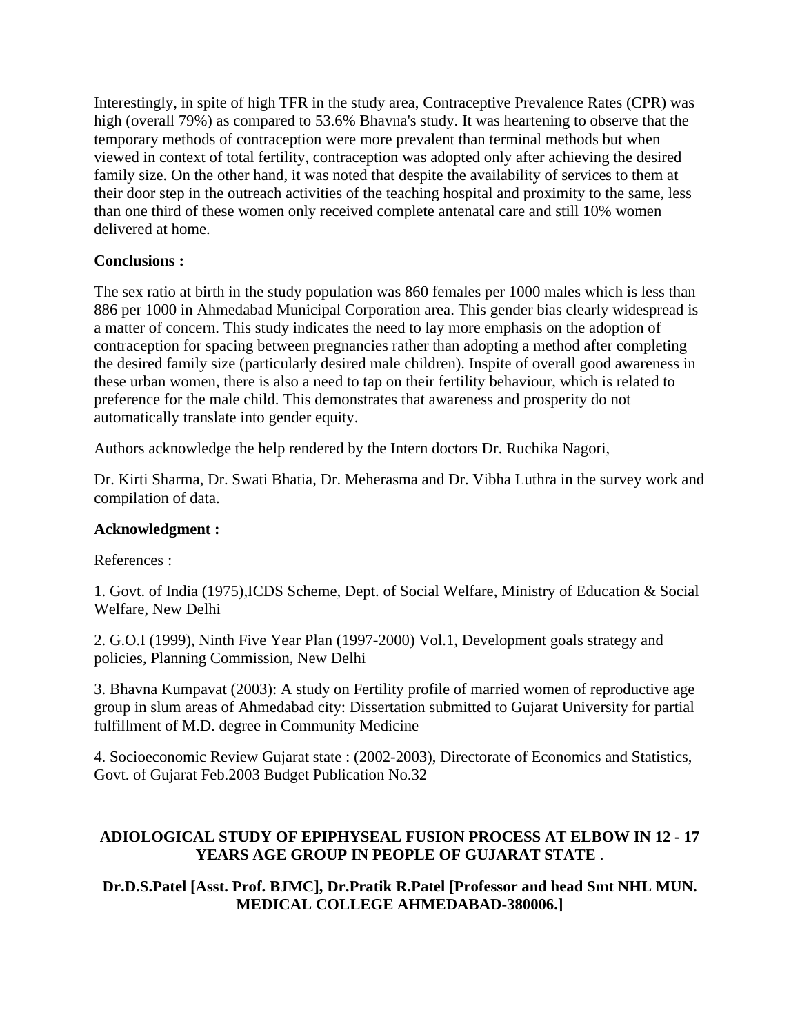Interestingly, in spite of high TFR in the study area, Contraceptive Prevalence Rates (CPR) was high (overall 79%) as compared to 53.6% Bhavna's study. It was heartening to observe that the temporary methods of contraception were more prevalent than terminal methods but when viewed in context of total fertility, contraception was adopted only after achieving the desired family size. On the other hand, it was noted that despite the availability of services to them at their door step in the outreach activities of the teaching hospital and proximity to the same, less than one third of these women only received complete antenatal care and still 10% women delivered at home.

**Conclusions :**

The sex ratio at birth in the study population was 860 females per 1000 males which is less than 886 per 1000 in Ahmedabad Municipal Corporation area. This gender bias clearly widespread is a matter of concern. This study indicates the need to lay more emphasis on the adoption of contraception for spacing between pregnancies rather than adopting a method after completing the desired family size (particularly desired male children). Inspite of overall good awareness in these urban women, there is also a need to tap on their fertility behaviour, which is related to preference for the male child. This demonstrates that awareness and prosperity do not automatically translate into gender equity.

Authors acknowledge the help rendered by the Intern doctors Dr. Ruchika Nagori,

Dr. Kirti Sharma, Dr. Swati Bhatia, Dr. Meherasma and Dr. Vibha Luthra in the survey work and compilation of data.

**Acknowledgment :**

References :

1. Govt. of India (1975),ICDS Scheme, Dept. of Social Welfare, Ministry of Education & Social Welfare, New Delhi

2. G.O.I (1999), Ninth Five Year Plan (1997-2000) Vol.1, Development goals strategy and policies, Planning Commission, New Delhi

3. Bhavna Kumpavat (2003): A study on Fertility profile of married women of reproductive age group in slum areas of Ahmedabad city: Dissertation submitted to Gujarat University for partial fulfillment of M.D. degree in Community Medicine

4. Socioeconomic Review Gujarat state : (2002-2003), Directorate of Economics and Statistics, Govt. of Gujarat Feb.2003 Budget Publication No.32

## ADIOLOGICAL STUDY OF EPIPHYSEAL FUSION PROCESS AT ELBOW IN 12 - 17 YEARS AGE GROUP IN PEOPLE OF GUJARAT STATE .

**Dr.D.S.Patel [Asst. Prof. BJMC], Dr.Pratik R.Patel [Professor and head Smt NHL MUN. MEDICAL COLLEGE AHMEDABAD-380006.]**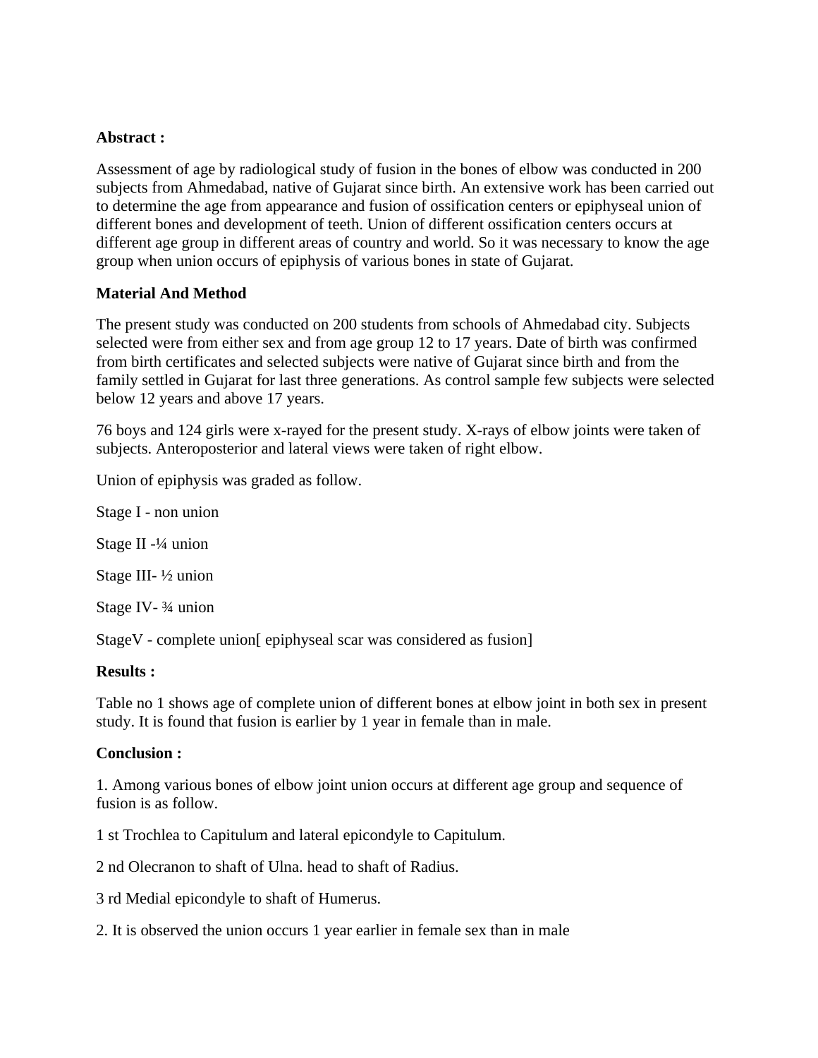**Abstract :**

Assessment of age by radiological study of fusion in the bones of elbow was conducted in 200 subjects from Ahmedabad, native of Gujarat since birth. An extensive work has been carried out to determine the age from appearance and fusion of ossification centers or epiphyseal union of different bones and development of teeth. Union of different ossification centers occurs at different age group in different areas of country and world. So it was necessary to know the age group when union occurs of epiphysis of various bones in state of Gujarat.

**Material And Method**

The present study was conducted on 200 students from schools of Ahmedabad city. Subjects selected were from either sex and from age group 12 to 17 years. Date of birth was confirmed from birth certificates and selected subjects were native of Gujarat since birth and from the family settled in Gujarat for last three generations. As control sample few subjects were selected below 12 years and above 17 years.

76 boys and 124 girls were x-rayed for the present study. X-rays of elbow joints were taken of subjects. Anteroposterior and lateral views were taken of right elbow.

Union of epiphysis was graded as follow.

Stage I - non union

Stage II -¼ union

Stage III- ½ union

Stage IV- ¾ union

StageV - complete union[ epiphyseal scar was considered as fusion]

**Results :**

Table no 1 shows age of complete union of different bones at elbow joint in both sex in present study. It is found that fusion is earlier by 1 year in female than in male.

**Conclusion :**

1. Among various bones of elbow joint union occurs at different age group and sequence of fusion is as follow.

1 st Trochlea to Capitulum and lateral epicondyle to Capitulum.

2 nd Olecranon to shaft of Ulna. head to shaft of Radius.

3 rd Medial epicondyle to shaft of Humerus.

2. It is observed the union occurs 1 year earlier in female sex than in male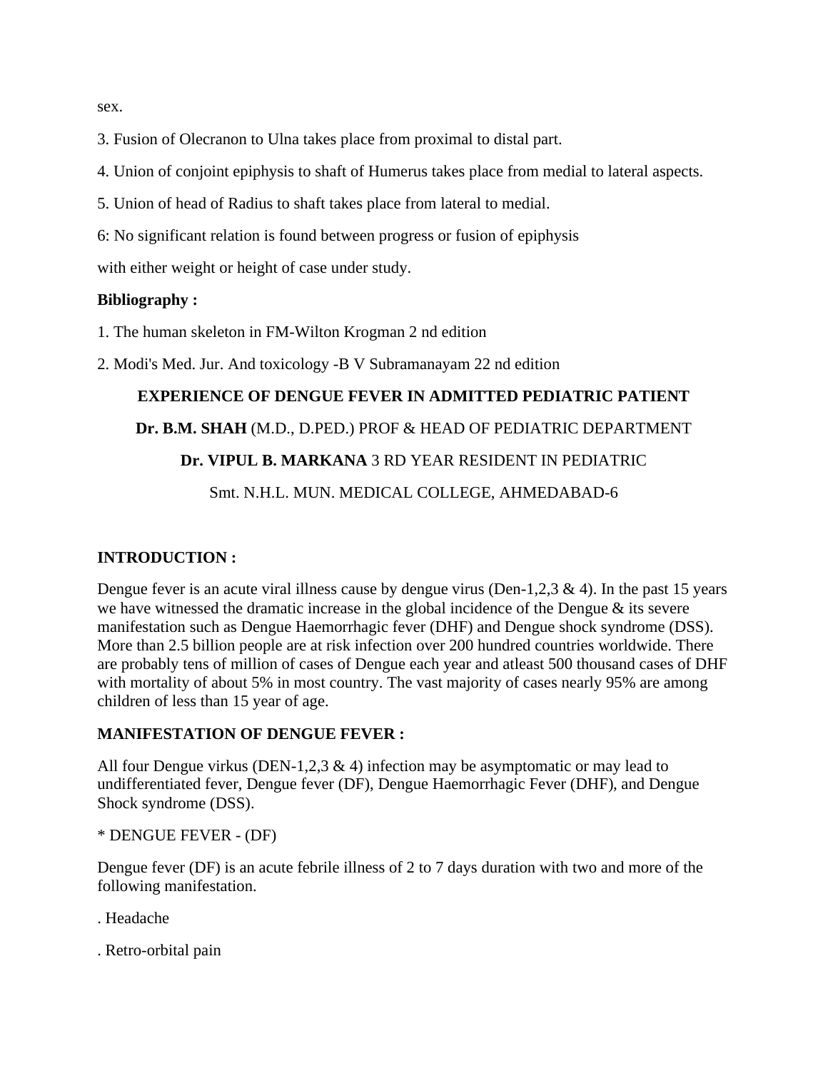sex.

3. Fusion of Olecranon to Ulna takes place from proximal to distal part.

4. Union of conjoint epiphysis to shaft of Humerus takes place from medial to lateral aspects.

5. Union of head of Radius to shaft takes place from lateral to medial.

6: No significant relation is found between progress or fusion of epiphysis

with either weight or height of case under study.

**Bibliography :**

1. The human skeleton in FM-Wilton Krogman 2 nd edition

2. Modi's Med. Jur. And toxicology -B V Subramanayam 22 nd edition

# EXPERIENCE OF DENGUE FEVER IN ADMITTED PEDIATRIC PATIENT

**Dr. B.M. SHAH** (M.D., D.PED.) PROF & HEAD OF PEDIATRIC DEPARTMENT

**Dr. VIPUL B. MARKANA** 3 RD YEAR RESIDENT IN PEDIATRIC

Smt. N.H.L. MUN. MEDICAL COLLEGE, AHMEDABAD-6

## INTRODUCTION :

Dengue fever is an acute viral illness cause by dengue virus (Den-1,2,3 & 4). In the past 15 years we have witnessed the dramatic increase in the global incidence of the Dengue & its severe manifestation such as Dengue Haemorrhagic fever (DHF) and Dengue shock syndrome (DSS). More than 2.5 billion people are at risk infection over 200 hundred countries worldwide. There are probably tens of million of cases of Dengue each year and atleast 500 thousand cases of DHF with mortality of about 5% in most country. The vast majority of cases nearly 95% are among children of less than 15 year of age.

## MANIFESTATION OF DENGUE FEVER :

All four Dengue virkus (DEN-1,2,3 & 4) infection may be asymptomatic or may lead to undifferentiated fever, Dengue fever (DF), Dengue Haemorrhagic Fever (DHF), and Dengue Shock syndrome (DSS).

* DENGUE FEVER - (DF)

Dengue fever (DF) is an acute febrile illness of 2 to 7 days duration with two and more of the following manifestation.

. Headache

. Retro-orbital pain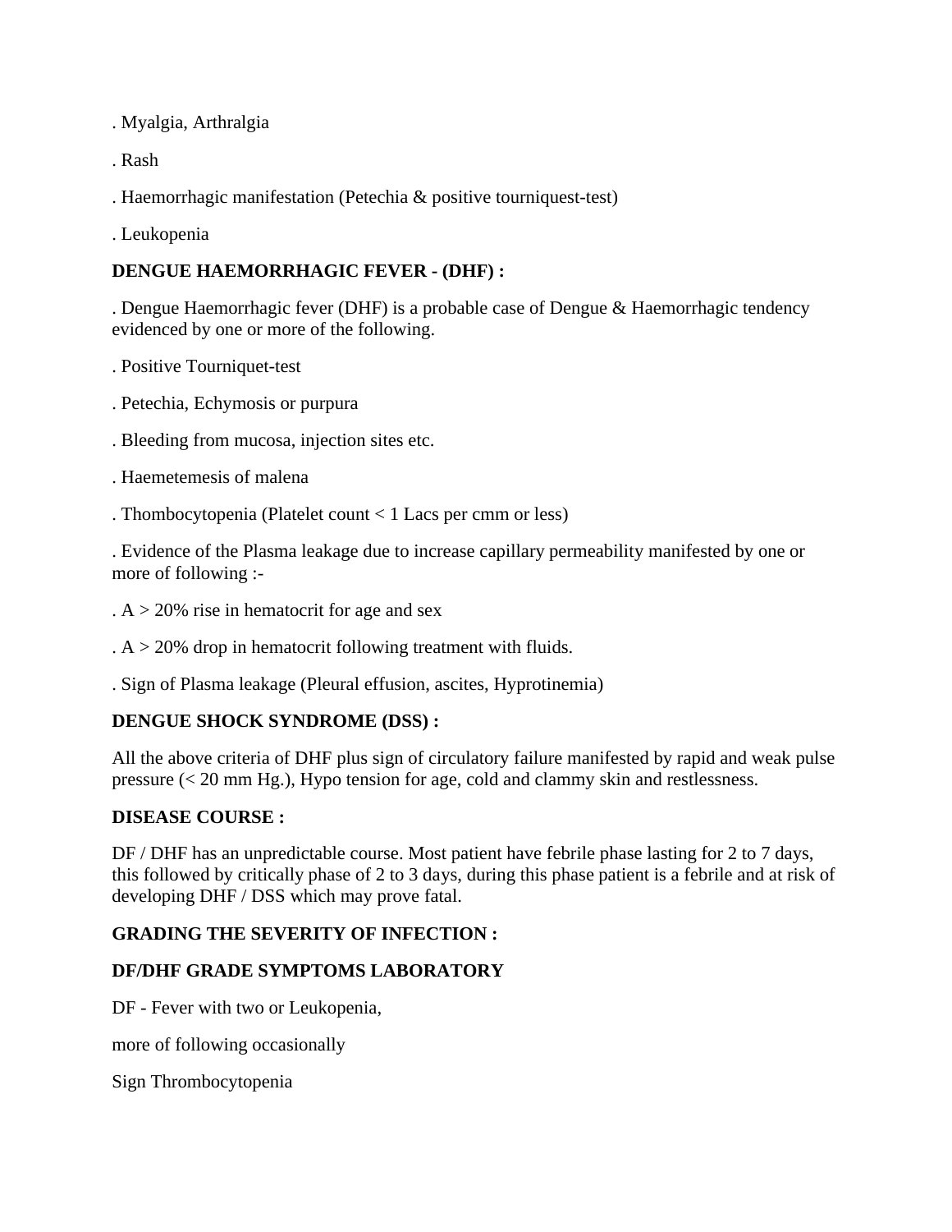. Myalgia, Arthralgia

. Rash

. Haemorrhagic manifestation (Petechia & positive tourniquest-test)

. Leukopenia

**DENGUE HAEMORRHAGIC FEVER - (DHF) :**

. Dengue Haemorrhagic fever (DHF) is a probable case of Dengue & Haemorrhagic tendency evidenced by one or more of the following.

. Positive Tourniquet-test

. Petechia, Echymosis or purpura

. Bleeding from mucosa, injection sites etc.

. Haemetemesis of malena

. Thombocytopenia (Platelet count < 1 Lacs per cmm or less)

. Evidence of the Plasma leakage due to increase capillary permeability manifested by one or more of following :-

. A > 20% rise in hematocrit for age and sex

. A > 20% drop in hematocrit following treatment with fluids.

. Sign of Plasma leakage (Pleural effusion, ascites, Hyprotinemia)

**DENGUE SHOCK SYNDROME (DSS) :**

All the above criteria of DHF plus sign of circulatory failure manifested by rapid and weak pulse pressure (< 20 mm Hg.), Hypo tension for age, cold and clammy skin and restlessness.

**DISEASE COURSE :**

DF / DHF has an unpredictable course. Most patient have febrile phase lasting for 2 to 7 days, this followed by critically phase of 2 to 3 days, during this phase patient is a febrile and at risk of developing DHF / DSS which may prove fatal.

**GRADING THE SEVERITY OF INFECTION :**

**DF/DHF GRADE SYMPTOMS LABORATORY**

DF - Fever with two or Leukopenia,

more of following occasionally

Sign Thrombocytopenia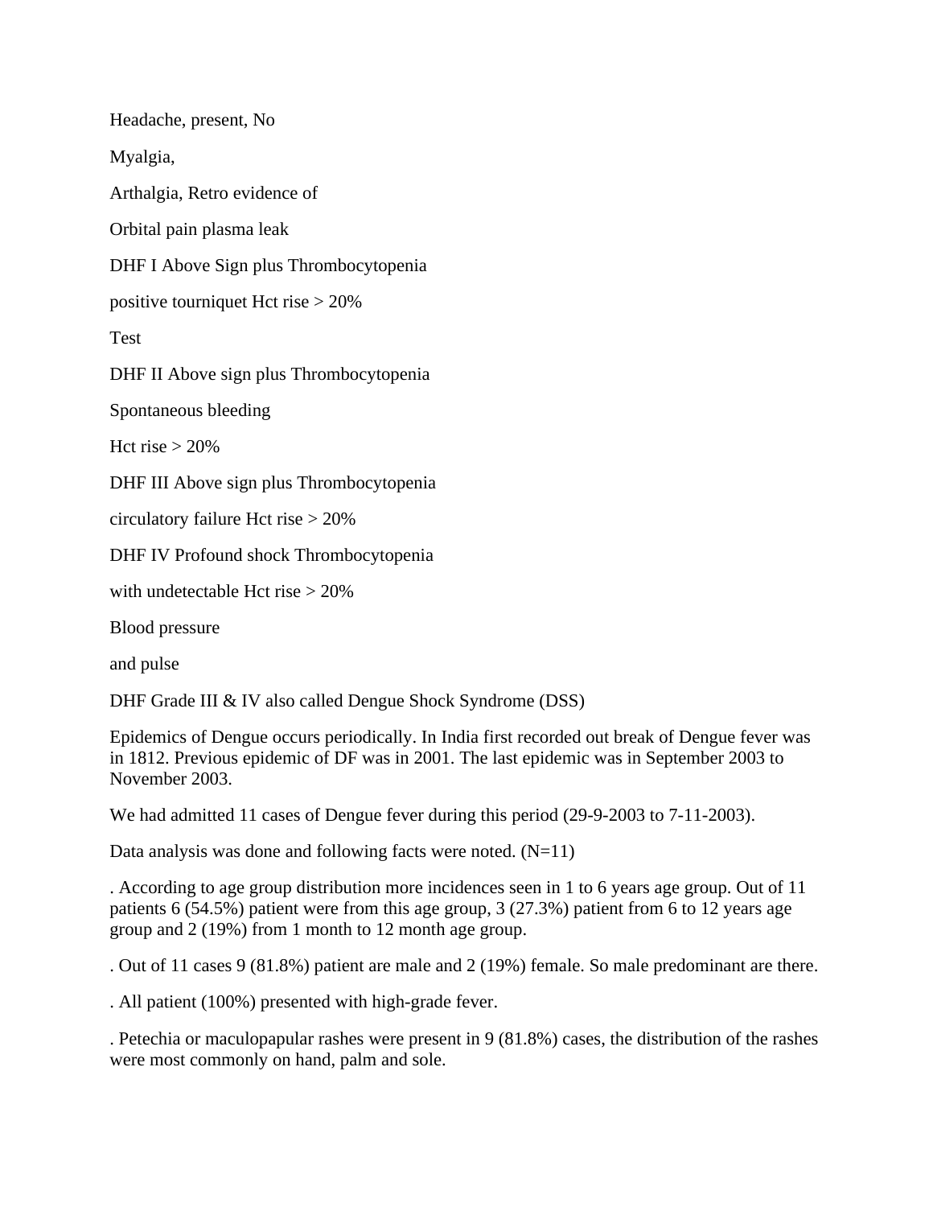Headache, present, No

Myalgia,

Arthalgia, Retro evidence of

Orbital pain plasma leak

DHF I Above Sign plus Thrombocytopenia

positive tourniquet Hct rise > 20%

Test

DHF II Above sign plus Thrombocytopenia

Spontaneous bleeding

Hct rise > 20%

DHF III Above sign plus Thrombocytopenia

circulatory failure Hct rise > 20%

DHF IV Profound shock Thrombocytopenia

with undetectable Hct rise > 20%

Blood pressure

and pulse

DHF Grade III & IV also called Dengue Shock Syndrome (DSS)

Epidemics of Dengue occurs periodically. In India first recorded out break of Dengue fever was in 1812. Previous epidemic of DF was in 2001. The last epidemic was in September 2003 to November 2003.

We had admitted 11 cases of Dengue fever during this period (29-9-2003 to 7-11-2003).

Data analysis was done and following facts were noted. (N=11)

. According to age group distribution more incidences seen in 1 to 6 years age group. Out of 11 patients 6 (54.5%) patient were from this age group, 3 (27.3%) patient from 6 to 12 years age group and 2 (19%) from 1 month to 12 month age group.

. Out of 11 cases 9 (81.8%) patient are male and 2 (19%) female. So male predominant are there.

. All patient (100%) presented with high-grade fever.

. Petechia or maculopapular rashes were present in 9 (81.8%) cases, the distribution of the rashes were most commonly on hand, palm and sole.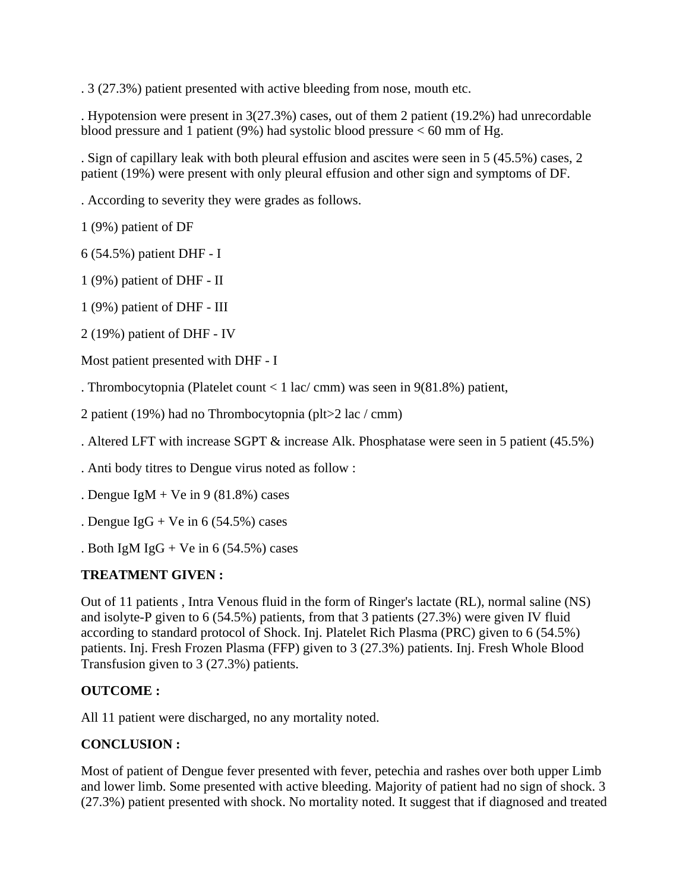. 3 (27.3%) patient presented with active bleeding from nose, mouth etc.

. Hypotension were present in 3(27.3%) cases, out of them 2 patient (19.2%) had unrecordable blood pressure and 1 patient (9%) had systolic blood pressure < 60 mm of Hg.

. Sign of capillary leak with both pleural effusion and ascites were seen in 5 (45.5%) cases, 2 patient (19%) were present with only pleural effusion and other sign and symptoms of DF.

. According to severity they were grades as follows.

1 (9%) patient of DF

6 (54.5%) patient DHF - I

1 (9%) patient of DHF - II

1 (9%) patient of DHF - III

2 (19%) patient of DHF - IV

Most patient presented with DHF - I

. Thrombocytopnia (Platelet count < 1 lac/ cmm) was seen in 9(81.8%) patient,

2 patient (19%) had no Thrombocytopnia (plt>2 lac / cmm)

. Altered LFT with increase SGPT & increase Alk. Phosphatase were seen in 5 patient (45.5%)

. Anti body titres to Dengue virus noted as follow :

. Dengue IgM + Ve in 9 (81.8%) cases

. Dengue IgG + Ve in 6 (54.5%) cases

. Both IgM IgG + Ve in 6 (54.5%) cases

**TREATMENT GIVEN :**

Out of 11 patients , Intra Venous fluid in the form of Ringer's lactate (RL), normal saline (NS) and isolyte-P given to 6 (54.5%) patients, from that 3 patients (27.3%) were given IV fluid according to standard protocol of Shock. Inj. Platelet Rich Plasma (PRC) given to 6 (54.5%) patients. Inj. Fresh Frozen Plasma (FFP) given to 3 (27.3%) patients. Inj. Fresh Whole Blood Transfusion given to 3 (27.3%) patients.

**OUTCOME :**

All 11 patient were discharged, no any mortality noted.

**CONCLUSION :**

Most of patient of Dengue fever presented with fever, petechia and rashes over both upper Limb and lower limb. Some presented with active bleeding. Majority of patient had no sign of shock. 3 (27.3%) patient presented with shock. No mortality noted. It suggest that if diagnosed and treated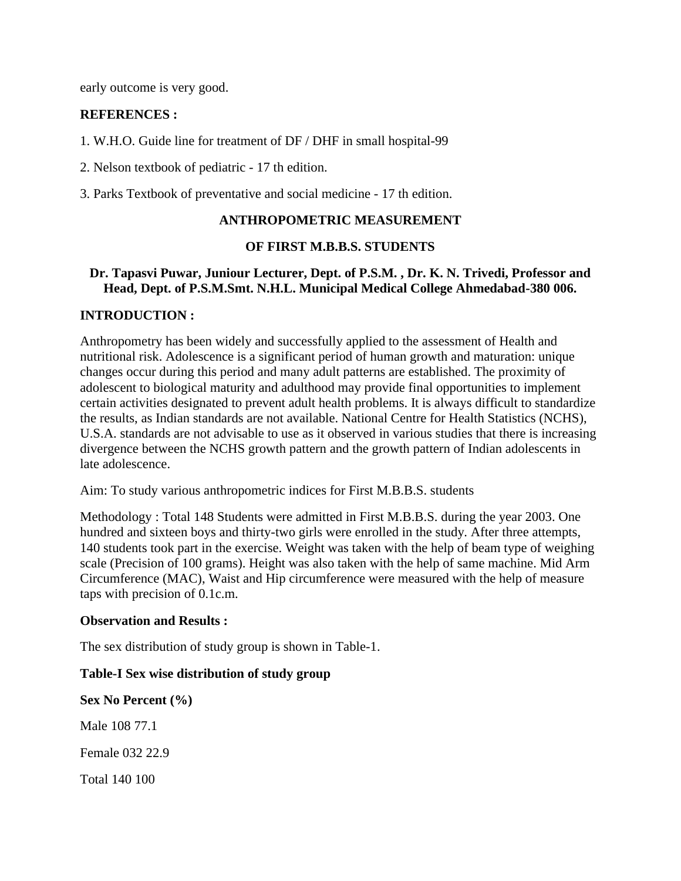early outcome is very good.

**REFERENCES :**

1. W.H.O. Guide line for treatment of DF / DHF in small hospital-99

2. Nelson textbook of pediatric - 17 th edition.

3. Parks Textbook of preventative and social medicine - 17 th edition.

## ANTHROPOMETRIC MEASUREMENT

## OF FIRST M.B.B.S. STUDENTS

**Dr. Tapasvi Puwar, Juniour Lecturer, Dept. of P.S.M. , Dr. K. N. Trivedi, Professor and Head, Dept. of P.S.M.Smt. N.H.L. Municipal Medical College Ahmedabad-380 006.**

**INTRODUCTION :**

Anthropometry has been widely and successfully applied to the assessment of Health and nutritional risk. Adolescence is a significant period of human growth and maturation: unique changes occur during this period and many adult patterns are established. The proximity of adolescent to biological maturity and adulthood may provide final opportunities to implement certain activities designated to prevent adult health problems. It is always difficult to standardize the results, as Indian standards are not available. National Centre for Health Statistics (NCHS), U.S.A. standards are not advisable to use as it observed in various studies that there is increasing divergence between the NCHS growth pattern and the growth pattern of Indian adolescents in late adolescence.

Aim: To study various anthropometric indices for First M.B.B.S. students

Methodology : Total 148 Students were admitted in First M.B.B.S. during the year 2003. One hundred and sixteen boys and thirty-two girls were enrolled in the study. After three attempts, 140 students took part in the exercise. Weight was taken with the help of beam type of weighing scale (Precision of 100 grams). Height was also taken with the help of same machine. Mid Arm Circumference (MAC), Waist and Hip circumference were measured with the help of measure taps with precision of 0.1c.m.

**Observation and Results :**

The sex distribution of study group is shown in Table-1.

**Table-I Sex wise distribution of study group**

| Sex | No | Percent (%) |
|---|---|---|
| Male | 108 | 77.1 |
| Female | 032 | 22.9 |
| Total | 140 | 100 |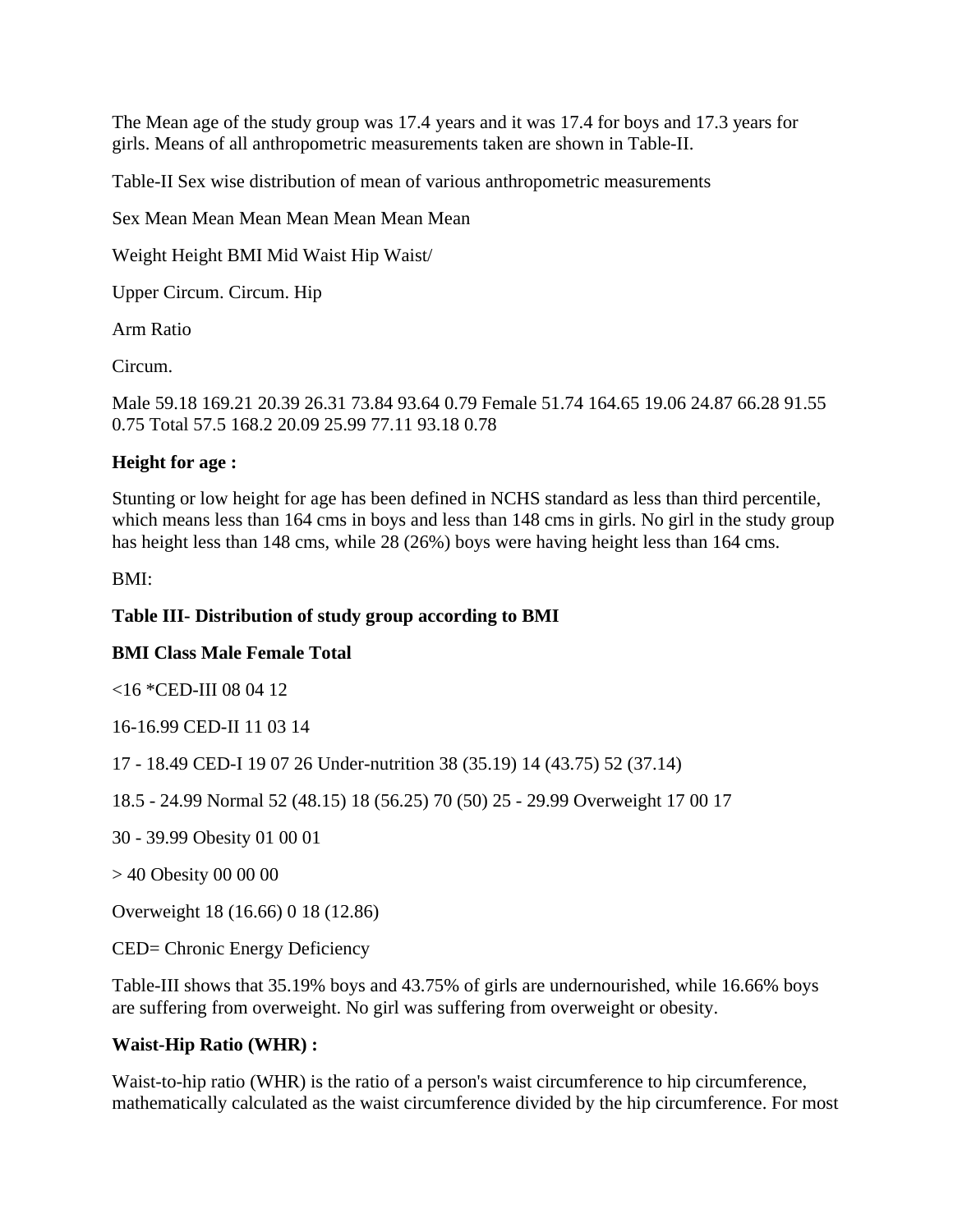The Mean age of the study group was 17.4 years and it was 17.4 for boys and 17.3 years for girls. Means of all anthropometric measurements taken are shown in Table-II.

Table-II Sex wise distribution of mean of various anthropometric measurements

| Sex | Mean Weight | Mean Height | Mean BMI | Mean Mid Upper Arm Circum. | Mean Waist Circum. | Mean Hip Circum. | Mean Waist/ Hip Ratio |
|---|---|---|---|---|---|---|---|
| Male | 59.18 | 169.21 | 20.39 | 26.31 | 73.84 | 93.64 | 0.79 |
| Female | 51.74 | 164.65 | 19.06 | 24.87 | 66.28 | 91.55 | 0.75 |
| Total | 57.5 | 168.2 | 20.09 | 25.99 | 77.11 | 93.18 | 0.78 |

**Height for age :**

Stunting or low height for age has been defined in NCHS standard as less than third percentile, which means less than 164 cms in boys and less than 148 cms in girls. No girl in the study group has height less than 148 cms, while 28 (26%) boys were having height less than 164 cms.

BMI:

**Table III- Distribution of study group according to BMI**

| BMI | Class | Male | Female | Total |
|---|---|---|---|---|
| <16 | *CED-III | 08 | 04 | 12 |
| 16-16.99 | CED-II | 11 | 03 | 14 |
| 17 - 18.49 | CED-I | 19 | 07 | 26 |
| | Under-nutrition | 38 (35.19) | 14 (43.75) | 52 (37.14) |
| 18.5 - 24.99 | Normal | 52 (48.15) | 18 (56.25) | 70 (50) |
| 25 - 29.99 | Overweight | 17 | 00 | 17 |
| 30 - 39.99 | Obesity | 01 | 00 | 01 |
| > 40 | Obesity | 00 | 00 | 00 |
| | Overweight | 18 (16.66) | 0 | 18 (12.86) |

CED= Chronic Energy Deficiency

Table-III shows that 35.19% boys and 43.75% of girls are undernourished, while 16.66% boys are suffering from overweight. No girl was suffering from overweight or obesity.

**Waist-Hip Ratio (WHR) :**

Waist-to-hip ratio (WHR) is the ratio of a person's waist circumference to hip circumference, mathematically calculated as the waist circumference divided by the hip circumference. For most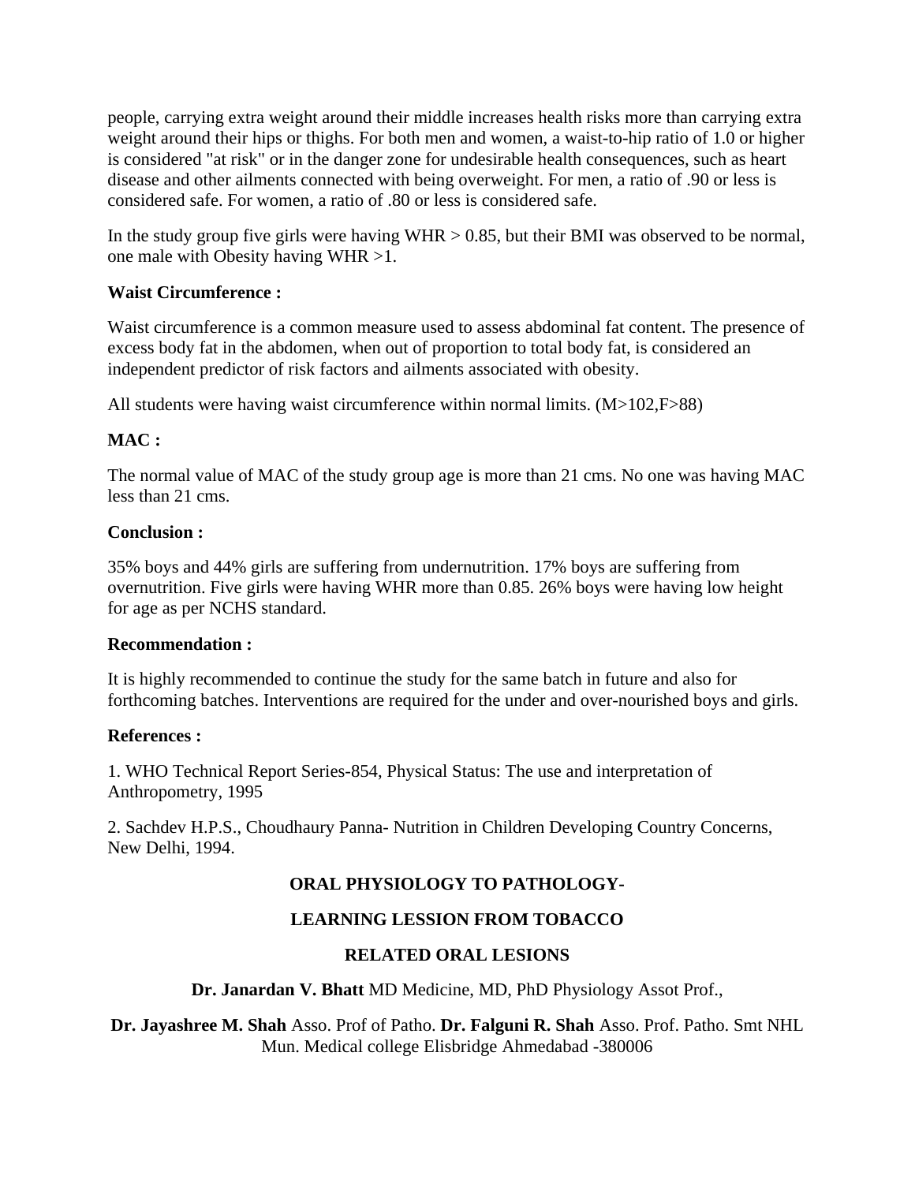people, carrying extra weight around their middle increases health risks more than carrying extra weight around their hips or thighs. For both men and women, a waist-to-hip ratio of 1.0 or higher is considered "at risk" or in the danger zone for undesirable health consequences, such as heart disease and other ailments connected with being overweight. For men, a ratio of .90 or less is considered safe. For women, a ratio of .80 or less is considered safe.

In the study group five girls were having WHR > 0.85, but their BMI was observed to be normal, one male with Obesity having WHR >1.

**Waist Circumference :**

Waist circumference is a common measure used to assess abdominal fat content. The presence of excess body fat in the abdomen, when out of proportion to total body fat, is considered an independent predictor of risk factors and ailments associated with obesity.

All students were having waist circumference within normal limits. (M>102,F>88)

**MAC :**

The normal value of MAC of the study group age is more than 21 cms. No one was having MAC less than 21 cms.

**Conclusion :**

35% boys and 44% girls are suffering from undernutrition. 17% boys are suffering from overnutrition. Five girls were having WHR more than 0.85. 26% boys were having low height for age as per NCHS standard.

**Recommendation :**

It is highly recommended to continue the study for the same batch in future and also for forthcoming batches. Interventions are required for the under and over-nourished boys and girls.

**References :**

1. WHO Technical Report Series-854, Physical Status: The use and interpretation of Anthropometry, 1995

2. Sachdev H.P.S., Choudhaury Panna- Nutrition in Children Developing Country Concerns, New Delhi, 1994.

## ORAL PHYSIOLOGY TO PATHOLOGY-

## LEARNING LESSION FROM TOBACCO

## RELATED ORAL LESIONS

**Dr. Janardan V. Bhatt** MD Medicine, MD, PhD Physiology Assot Prof.,

**Dr. Jayashree M. Shah** Asso. Prof of Patho. **Dr. Falguni R. Shah** Asso. Prof. Patho. Smt NHL Mun. Medical college Elisbridge Ahmedabad -380006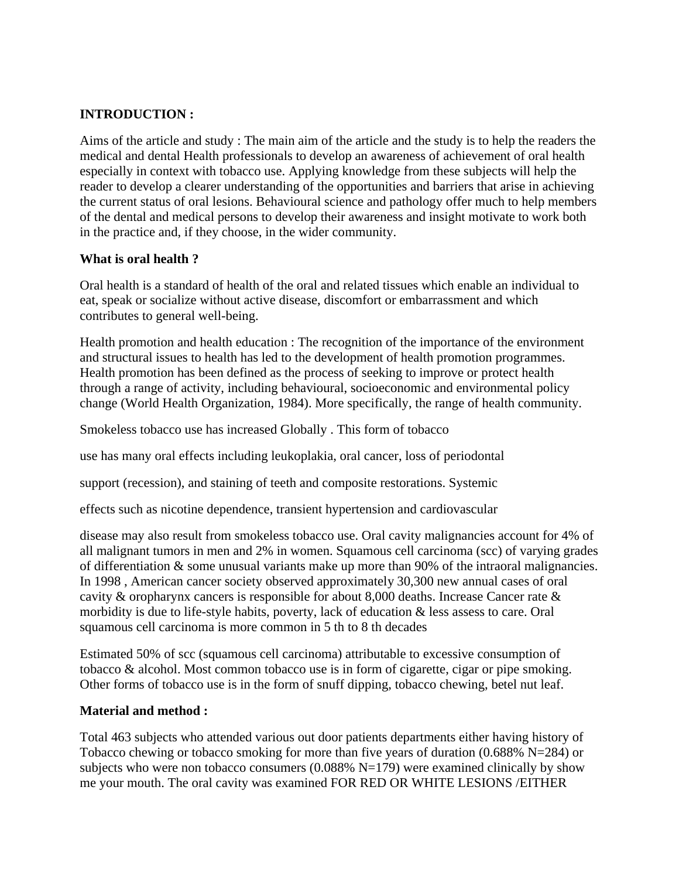**INTRODUCTION :**

Aims of the article and study : The main aim of the article and the study is to help the readers the medical and dental Health professionals to develop an awareness of achievement of oral health especially in context with tobacco use. Applying knowledge from these subjects will help the reader to develop a clearer understanding of the opportunities and barriers that arise in achieving the current status of oral lesions. Behavioural science and pathology offer much to help members of the dental and medical persons to develop their awareness and insight motivate to work both in the practice and, if they choose, in the wider community.

**What is oral health ?**

Oral health is a standard of health of the oral and related tissues which enable an individual to eat, speak or socialize without active disease, discomfort or embarrassment and which contributes to general well-being.

Health promotion and health education : The recognition of the importance of the environment and structural issues to health has led to the development of health promotion programmes. Health promotion has been defined as the process of seeking to improve or protect health through a range of activity, including behavioural, socioeconomic and environmental policy change (World Health Organization, 1984). More specifically, the range of health community.

Smokeless tobacco use has increased Globally . This form of tobacco

use has many oral effects including leukoplakia, oral cancer, loss of periodontal

support (recession), and staining of teeth and composite restorations. Systemic

effects such as nicotine dependence, transient hypertension and cardiovascular

disease may also result from smokeless tobacco use. Oral cavity malignancies account for 4% of all malignant tumors in men and 2% in women. Squamous cell carcinoma (scc) of varying grades of differentiation & some unusual variants make up more than 90% of the intraoral malignancies. In 1998 , American cancer society observed approximately 30,300 new annual cases of oral cavity & oropharynx cancers is responsible for about 8,000 deaths. Increase Cancer rate & morbidity is due to life-style habits, poverty, lack of education & less assess to care. Oral squamous cell carcinoma is more common in 5 th to 8 th decades

Estimated 50% of scc (squamous cell carcinoma) attributable to excessive consumption of tobacco & alcohol. Most common tobacco use is in form of cigarette, cigar or pipe smoking. Other forms of tobacco use is in the form of snuff dipping, tobacco chewing, betel nut leaf.

**Material and method :**

Total 463 subjects who attended various out door patients departments either having history of Tobacco chewing or tobacco smoking for more than five years of duration (0.688% N=284) or subjects who were non tobacco consumers (0.088% N=179) were examined clinically by show me your mouth. The oral cavity was examined FOR RED OR WHITE LESIONS /EITHER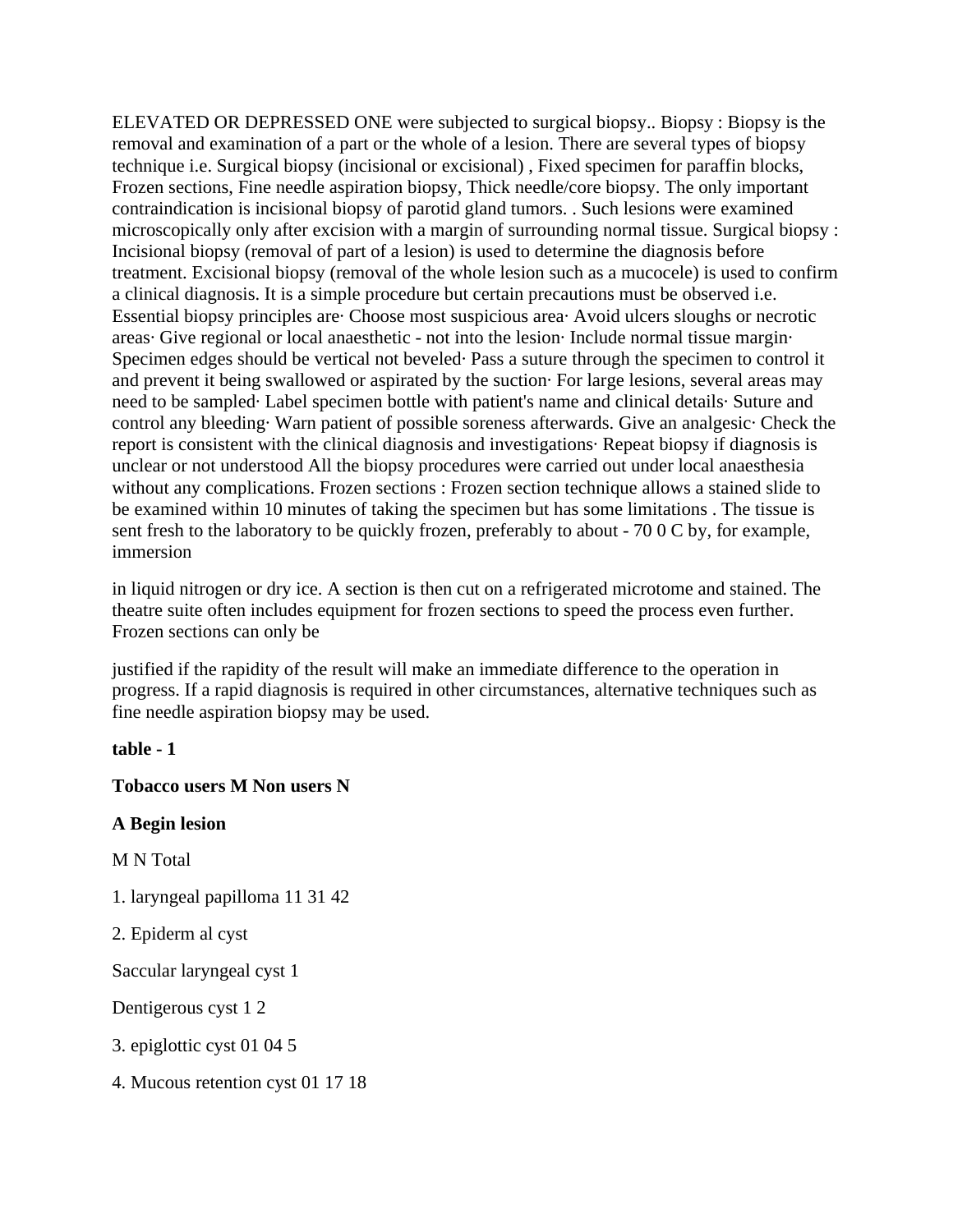ELEVATED OR DEPRESSED ONE were subjected to surgical biopsy.. Biopsy : Biopsy is the removal and examination of a part or the whole of a lesion. There are several types of biopsy technique i.e. Surgical biopsy (incisional or excisional) , Fixed specimen for paraffin blocks, Frozen sections, Fine needle aspiration biopsy, Thick needle/core biopsy. The only important contraindication is incisional biopsy of parotid gland tumors. . Such lesions were examined microscopically only after excision with a margin of surrounding normal tissue. Surgical biopsy : Incisional biopsy (removal of part of a lesion) is used to determine the diagnosis before treatment. Excisional biopsy (removal of the whole lesion such as a mucocele) is used to confirm a clinical diagnosis. It is a simple procedure but certain precautions must be observed i.e. Essential biopsy principles are· Choose most suspicious area· Avoid ulcers sloughs or necrotic areas· Give regional or local anaesthetic - not into the lesion· Include normal tissue margin· Specimen edges should be vertical not beveled· Pass a suture through the specimen to control it and prevent it being swallowed or aspirated by the suction· For large lesions, several areas may need to be sampled· Label specimen bottle with patient's name and clinical details· Suture and control any bleeding· Warn patient of possible soreness afterwards. Give an analgesic· Check the report is consistent with the clinical diagnosis and investigations· Repeat biopsy if diagnosis is unclear or not understood All the biopsy procedures were carried out under local anaesthesia without any complications. Frozen sections : Frozen section technique allows a stained slide to be examined within 10 minutes of taking the specimen but has some limitations . The tissue is sent fresh to the laboratory to be quickly frozen, preferably to about - 70 0 C by, for example, immersion

in liquid nitrogen or dry ice. A section is then cut on a refrigerated microtome and stained. The theatre suite often includes equipment for frozen sections to speed the process even further. Frozen sections can only be

justified if the rapidity of the result will make an immediate difference to the operation in progress. If a rapid diagnosis is required in other circumstances, alternative techniques such as fine needle aspiration biopsy may be used.

**table - 1**

**Tobacco users M Non users N**

**A Begin lesion**

M N Total

1. laryngeal papilloma 11 31 42

2. Epiderm al cyst

Saccular laryngeal cyst 1

Dentigerous cyst 1 2

3. epiglottic cyst 01 04 5

4. Mucous retention cyst 01 17 18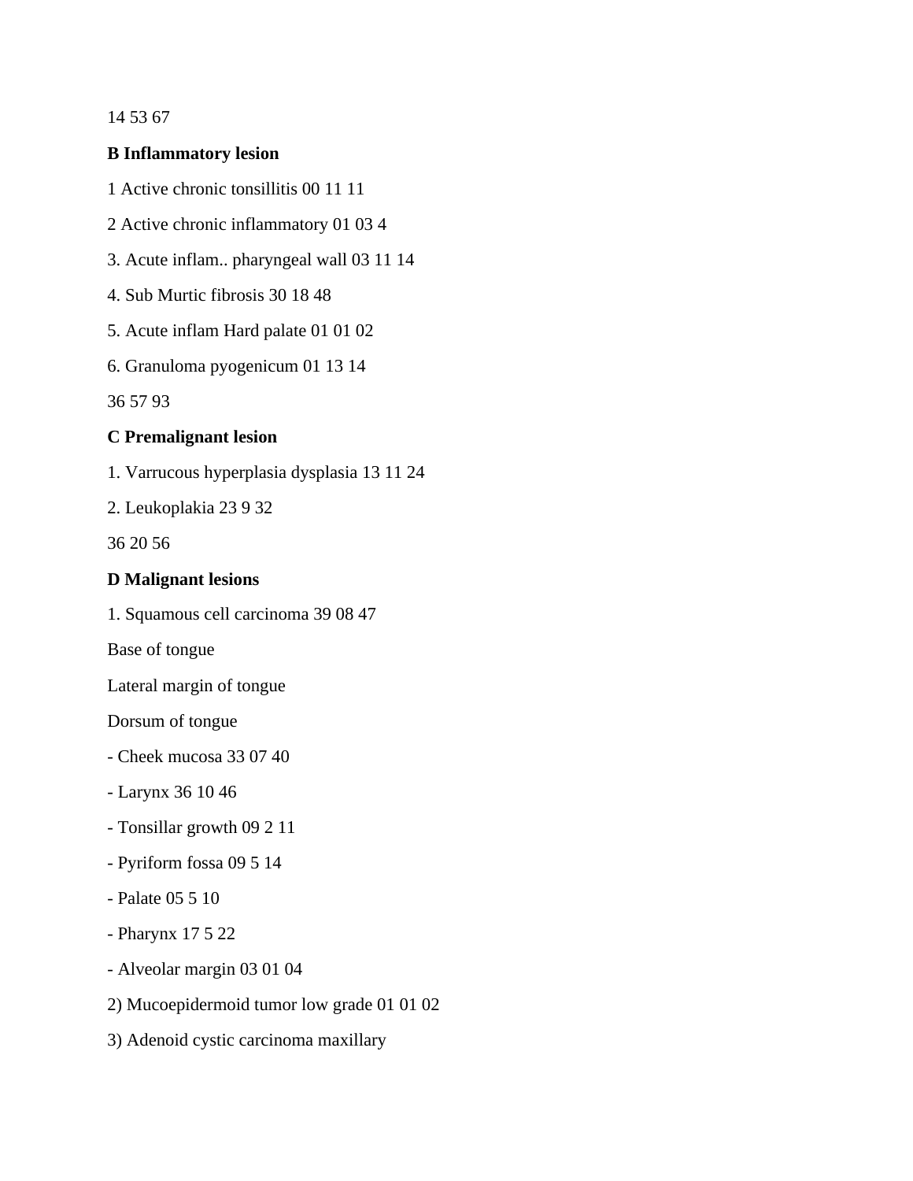14 53 67

**B Inflammatory lesion**

1 Active chronic tonsillitis 00 11 11

2 Active chronic inflammatory 01 03 4

3. Acute inflam.. pharyngeal wall 03 11 14

4. Sub Murtic fibrosis 30 18 48

5. Acute inflam Hard palate 01 01 02

6. Granuloma pyogenicum 01 13 14

36 57 93

**C Premalignant lesion**

1. Varrucous hyperplasia dysplasia 13 11 24

2. Leukoplakia 23 9 32

36 20 56

**D Malignant lesions**

1. Squamous cell carcinoma 39 08 47

Base of tongue

Lateral margin of tongue

Dorsum of tongue

- Cheek mucosa 33 07 40
- Larynx 36 10 46
- Tonsillar growth 09 2 11
- Pyriform fossa 09 5 14
- Palate 05 5 10
- Pharynx 17 5 22
- Alveolar margin 03 01 04

2) Mucoepidermoid tumor low grade 01 01 02

3) Adenoid cystic carcinoma maxillary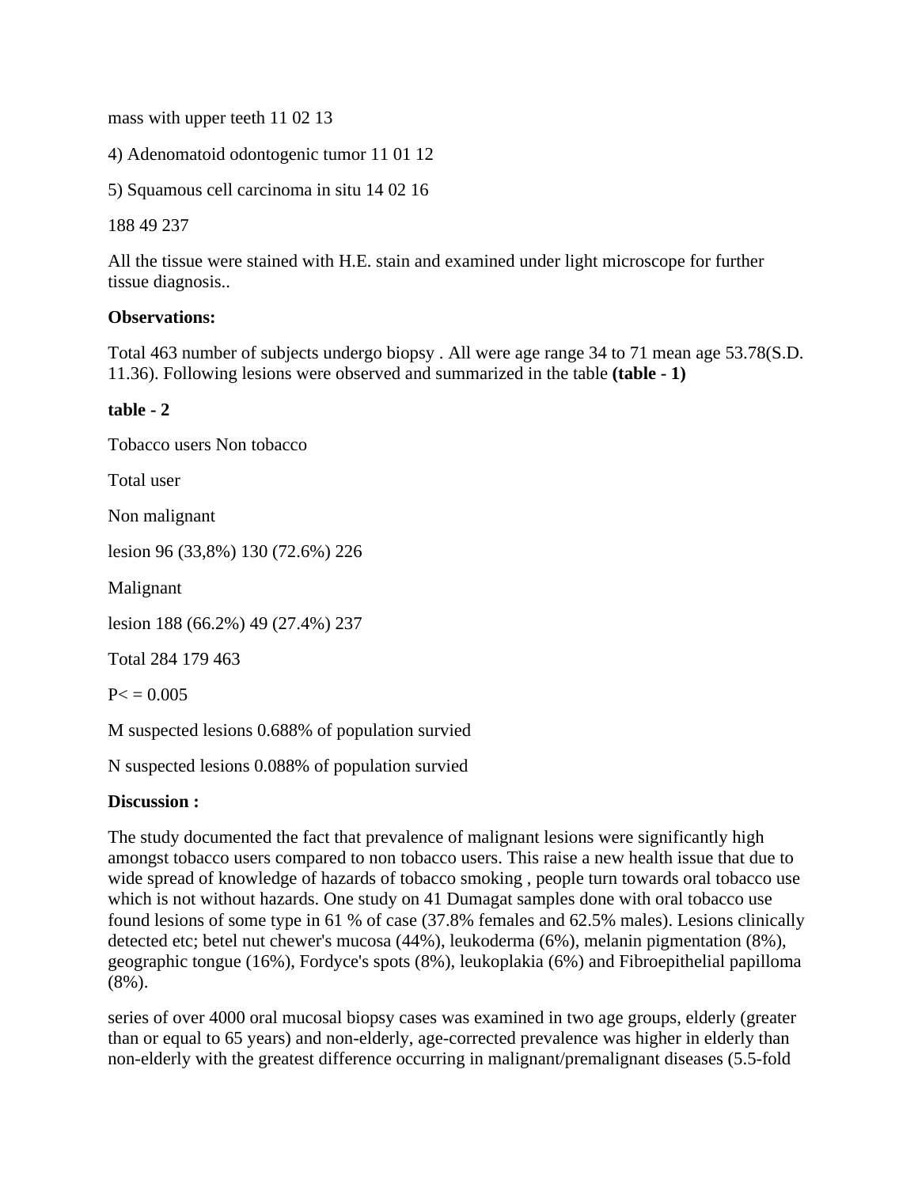mass with upper teeth 11 02 13

4) Adenomatoid odontogenic tumor 11 01 12

5) Squamous cell carcinoma in situ 14 02 16

188 49 237

All the tissue were stained with H.E. stain and examined under light microscope for further tissue diagnosis..

**Observations:**

Total 463 number of subjects undergo biopsy . All were age range 34 to 71 mean age 53.78(S.D. 11.36). Following lesions were observed and summarized in the table **(table - 1)**

**table - 2**

Tobacco users Non tobacco

Total user

Non malignant

lesion 96 (33,8%) 130 (72.6%) 226

Malignant

lesion 188 (66.2%) 49 (27.4%) 237

Total 284 179 463

P< = 0.005

M suspected lesions 0.688% of population survied

N suspected lesions 0.088% of population survied

**Discussion :**

The study documented the fact that prevalence of malignant lesions were significantly high amongst tobacco users compared to non tobacco users. This raise a new health issue that due to wide spread of knowledge of hazards of tobacco smoking , people turn towards oral tobacco use which is not without hazards. One study on 41 Dumagat samples done with oral tobacco use found lesions of some type in 61 % of case (37.8% females and 62.5% males). Lesions clinically detected etc; betel nut chewer's mucosa (44%), leukoderma (6%), melanin pigmentation (8%), geographic tongue (16%), Fordyce's spots (8%), leukoplakia (6%) and Fibroepithelial papilloma (8%).

series of over 4000 oral mucosal biopsy cases was examined in two age groups, elderly (greater than or equal to 65 years) and non-elderly, age-corrected prevalence was higher in elderly than non-elderly with the greatest difference occurring in malignant/premalignant diseases (5.5-fold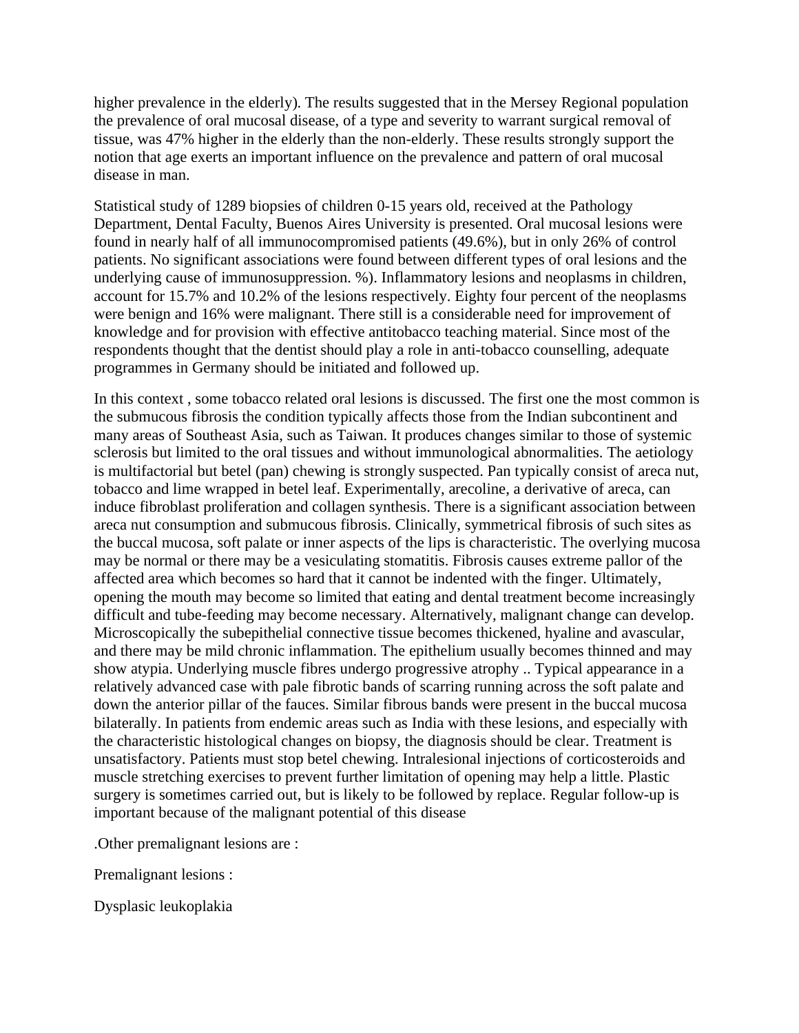higher prevalence in the elderly). The results suggested that in the Mersey Regional population the prevalence of oral mucosal disease, of a type and severity to warrant surgical removal of tissue, was 47% higher in the elderly than the non-elderly. These results strongly support the notion that age exerts an important influence on the prevalence and pattern of oral mucosal disease in man.

Statistical study of 1289 biopsies of children 0-15 years old, received at the Pathology Department, Dental Faculty, Buenos Aires University is presented. Oral mucosal lesions were found in nearly half of all immunocompromised patients (49.6%), but in only 26% of control patients. No significant associations were found between different types of oral lesions and the underlying cause of immunosuppression. %). Inflammatory lesions and neoplasms in children, account for 15.7% and 10.2% of the lesions respectively. Eighty four percent of the neoplasms were benign and 16% were malignant. There still is a considerable need for improvement of knowledge and for provision with effective antitobacco teaching material. Since most of the respondents thought that the dentist should play a role in anti-tobacco counselling, adequate programmes in Germany should be initiated and followed up.

In this context , some tobacco related oral lesions is discussed. The first one the most common is the submucous fibrosis the condition typically affects those from the Indian subcontinent and many areas of Southeast Asia, such as Taiwan. It produces changes similar to those of systemic sclerosis but limited to the oral tissues and without immunological abnormalities. The aetiology is multifactorial but betel (pan) chewing is strongly suspected. Pan typically consist of areca nut, tobacco and lime wrapped in betel leaf. Experimentally, arecoline, a derivative of areca, can induce fibroblast proliferation and collagen synthesis. There is a significant association between areca nut consumption and submucous fibrosis. Clinically, symmetrical fibrosis of such sites as the buccal mucosa, soft palate or inner aspects of the lips is characteristic. The overlying mucosa may be normal or there may be a vesiculating stomatitis. Fibrosis causes extreme pallor of the affected area which becomes so hard that it cannot be indented with the finger. Ultimately, opening the mouth may become so limited that eating and dental treatment become increasingly difficult and tube-feeding may become necessary. Alternatively, malignant change can develop. Microscopically the subepithelial connective tissue becomes thickened, hyaline and avascular, and there may be mild chronic inflammation. The epithelium usually becomes thinned and may show atypia. Underlying muscle fibres undergo progressive atrophy .. Typical appearance in a relatively advanced case with pale fibrotic bands of scarring running across the soft palate and down the anterior pillar of the fauces. Similar fibrous bands were present in the buccal mucosa bilaterally. In patients from endemic areas such as India with these lesions, and especially with the characteristic histological changes on biopsy, the diagnosis should be clear. Treatment is unsatisfactory. Patients must stop betel chewing. Intralesional injections of corticosteroids and muscle stretching exercises to prevent further limitation of opening may help a little. Plastic surgery is sometimes carried out, but is likely to be followed by replace. Regular follow-up is important because of the malignant potential of this disease

.Other premalignant lesions are :

Premalignant lesions :

Dysplasic leukoplakia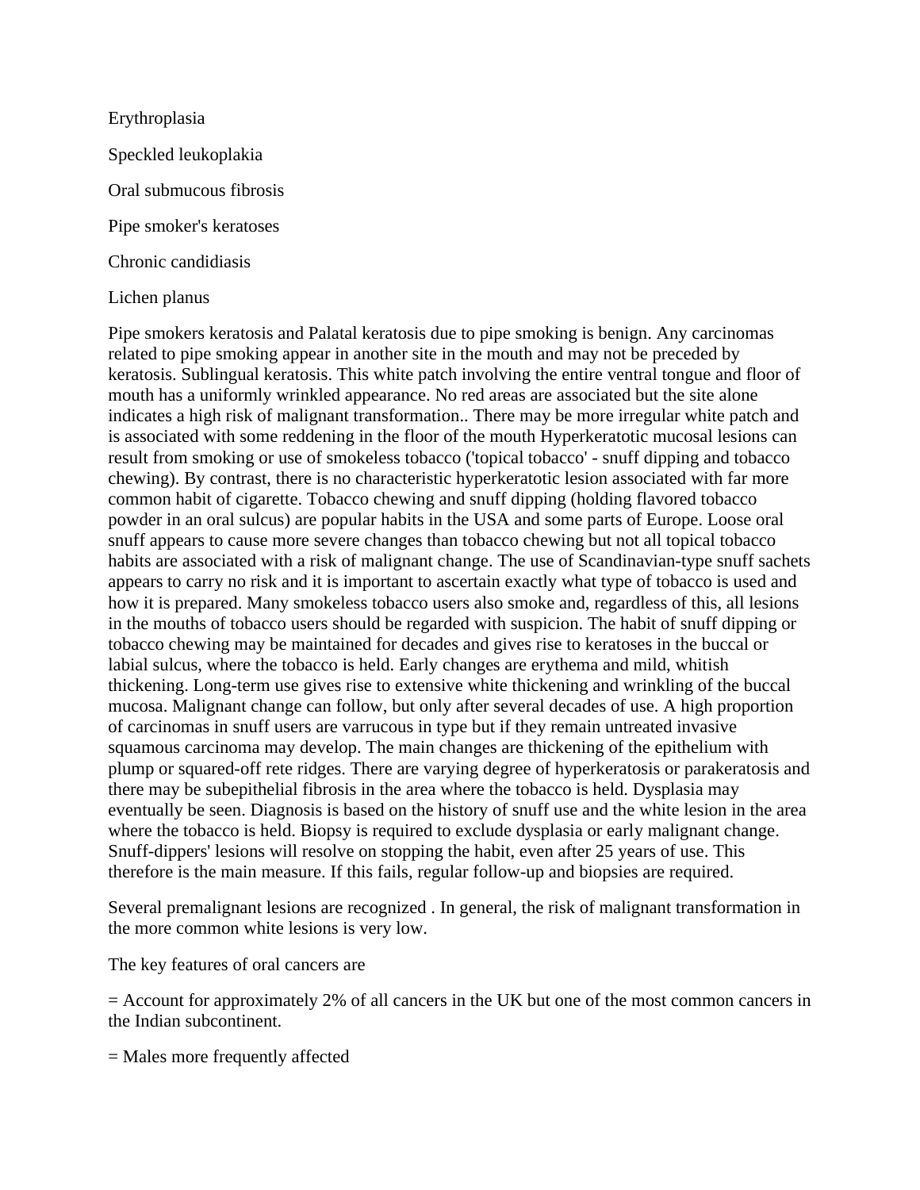Erythroplasia

Speckled leukoplakia

Oral submucous fibrosis

Pipe smoker's keratoses

Chronic candidiasis

Lichen planus

Pipe smokers keratosis and Palatal keratosis due to pipe smoking is benign. Any carcinomas related to pipe smoking appear in another site in the mouth and may not be preceded by keratosis. Sublingual keratosis. This white patch involving the entire ventral tongue and floor of mouth has a uniformly wrinkled appearance. No red areas are associated but the site alone indicates a high risk of malignant transformation.. There may be more irregular white patch and is associated with some reddening in the floor of the mouth Hyperkeratotic mucosal lesions can result from smoking or use of smokeless tobacco ('topical tobacco' - snuff dipping and tobacco chewing). By contrast, there is no characteristic hyperkeratotic lesion associated with far more common habit of cigarette. Tobacco chewing and snuff dipping (holding flavored tobacco powder in an oral sulcus) are popular habits in the USA and some parts of Europe. Loose oral snuff appears to cause more severe changes than tobacco chewing but not all topical tobacco habits are associated with a risk of malignant change. The use of Scandinavian-type snuff sachets appears to carry no risk and it is important to ascertain exactly what type of tobacco is used and how it is prepared. Many smokeless tobacco users also smoke and, regardless of this, all lesions in the mouths of tobacco users should be regarded with suspicion. The habit of snuff dipping or tobacco chewing may be maintained for decades and gives rise to keratoses in the buccal or labial sulcus, where the tobacco is held. Early changes are erythema and mild, whitish thickening. Long-term use gives rise to extensive white thickening and wrinkling of the buccal mucosa. Malignant change can follow, but only after several decades of use. A high proportion of carcinomas in snuff users are varrucous in type but if they remain untreated invasive squamous carcinoma may develop. The main changes are thickening of the epithelium with plump or squared-off rete ridges. There are varying degree of hyperkeratosis or parakeratosis and there may be subepithelial fibrosis in the area where the tobacco is held. Dysplasia may eventually be seen. Diagnosis is based on the history of snuff use and the white lesion in the area where the tobacco is held. Biopsy is required to exclude dysplasia or early malignant change. Snuff-dippers' lesions will resolve on stopping the habit, even after 25 years of use. This therefore is the main measure. If this fails, regular follow-up and biopsies are required.

Several premalignant lesions are recognized . In general, the risk of malignant transformation in the more common white lesions is very low.

The key features of oral cancers are

= Account for approximately 2% of all cancers in the UK but one of the most common cancers in the Indian subcontinent.

= Males more frequently affected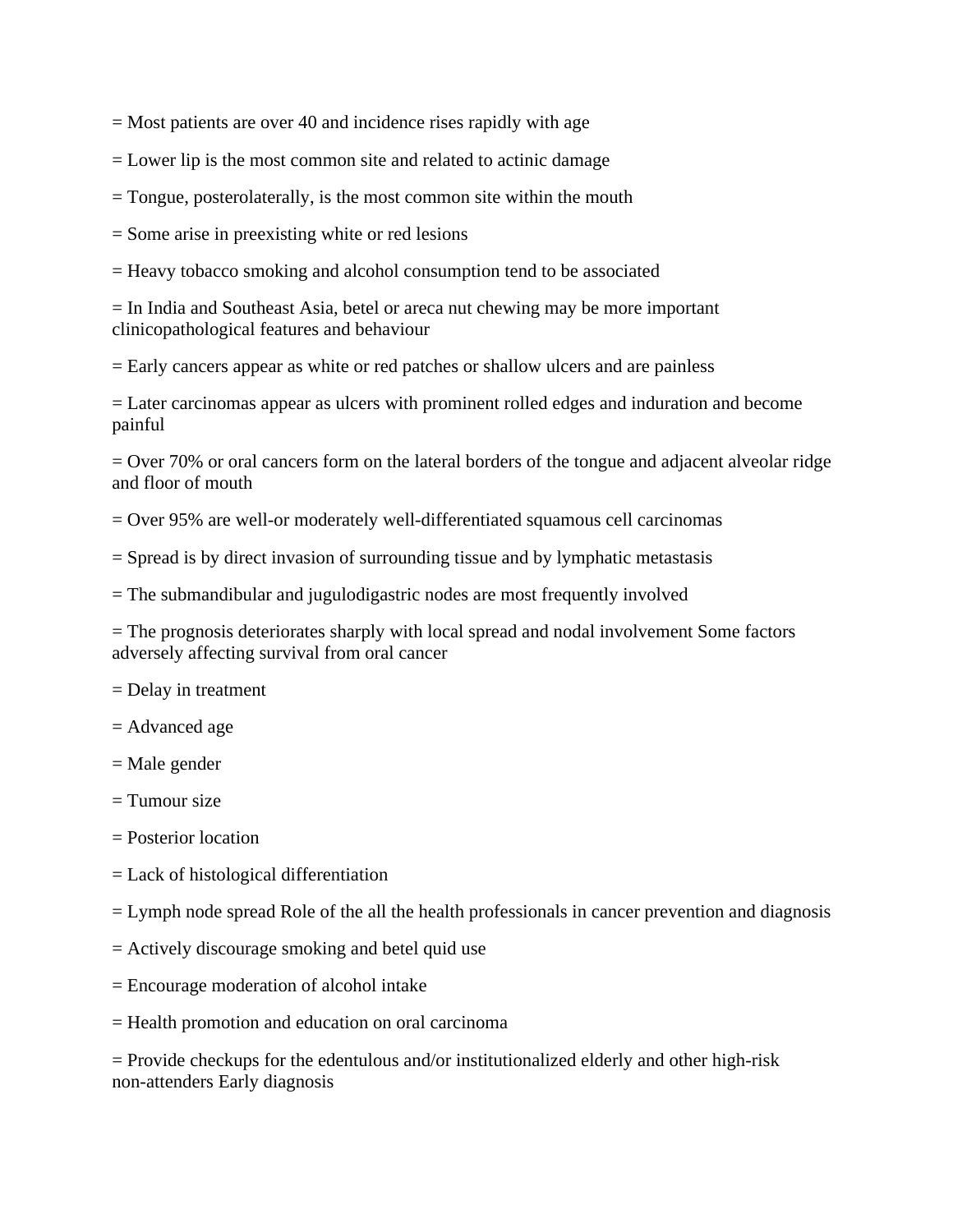= Most patients are over 40 and incidence rises rapidly with age

= Lower lip is the most common site and related to actinic damage

= Tongue, posterolaterally, is the most common site within the mouth

= Some arise in preexisting white or red lesions

= Heavy tobacco smoking and alcohol consumption tend to be associated

= In India and Southeast Asia, betel or areca nut chewing may be more important clinicopathological features and behaviour

= Early cancers appear as white or red patches or shallow ulcers and are painless

= Later carcinomas appear as ulcers with prominent rolled edges and induration and become painful

= Over 70% or oral cancers form on the lateral borders of the tongue and adjacent alveolar ridge and floor of mouth

= Over 95% are well-or moderately well-differentiated squamous cell carcinomas

= Spread is by direct invasion of surrounding tissue and by lymphatic metastasis

= The submandibular and jugulodigastric nodes are most frequently involved

= The prognosis deteriorates sharply with local spread and nodal involvement Some factors adversely affecting survival from oral cancer

= Delay in treatment

= Advanced age

= Male gender

= Tumour size

= Posterior location

= Lack of histological differentiation

= Lymph node spread Role of the all the health professionals in cancer prevention and diagnosis

= Actively discourage smoking and betel quid use

= Encourage moderation of alcohol intake

= Health promotion and education on oral carcinoma

= Provide checkups for the edentulous and/or institutionalized elderly and other high-risk non-attenders Early diagnosis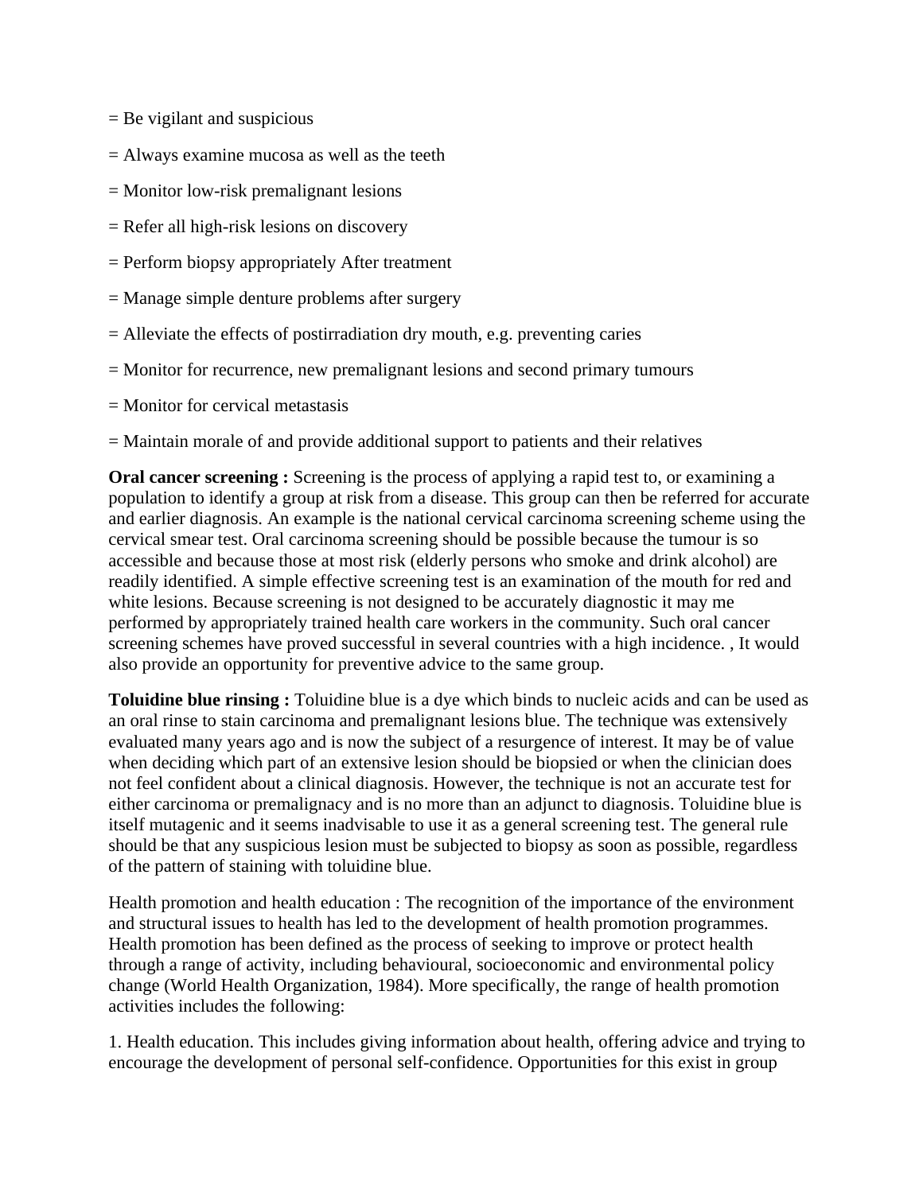= Be vigilant and suspicious

= Always examine mucosa as well as the teeth

= Monitor low-risk premalignant lesions

= Refer all high-risk lesions on discovery

= Perform biopsy appropriately After treatment

= Manage simple denture problems after surgery

= Alleviate the effects of postirradiation dry mouth, e.g. preventing caries

= Monitor for recurrence, new premalignant lesions and second primary tumours

= Monitor for cervical metastasis

= Maintain morale of and provide additional support to patients and their relatives

**Oral cancer screening :** Screening is the process of applying a rapid test to, or examining a population to identify a group at risk from a disease. This group can then be referred for accurate and earlier diagnosis. An example is the national cervical carcinoma screening scheme using the cervical smear test. Oral carcinoma screening should be possible because the tumour is so accessible and because those at most risk (elderly persons who smoke and drink alcohol) are readily identified. A simple effective screening test is an examination of the mouth for red and white lesions. Because screening is not designed to be accurately diagnostic it may me performed by appropriately trained health care workers in the community. Such oral cancer screening schemes have proved successful in several countries with a high incidence. , It would also provide an opportunity for preventive advice to the same group.

**Toluidine blue rinsing :** Toluidine blue is a dye which binds to nucleic acids and can be used as an oral rinse to stain carcinoma and premalignant lesions blue. The technique was extensively evaluated many years ago and is now the subject of a resurgence of interest. It may be of value when deciding which part of an extensive lesion should be biopsied or when the clinician does not feel confident about a clinical diagnosis. However, the technique is not an accurate test for either carcinoma or premalignacy and is no more than an adjunct to diagnosis. Toluidine blue is itself mutagenic and it seems inadvisable to use it as a general screening test. The general rule should be that any suspicious lesion must be subjected to biopsy as soon as possible, regardless of the pattern of staining with toluidine blue.

Health promotion and health education : The recognition of the importance of the environment and structural issues to health has led to the development of health promotion programmes. Health promotion has been defined as the process of seeking to improve or protect health through a range of activity, including behavioural, socioeconomic and environmental policy change (World Health Organization, 1984). More specifically, the range of health promotion activities includes the following:

1. Health education. This includes giving information about health, offering advice and trying to encourage the development of personal self-confidence. Opportunities for this exist in group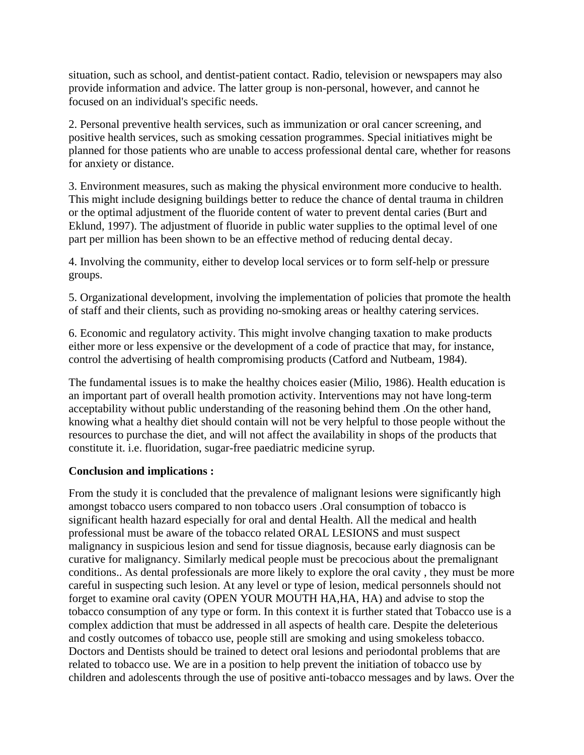situation, such as school, and dentist-patient contact. Radio, television or newspapers may also provide information and advice. The latter group is non-personal, however, and cannot he focused on an individual's specific needs.

2. Personal preventive health services, such as immunization or oral cancer screening, and positive health services, such as smoking cessation programmes. Special initiatives might be planned for those patients who are unable to access professional dental care, whether for reasons for anxiety or distance.

3. Environment measures, such as making the physical environment more conducive to health. This might include designing buildings better to reduce the chance of dental trauma in children or the optimal adjustment of the fluoride content of water to prevent dental caries (Burt and Eklund, 1997). The adjustment of fluoride in public water supplies to the optimal level of one part per million has been shown to be an effective method of reducing dental decay.

4. Involving the community, either to develop local services or to form self-help or pressure groups.

5. Organizational development, involving the implementation of policies that promote the health of staff and their clients, such as providing no-smoking areas or healthy catering services.

6. Economic and regulatory activity. This might involve changing taxation to make products either more or less expensive or the development of a code of practice that may, for instance, control the advertising of health compromising products (Catford and Nutbeam, 1984).

The fundamental issues is to make the healthy choices easier (Milio, 1986). Health education is an important part of overall health promotion activity. Interventions may not have long-term acceptability without public understanding of the reasoning behind them .On the other hand, knowing what a healthy diet should contain will not be very helpful to those people without the resources to purchase the diet, and will not affect the availability in shops of the products that constitute it. i.e. fluoridation, sugar-free paediatric medicine syrup.

**Conclusion and implications :**

From the study it is concluded that the prevalence of malignant lesions were significantly high amongst tobacco users compared to non tobacco users .Oral consumption of tobacco is significant health hazard especially for oral and dental Health. All the medical and health professional must be aware of the tobacco related ORAL LESIONS and must suspect malignancy in suspicious lesion and send for tissue diagnosis, because early diagnosis can be curative for malignancy. Similarly medical people must be precocious about the premalignant conditions.. As dental professionals are more likely to explore the oral cavity , they must be more careful in suspecting such lesion. At any level or type of lesion, medical personnels should not forget to examine oral cavity (OPEN YOUR MOUTH HA,HA, HA) and advise to stop the tobacco consumption of any type or form. In this context it is further stated that Tobacco use is a complex addiction that must be addressed in all aspects of health care. Despite the deleterious and costly outcomes of tobacco use, people still are smoking and using smokeless tobacco. Doctors and Dentists should be trained to detect oral lesions and periodontal problems that are related to tobacco use. We are in a position to help prevent the initiation of tobacco use by children and adolescents through the use of positive anti-tobacco messages and by laws. Over the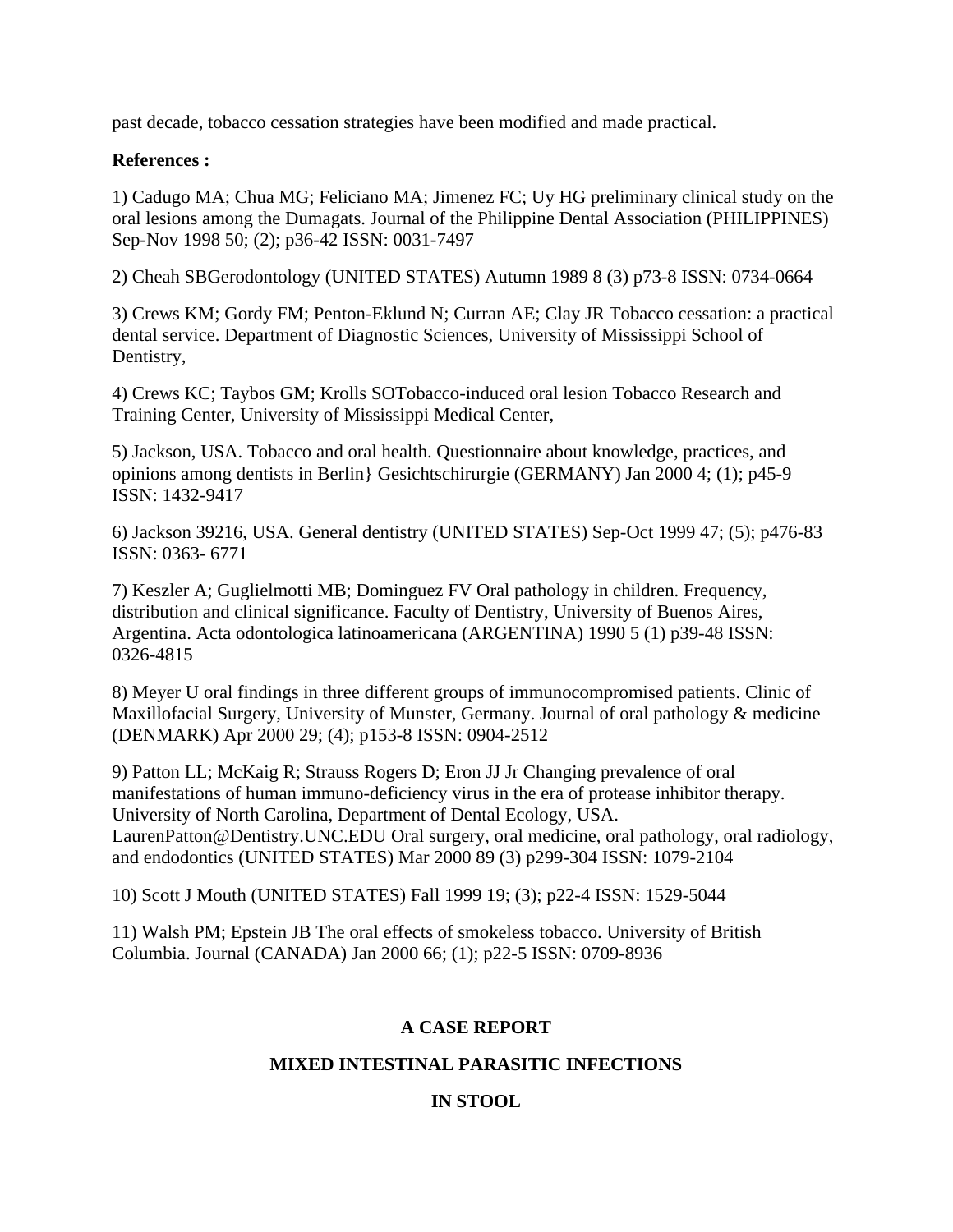past decade, tobacco cessation strategies have been modified and made practical.

**References :**

1) Cadugo MA; Chua MG; Feliciano MA; Jimenez FC; Uy HG preliminary clinical study on the oral lesions among the Dumagats. Journal of the Philippine Dental Association (PHILIPPINES) Sep-Nov 1998 50; (2); p36-42 ISSN: 0031-7497

2) Cheah SBGerodontology (UNITED STATES) Autumn 1989 8 (3) p73-8 ISSN: 0734-0664

3) Crews KM; Gordy FM; Penton-Eklund N; Curran AE; Clay JR Tobacco cessation: a practical dental service. Department of Diagnostic Sciences, University of Mississippi School of Dentistry,

4) Crews KC; Taybos GM; Krolls SOTobacco-induced oral lesion Tobacco Research and Training Center, University of Mississippi Medical Center,

5) Jackson, USA. Tobacco and oral health. Questionnaire about knowledge, practices, and opinions among dentists in Berlin} Gesichtschirurgie (GERMANY) Jan 2000 4; (1); p45-9 ISSN: 1432-9417

6) Jackson 39216, USA. General dentistry (UNITED STATES) Sep-Oct 1999 47; (5); p476-83 ISSN: 0363- 6771

7) Keszler A; Guglielmotti MB; Dominguez FV Oral pathology in children. Frequency, distribution and clinical significance. Faculty of Dentistry, University of Buenos Aires, Argentina. Acta odontologica latinoamericana (ARGENTINA) 1990 5 (1) p39-48 ISSN: 0326-4815

8) Meyer U oral findings in three different groups of immunocompromised patients. Clinic of Maxillofacial Surgery, University of Munster, Germany. Journal of oral pathology & medicine (DENMARK) Apr 2000 29; (4); p153-8 ISSN: 0904-2512

9) Patton LL; McKaig R; Strauss Rogers D; Eron JJ Jr Changing prevalence of oral manifestations of human immuno-deficiency virus in the era of protease inhibitor therapy. University of North Carolina, Department of Dental Ecology, USA. LaurenPatton@Dentistry.UNC.EDU Oral surgery, oral medicine, oral pathology, oral radiology, and endodontics (UNITED STATES) Mar 2000 89 (3) p299-304 ISSN: 1079-2104

10) Scott J Mouth (UNITED STATES) Fall 1999 19; (3); p22-4 ISSN: 1529-5044

11) Walsh PM; Epstein JB The oral effects of smokeless tobacco. University of British Columbia. Journal (CANADA) Jan 2000 66; (1); p22-5 ISSN: 0709-8936

## A CASE REPORT

## MIXED INTESTINAL PARASITIC INFECTIONS

## IN STOOL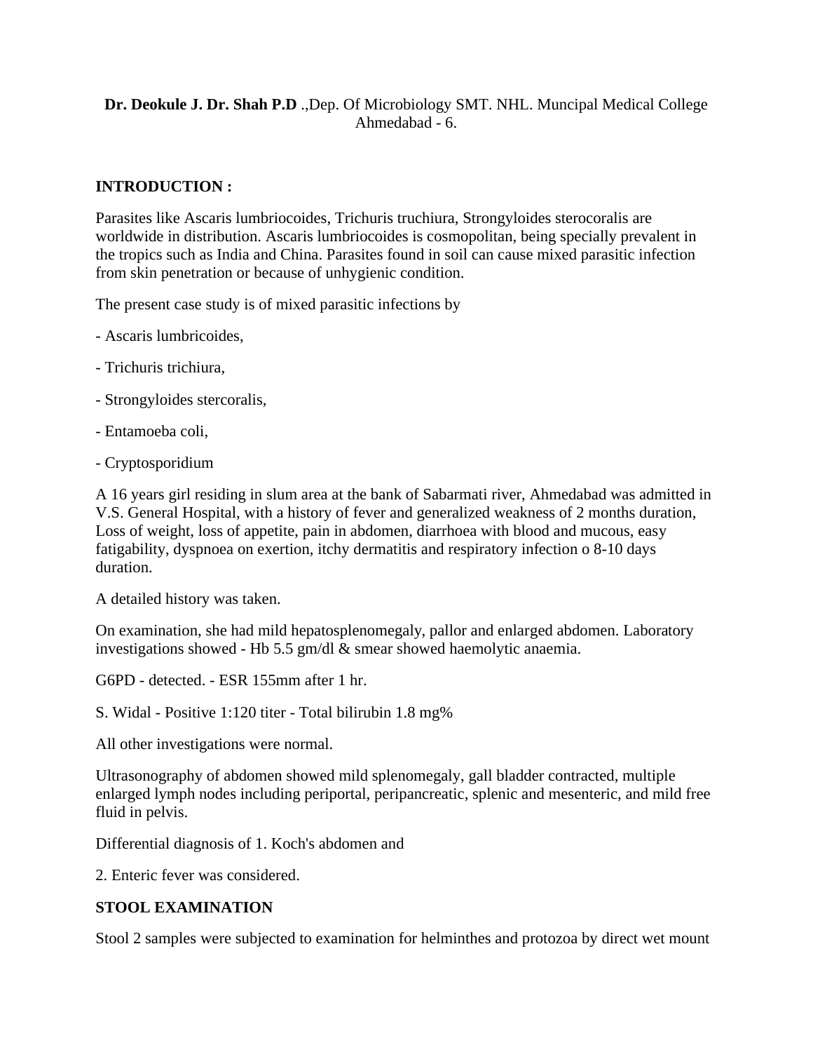**Dr. Deokule J. Dr. Shah P.D** .,Dep. Of Microbiology SMT. NHL. Muncipal Medical College Ahmedabad - 6.

**INTRODUCTION :**

Parasites like Ascaris lumbriocoides, Trichuris truchiura, Strongyloides sterocoralis are worldwide in distribution. Ascaris lumbriocoides is cosmopolitan, being specially prevalent in the tropics such as India and China. Parasites found in soil can cause mixed parasitic infection from skin penetration or because of unhygienic condition.

The present case study is of mixed parasitic infections by

- Ascaris lumbricoides,
- Trichuris trichiura,
- Strongyloides stercoralis,
- Entamoeba coli,
- Cryptosporidium

A 16 years girl residing in slum area at the bank of Sabarmati river, Ahmedabad was admitted in V.S. General Hospital, with a history of fever and generalized weakness of 2 months duration, Loss of weight, loss of appetite, pain in abdomen, diarrhoea with blood and mucous, easy fatigability, dyspnoea on exertion, itchy dermatitis and respiratory infection o 8-10 days duration.

A detailed history was taken.

On examination, she had mild hepatosplenomegaly, pallor and enlarged abdomen. Laboratory investigations showed - Hb 5.5 gm/dl & smear showed haemolytic anaemia.

G6PD - detected. - ESR 155mm after 1 hr.

S. Widal - Positive 1:120 titer - Total bilirubin 1.8 mg%

All other investigations were normal.

Ultrasonography of abdomen showed mild splenomegaly, gall bladder contracted, multiple enlarged lymph nodes including periportal, peripancreatic, splenic and mesenteric, and mild free fluid in pelvis.

Differential diagnosis of 1. Koch's abdomen and

2. Enteric fever was considered.

**STOOL EXAMINATION**

Stool 2 samples were subjected to examination for helminthes and protozoa by direct wet mount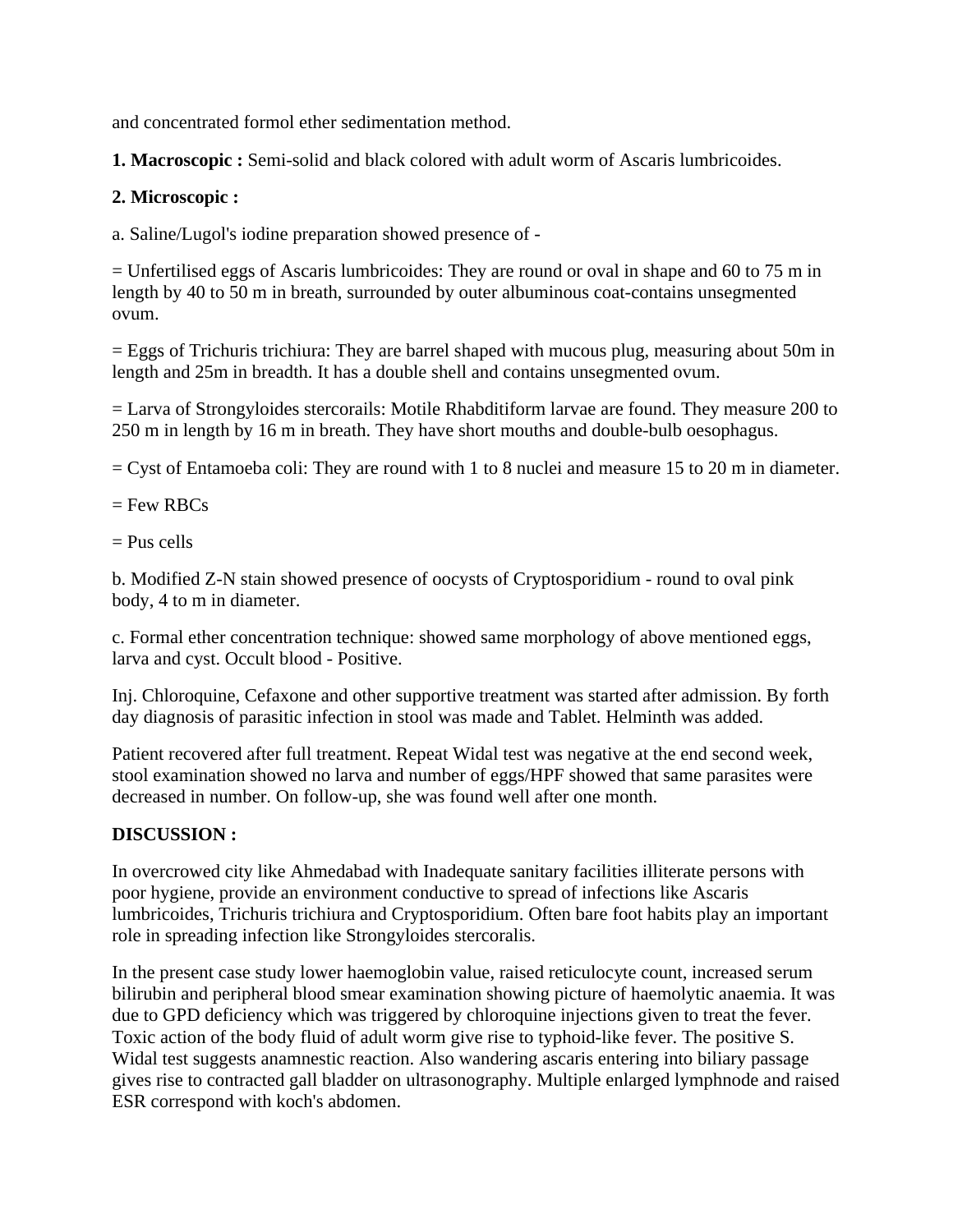and concentrated formol ether sedimentation method.

**1. Macroscopic :** Semi-solid and black colored with adult worm of Ascaris lumbricoides.

**2. Microscopic :**

a. Saline/Lugol's iodine preparation showed presence of -

= Unfertilised eggs of Ascaris lumbricoides: They are round or oval in shape and 60 to 75 m in length by 40 to 50 m in breath, surrounded by outer albuminous coat-contains unsegmented ovum.

= Eggs of Trichuris trichiura: They are barrel shaped with mucous plug, measuring about 50m in length and 25m in breadth. It has a double shell and contains unsegmented ovum.

= Larva of Strongyloides stercorails: Motile Rhabditiform larvae are found. They measure 200 to 250 m in length by 16 m in breath. They have short mouths and double-bulb oesophagus.

= Cyst of Entamoeba coli: They are round with 1 to 8 nuclei and measure 15 to 20 m in diameter.

= Few RBCs

= Pus cells

b. Modified Z-N stain showed presence of oocysts of Cryptosporidium - round to oval pink body, 4 to m in diameter.

c. Formal ether concentration technique: showed same morphology of above mentioned eggs, larva and cyst. Occult blood - Positive.

Inj. Chloroquine, Cefaxone and other supportive treatment was started after admission. By forth day diagnosis of parasitic infection in stool was made and Tablet. Helminth was added.

Patient recovered after full treatment. Repeat Widal test was negative at the end second week, stool examination showed no larva and number of eggs/HPF showed that same parasites were decreased in number. On follow-up, she was found well after one month.

**DISCUSSION :**

In overcrowed city like Ahmedabad with Inadequate sanitary facilities illiterate persons with poor hygiene, provide an environment conductive to spread of infections like Ascaris lumbricoides, Trichuris trichiura and Cryptosporidium. Often bare foot habits play an important role in spreading infection like Strongyloides stercoralis.

In the present case study lower haemoglobin value, raised reticulocyte count, increased serum bilirubin and peripheral blood smear examination showing picture of haemolytic anaemia. It was due to GPD deficiency which was triggered by chloroquine injections given to treat the fever. Toxic action of the body fluid of adult worm give rise to typhoid-like fever. The positive S. Widal test suggests anamnestic reaction. Also wandering ascaris entering into biliary passage gives rise to contracted gall bladder on ultrasonography. Multiple enlarged lymphnode and raised ESR correspond with koch's abdomen.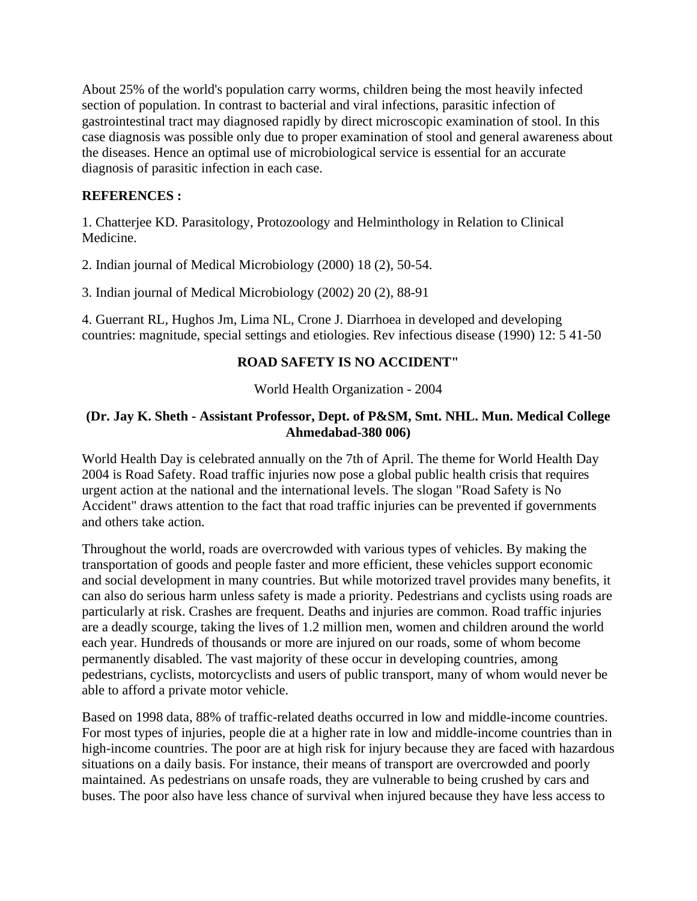About 25% of the world's population carry worms, children being the most heavily infected section of population. In contrast to bacterial and viral infections, parasitic infection of gastrointestinal tract may diagnosed rapidly by direct microscopic examination of stool. In this case diagnosis was possible only due to proper examination of stool and general awareness about the diseases. Hence an optimal use of microbiological service is essential for an accurate diagnosis of parasitic infection in each case.

**REFERENCES :**

1. Chatterjee KD. Parasitology, Protozoology and Helminthology in Relation to Clinical Medicine.

2. Indian journal of Medical Microbiology (2000) 18 (2), 50-54.

3. Indian journal of Medical Microbiology (2002) 20 (2), 88-91

4. Guerrant RL, Hughos Jm, Lima NL, Crone J. Diarrhoea in developed and developing countries: magnitude, special settings and etiologies. Rev infectious disease (1990) 12: 5 41-50

## ROAD SAFETY IS NO ACCIDENT"

World Health Organization - 2004

**(Dr. Jay K. Sheth - Assistant Professor, Dept. of P&SM, Smt. NHL. Mun. Medical College Ahmedabad-380 006)**

World Health Day is celebrated annually on the 7th of April. The theme for World Health Day 2004 is Road Safety. Road traffic injuries now pose a global public health crisis that requires urgent action at the national and the international levels. The slogan "Road Safety is No Accident" draws attention to the fact that road traffic injuries can be prevented if governments and others take action.

Throughout the world, roads are overcrowded with various types of vehicles. By making the transportation of goods and people faster and more efficient, these vehicles support economic and social development in many countries. But while motorized travel provides many benefits, it can also do serious harm unless safety is made a priority. Pedestrians and cyclists using roads are particularly at risk. Crashes are frequent. Deaths and injuries are common. Road traffic injuries are a deadly scourge, taking the lives of 1.2 million men, women and children around the world each year. Hundreds of thousands or more are injured on our roads, some of whom become permanently disabled. The vast majority of these occur in developing countries, among pedestrians, cyclists, motorcyclists and users of public transport, many of whom would never be able to afford a private motor vehicle.

Based on 1998 data, 88% of traffic-related deaths occurred in low and middle-income countries. For most types of injuries, people die at a higher rate in low and middle-income countries than in high-income countries. The poor are at high risk for injury because they are faced with hazardous situations on a daily basis. For instance, their means of transport are overcrowded and poorly maintained. As pedestrians on unsafe roads, they are vulnerable to being crushed by cars and buses. The poor also have less chance of survival when injured because they have less access to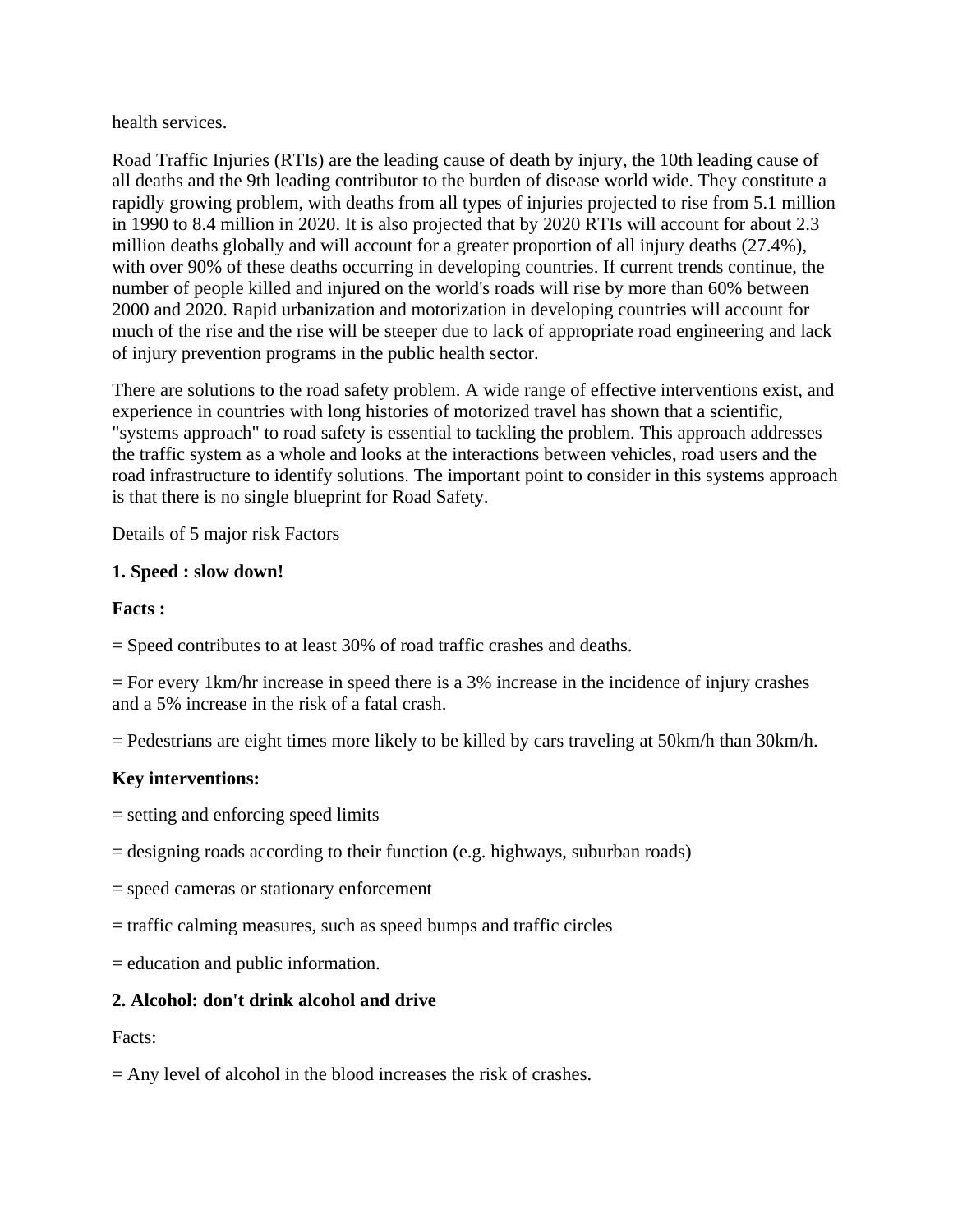health services.

Road Traffic Injuries (RTIs) are the leading cause of death by injury, the 10th leading cause of all deaths and the 9th leading contributor to the burden of disease world wide. They constitute a rapidly growing problem, with deaths from all types of injuries projected to rise from 5.1 million in 1990 to 8.4 million in 2020. It is also projected that by 2020 RTIs will account for about 2.3 million deaths globally and will account for a greater proportion of all injury deaths (27.4%), with over 90% of these deaths occurring in developing countries. If current trends continue, the number of people killed and injured on the world's roads will rise by more than 60% between 2000 and 2020. Rapid urbanization and motorization in developing countries will account for much of the rise and the rise will be steeper due to lack of appropriate road engineering and lack of injury prevention programs in the public health sector.

There are solutions to the road safety problem. A wide range of effective interventions exist, and experience in countries with long histories of motorized travel has shown that a scientific, "systems approach" to road safety is essential to tackling the problem. This approach addresses the traffic system as a whole and looks at the interactions between vehicles, road users and the road infrastructure to identify solutions. The important point to consider in this systems approach is that there is no single blueprint for Road Safety.

Details of 5 major risk Factors

**1. Speed : slow down!**

**Facts :**

= Speed contributes to at least 30% of road traffic crashes and deaths.

= For every 1km/hr increase in speed there is a 3% increase in the incidence of injury crashes and a 5% increase in the risk of a fatal crash.

= Pedestrians are eight times more likely to be killed by cars traveling at 50km/h than 30km/h.

**Key interventions:**

= setting and enforcing speed limits

= designing roads according to their function (e.g. highways, suburban roads)

= speed cameras or stationary enforcement

= traffic calming measures, such as speed bumps and traffic circles

= education and public information.

**2. Alcohol: don't drink alcohol and drive**

Facts:

= Any level of alcohol in the blood increases the risk of crashes.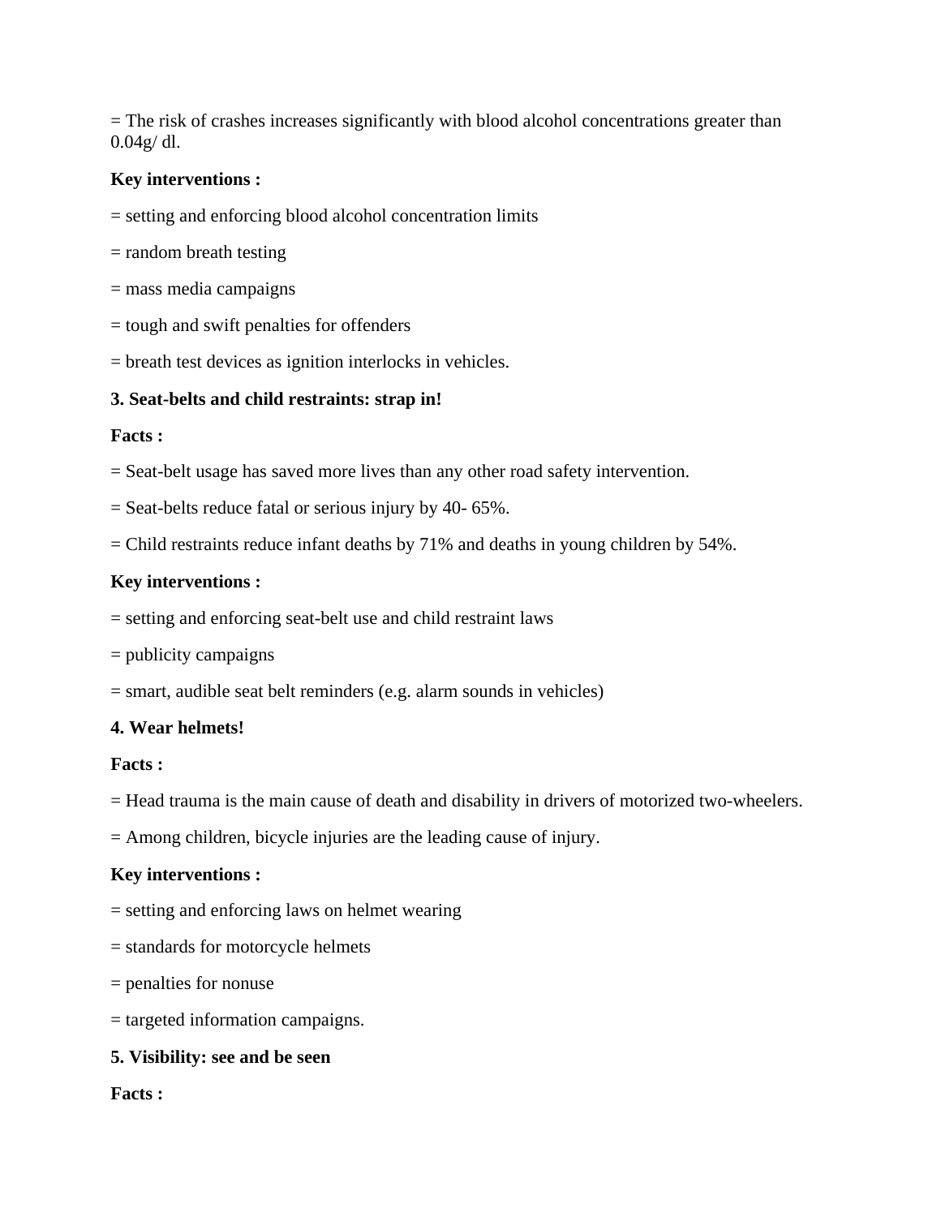= The risk of crashes increases significantly with blood alcohol concentrations greater than 0.04g/ dl.

**Key interventions :**

= setting and enforcing blood alcohol concentration limits

= random breath testing

= mass media campaigns

= tough and swift penalties for offenders

= breath test devices as ignition interlocks in vehicles.

**3. Seat-belts and child restraints: strap in!**

**Facts :**

= Seat-belt usage has saved more lives than any other road safety intervention.

= Seat-belts reduce fatal or serious injury by 40- 65%.

= Child restraints reduce infant deaths by 71% and deaths in young children by 54%.

**Key interventions :**

= setting and enforcing seat-belt use and child restraint laws

= publicity campaigns

= smart, audible seat belt reminders (e.g. alarm sounds in vehicles)

**4. Wear helmets!**

**Facts :**

= Head trauma is the main cause of death and disability in drivers of motorized two-wheelers.

= Among children, bicycle injuries are the leading cause of injury.

**Key interventions :**

= setting and enforcing laws on helmet wearing

= standards for motorcycle helmets

= penalties for nonuse

= targeted information campaigns.

**5. Visibility: see and be seen**

**Facts :**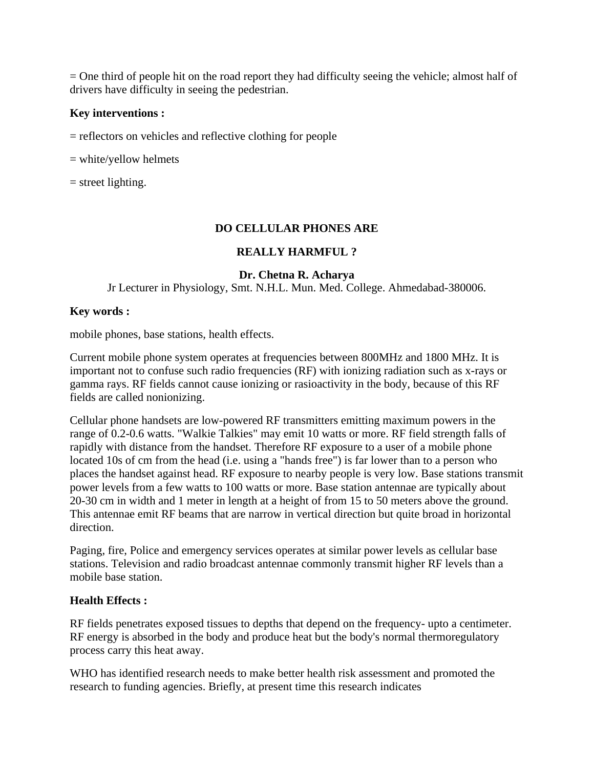= One third of people hit on the road report they had difficulty seeing the vehicle; almost half of drivers have difficulty in seeing the pedestrian.

**Key interventions :**

= reflectors on vehicles and reflective clothing for people

= white/yellow helmets

= street lighting.

## DO CELLULAR PHONES ARE REALLY HARMFUL ?

**Dr. Chetna R. Acharya**
Jr Lecturer in Physiology, Smt. N.H.L. Mun. Med. College. Ahmedabad-380006.

**Key words :**

mobile phones, base stations, health effects.

Current mobile phone system operates at frequencies between 800MHz and 1800 MHz. It is important not to confuse such radio frequencies (RF) with ionizing radiation such as x-rays or gamma rays. RF fields cannot cause ionizing or rasioactivity in the body, because of this RF fields are called nonionizing.

Cellular phone handsets are low-powered RF transmitters emitting maximum powers in the range of 0.2-0.6 watts. "Walkie Talkies" may emit 10 watts or more. RF field strength falls of rapidly with distance from the handset. Therefore RF exposure to a user of a mobile phone located 10s of cm from the head (i.e. using a "hands free") is far lower than to a person who places the handset against head. RF exposure to nearby people is very low. Base stations transmit power levels from a few watts to 100 watts or more. Base station antennae are typically about 20-30 cm in width and 1 meter in length at a height of from 15 to 50 meters above the ground. This antennae emit RF beams that are narrow in vertical direction but quite broad in horizontal direction.

Paging, fire, Police and emergency services operates at similar power levels as cellular base stations. Television and radio broadcast antennae commonly transmit higher RF levels than a mobile base station.

**Health Effects :**

RF fields penetrates exposed tissues to depths that depend on the frequency- upto a centimeter. RF energy is absorbed in the body and produce heat but the body's normal thermoregulatory process carry this heat away.

WHO has identified research needs to make better health risk assessment and promoted the research to funding agencies. Briefly, at present time this research indicates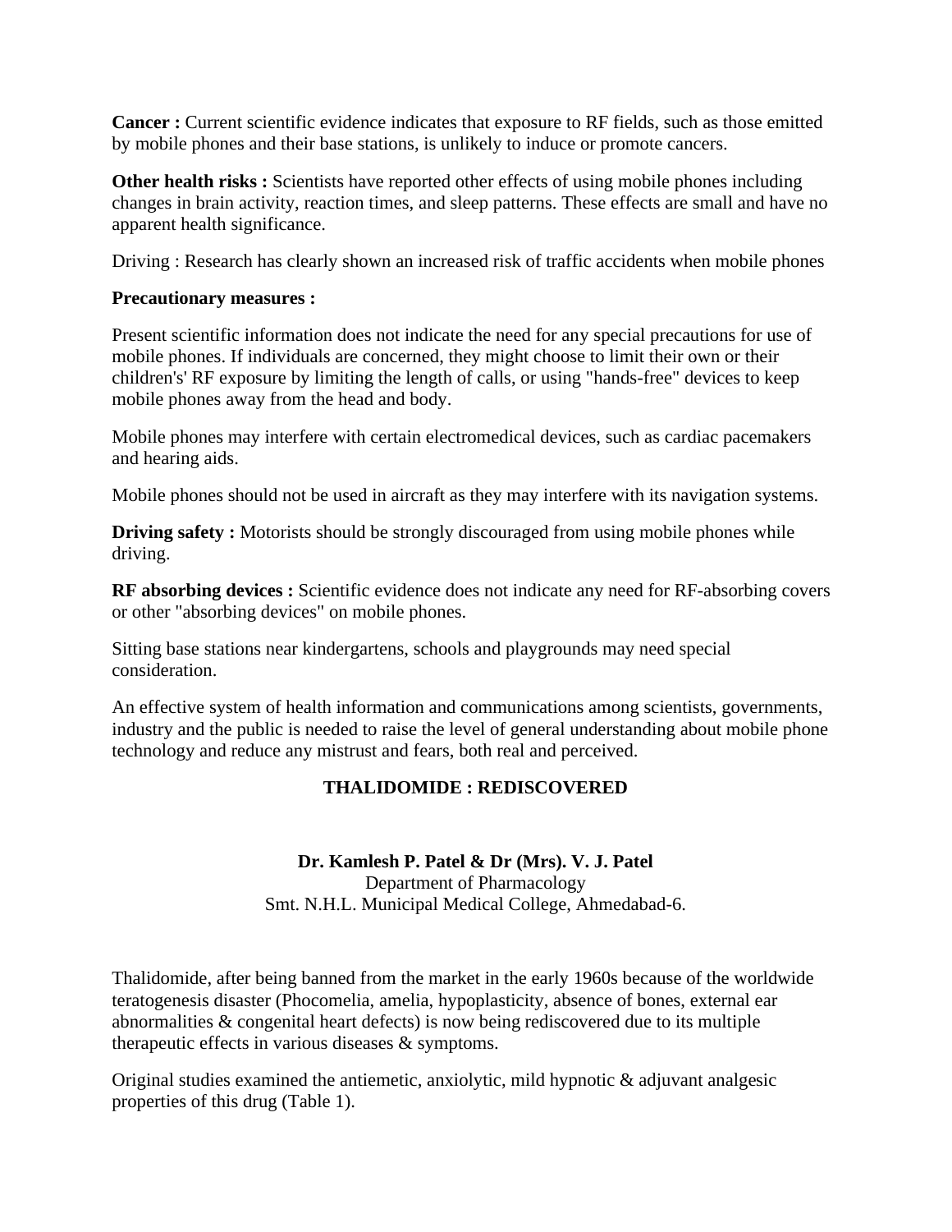**Cancer :** Current scientific evidence indicates that exposure to RF fields, such as those emitted by mobile phones and their base stations, is unlikely to induce or promote cancers.

**Other health risks :** Scientists have reported other effects of using mobile phones including changes in brain activity, reaction times, and sleep patterns. These effects are small and have no apparent health significance.

Driving : Research has clearly shown an increased risk of traffic accidents when mobile phones

**Precautionary measures :**

Present scientific information does not indicate the need for any special precautions for use of mobile phones. If individuals are concerned, they might choose to limit their own or their children's' RF exposure by limiting the length of calls, or using "hands-free" devices to keep mobile phones away from the head and body.

Mobile phones may interfere with certain electromedical devices, such as cardiac pacemakers and hearing aids.

Mobile phones should not be used in aircraft as they may interfere with its navigation systems.

**Driving safety :** Motorists should be strongly discouraged from using mobile phones while driving.

**RF absorbing devices :** Scientific evidence does not indicate any need for RF-absorbing covers or other "absorbing devices" on mobile phones.

Sitting base stations near kindergartens, schools and playgrounds may need special consideration.

An effective system of health information and communications among scientists, governments, industry and the public is needed to raise the level of general understanding about mobile phone technology and reduce any mistrust and fears, both real and perceived.

## THALIDOMIDE : REDISCOVERED

**Dr. Kamlesh P. Patel & Dr (Mrs). V. J. Patel**
Department of Pharmacology
Smt. N.H.L. Municipal Medical College, Ahmedabad-6.

Thalidomide, after being banned from the market in the early 1960s because of the worldwide teratogenesis disaster (Phocomelia, amelia, hypoplasticity, absence of bones, external ear abnormalities & congenital heart defects) is now being rediscovered due to its multiple therapeutic effects in various diseases & symptoms.

Original studies examined the antiemetic, anxiolytic, mild hypnotic & adjuvant analgesic properties of this drug (Table 1).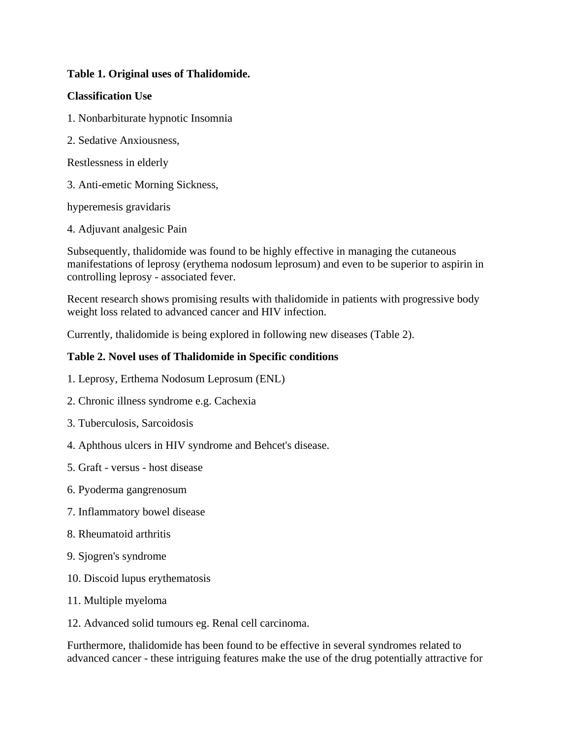**Table 1. Original uses of Thalidomide.**

| Classification | Use |
|---|---|
| 1. Nonbarbiturate hypnotic | Insomnia |
| 2. Sedative | Anxiousness, Restlessness in elderly |
| 3. Anti-emetic | Morning Sickness, hyperemesis gravidaris |
| 4. Adjuvant analgesic | Pain |

Subsequently, thalidomide was found to be highly effective in managing the cutaneous manifestations of leprosy (erythema nodosum leprosum) and even to be superior to aspirin in controlling leprosy - associated fever.

Recent research shows promising results with thalidomide in patients with progressive body weight loss related to advanced cancer and HIV infection.

Currently, thalidomide is being explored in following new diseases (Table 2).

**Table 2. Novel uses of Thalidomide in Specific conditions**

1. Leprosy, Erthema Nodosum Leprosum (ENL)
2. Chronic illness syndrome e.g. Cachexia
3. Tuberculosis, Sarcoidosis
4. Aphthous ulcers in HIV syndrome and Behcet's disease.
5. Graft - versus - host disease
6. Pyoderma gangrenosum
7. Inflammatory bowel disease
8. Rheumatoid arthritis
9. Sjogren's syndrome
10. Discoid lupus erythematosis
11. Multiple myeloma
12. Advanced solid tumours eg. Renal cell carcinoma.

Furthermore, thalidomide has been found to be effective in several syndromes related to advanced cancer - these intriguing features make the use of the drug potentially attractive for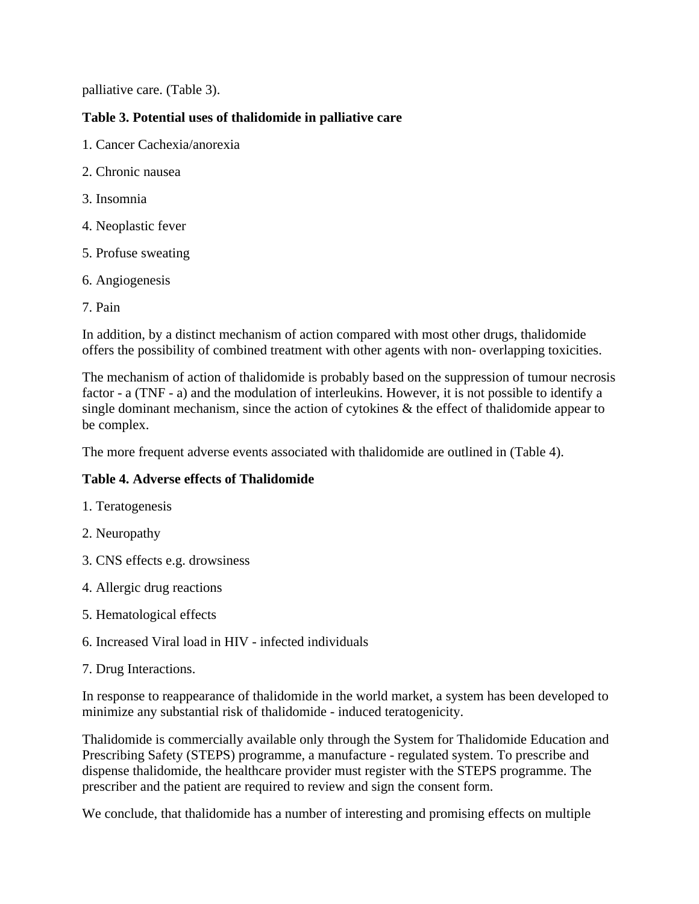palliative care. (Table 3).

**Table 3. Potential uses of thalidomide in palliative care**

1. Cancer Cachexia/anorexia

2. Chronic nausea

3. Insomnia

4. Neoplastic fever

5. Profuse sweating

6. Angiogenesis

7. Pain

In addition, by a distinct mechanism of action compared with most other drugs, thalidomide offers the possibility of combined treatment with other agents with non- overlapping toxicities.

The mechanism of action of thalidomide is probably based on the suppression of tumour necrosis factor - a (TNF - a) and the modulation of interleukins. However, it is not possible to identify a single dominant mechanism, since the action of cytokines & the effect of thalidomide appear to be complex.

The more frequent adverse events associated with thalidomide are outlined in (Table 4).

**Table 4. Adverse effects of Thalidomide**

1. Teratogenesis

2. Neuropathy

3. CNS effects e.g. drowsiness

4. Allergic drug reactions

5. Hematological effects

6. Increased Viral load in HIV - infected individuals

7. Drug Interactions.

In response to reappearance of thalidomide in the world market, a system has been developed to minimize any substantial risk of thalidomide - induced teratogenicity.

Thalidomide is commercially available only through the System for Thalidomide Education and Prescribing Safety (STEPS) programme, a manufacture - regulated system. To prescribe and dispense thalidomide, the healthcare provider must register with the STEPS programme. The prescriber and the patient are required to review and sign the consent form.

We conclude, that thalidomide has a number of interesting and promising effects on multiple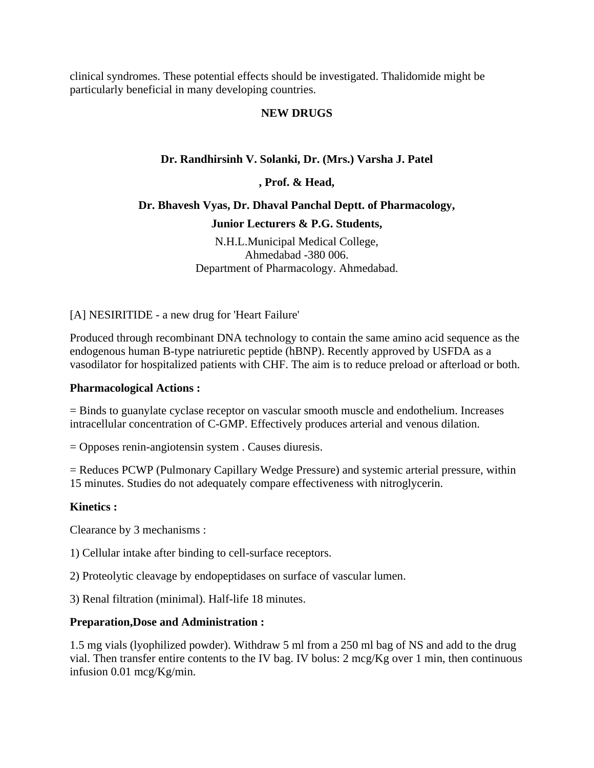clinical syndromes. These potential effects should be investigated. Thalidomide might be particularly beneficial in many developing countries.

## NEW DRUGS

**Dr. Randhirsinh V. Solanki, Dr. (Mrs.) Varsha J. Patel**

**, Prof. & Head,**

**Dr. Bhavesh Vyas, Dr. Dhaval Panchal Deptt. of Pharmacology,**

**Junior Lecturers & P.G. Students,**

N.H.L.Municipal Medical College,
Ahmedabad -380 006.
Department of Pharmacology. Ahmedabad.

[A] NESIRITIDE - a new drug for 'Heart Failure'

Produced through recombinant DNA technology to contain the same amino acid sequence as the endogenous human B-type natriuretic peptide (hBNP). Recently approved by USFDA as a vasodilator for hospitalized patients with CHF. The aim is to reduce preload or afterload or both.

**Pharmacological Actions :**

= Binds to guanylate cyclase receptor on vascular smooth muscle and endothelium. Increases intracellular concentration of C-GMP. Effectively produces arterial and venous dilation.

= Opposes renin-angiotensin system . Causes diuresis.

= Reduces PCWP (Pulmonary Capillary Wedge Pressure) and systemic arterial pressure, within 15 minutes. Studies do not adequately compare effectiveness with nitroglycerin.

**Kinetics :**

Clearance by 3 mechanisms :

1) Cellular intake after binding to cell-surface receptors.

2) Proteolytic cleavage by endopeptidases on surface of vascular lumen.

3) Renal filtration (minimal). Half-life 18 minutes.

**Preparation,Dose and Administration :**

1.5 mg vials (lyophilized powder). Withdraw 5 ml from a 250 ml bag of NS and add to the drug vial. Then transfer entire contents to the IV bag. IV bolus: 2 mcg/Kg over 1 min, then continuous infusion 0.01 mcg/Kg/min.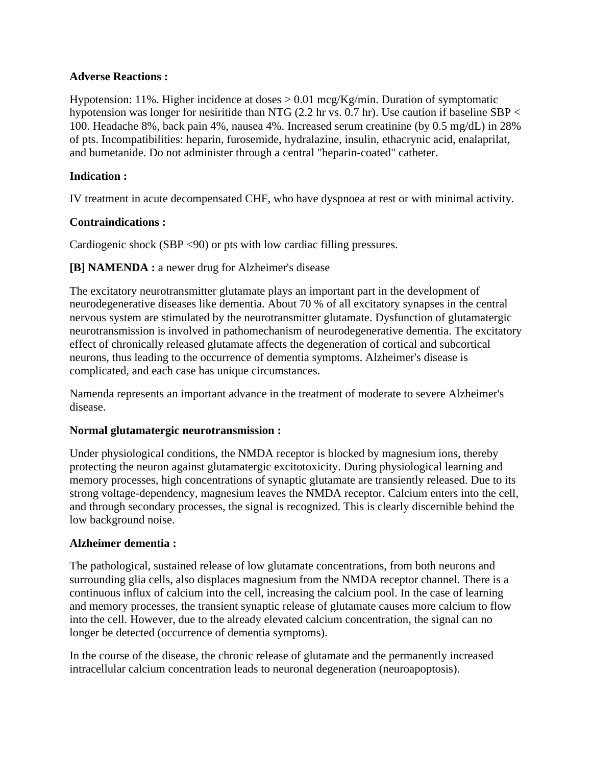**Adverse Reactions :**

Hypotension: 11%. Higher incidence at doses > 0.01 mcg/Kg/min. Duration of symptomatic hypotension was longer for nesiritide than NTG (2.2 hr vs. 0.7 hr). Use caution if baseline SBP < 100. Headache 8%, back pain 4%, nausea 4%. Increased serum creatinine (by 0.5 mg/dL) in 28% of pts. Incompatibilities: heparin, furosemide, hydralazine, insulin, ethacrynic acid, enalaprilat, and bumetanide. Do not administer through a central "heparin-coated" catheter.

**Indication :**

IV treatment in acute decompensated CHF, who have dyspnoea at rest or with minimal activity.

**Contraindications :**

Cardiogenic shock (SBP <90) or pts with low cardiac filling pressures.

**[B] NAMENDA :** a newer drug for Alzheimer's disease

The excitatory neurotransmitter glutamate plays an important part in the development of neurodegenerative diseases like dementia. About 70 % of all excitatory synapses in the central nervous system are stimulated by the neurotransmitter glutamate. Dysfunction of glutamatergic neurotransmission is involved in pathomechanism of neurodegenerative dementia. The excitatory effect of chronically released glutamate affects the degeneration of cortical and subcortical neurons, thus leading to the occurrence of dementia symptoms. Alzheimer's disease is complicated, and each case has unique circumstances.

Namenda represents an important advance in the treatment of moderate to severe Alzheimer's disease.

**Normal glutamatergic neurotransmission :**

Under physiological conditions, the NMDA receptor is blocked by magnesium ions, thereby protecting the neuron against glutamatergic excitotoxicity. During physiological learning and memory processes, high concentrations of synaptic glutamate are transiently released. Due to its strong voltage-dependency, magnesium leaves the NMDA receptor. Calcium enters into the cell, and through secondary processes, the signal is recognized. This is clearly discernible behind the low background noise.

**Alzheimer dementia :**

The pathological, sustained release of low glutamate concentrations, from both neurons and surrounding glia cells, also displaces magnesium from the NMDA receptor channel. There is a continuous influx of calcium into the cell, increasing the calcium pool. In the case of learning and memory processes, the transient synaptic release of glutamate causes more calcium to flow into the cell. However, due to the already elevated calcium concentration, the signal can no longer be detected (occurrence of dementia symptoms).

In the course of the disease, the chronic release of glutamate and the permanently increased intracellular calcium concentration leads to neuronal degeneration (neuroapoptosis).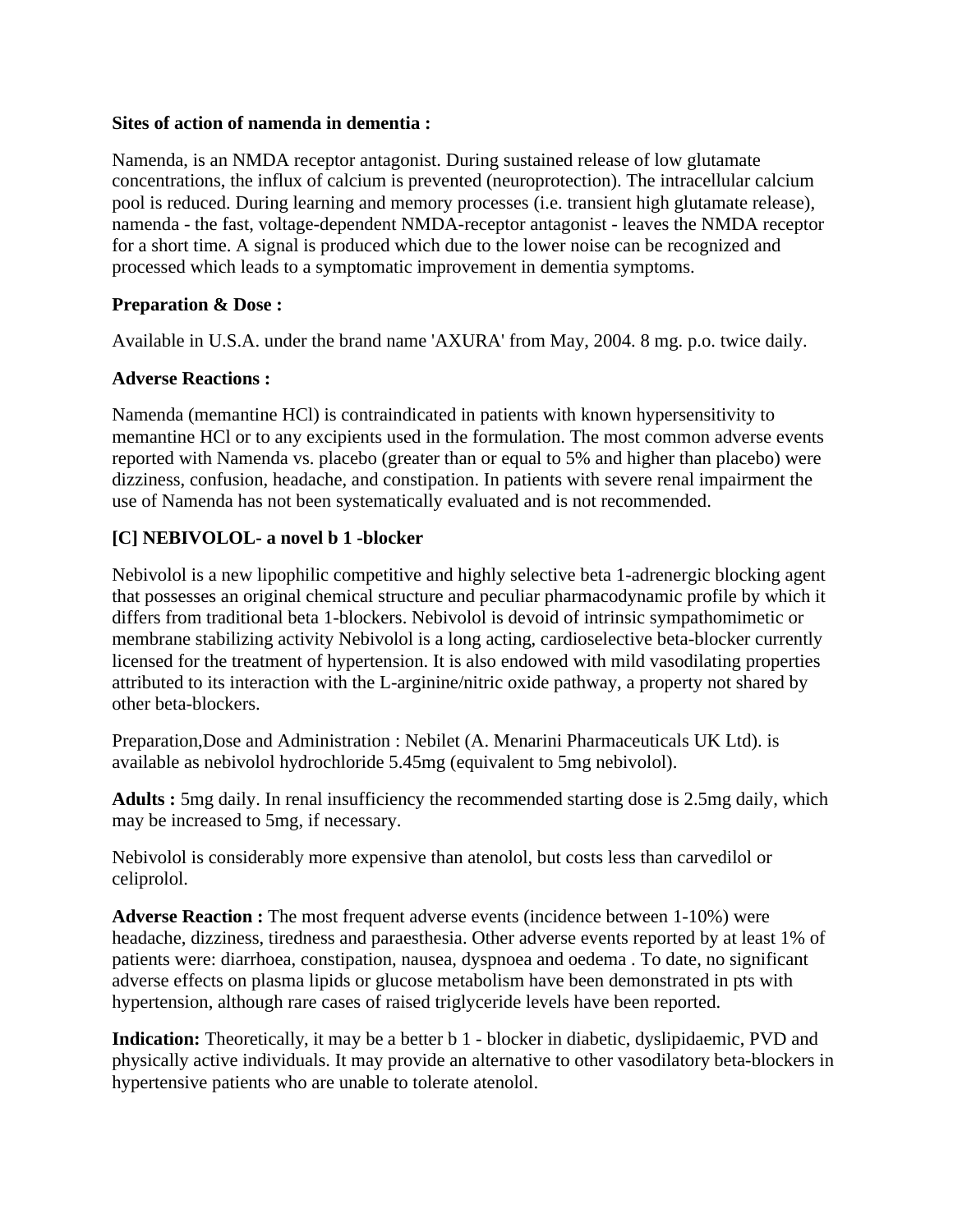**Sites of action of namenda in dementia :**

Namenda, is an NMDA receptor antagonist. During sustained release of low glutamate concentrations, the influx of calcium is prevented (neuroprotection). The intracellular calcium pool is reduced. During learning and memory processes (i.e. transient high glutamate release), namenda - the fast, voltage-dependent NMDA-receptor antagonist - leaves the NMDA receptor for a short time. A signal is produced which due to the lower noise can be recognized and processed which leads to a symptomatic improvement in dementia symptoms.

**Preparation & Dose :**

Available in U.S.A. under the brand name 'AXURA' from May, 2004. 8 mg. p.o. twice daily.

**Adverse Reactions :**

Namenda (memantine HCl) is contraindicated in patients with known hypersensitivity to memantine HCl or to any excipients used in the formulation. The most common adverse events reported with Namenda vs. placebo (greater than or equal to 5% and higher than placebo) were dizziness, confusion, headache, and constipation. In patients with severe renal impairment the use of Namenda has not been systematically evaluated and is not recommended.

**[C] NEBIVOLOL- a novel b 1 -blocker**

Nebivolol is a new lipophilic competitive and highly selective beta 1-adrenergic blocking agent that possesses an original chemical structure and peculiar pharmacodynamic profile by which it differs from traditional beta 1-blockers. Nebivolol is devoid of intrinsic sympathomimetic or membrane stabilizing activity Nebivolol is a long acting, cardioselective beta-blocker currently licensed for the treatment of hypertension. It is also endowed with mild vasodilating properties attributed to its interaction with the L-arginine/nitric oxide pathway, a property not shared by other beta-blockers.

Preparation,Dose and Administration : Nebilet (A. Menarini Pharmaceuticals UK Ltd). is available as nebivolol hydrochloride 5.45mg (equivalent to 5mg nebivolol).

**Adults :** 5mg daily. In renal insufficiency the recommended starting dose is 2.5mg daily, which may be increased to 5mg, if necessary.

Nebivolol is considerably more expensive than atenolol, but costs less than carvedilol or celiprolol.

**Adverse Reaction :** The most frequent adverse events (incidence between 1-10%) were headache, dizziness, tiredness and paraesthesia. Other adverse events reported by at least 1% of patients were: diarrhoea, constipation, nausea, dyspnoea and oedema . To date, no significant adverse effects on plasma lipids or glucose metabolism have been demonstrated in pts with hypertension, although rare cases of raised triglyceride levels have been reported.

**Indication:** Theoretically, it may be a better b 1 - blocker in diabetic, dyslipidaemic, PVD and physically active individuals. It may provide an alternative to other vasodilatory beta-blockers in hypertensive patients who are unable to tolerate atenolol.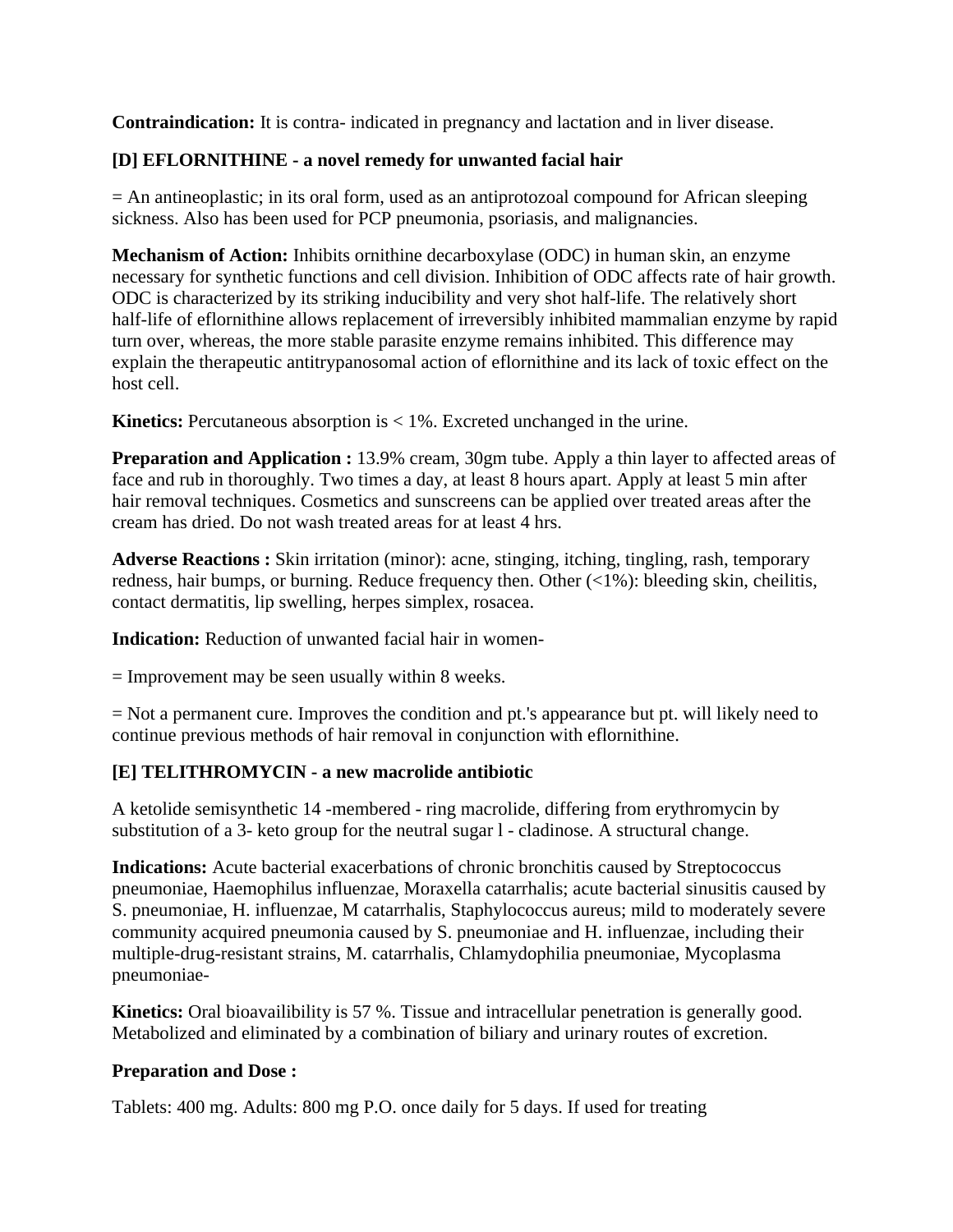**Contraindication:** It is contra- indicated in pregnancy and lactation and in liver disease.

### [D] EFLORNITHINE - a novel remedy for unwanted facial hair

= An antineoplastic; in its oral form, used as an antiprotozoal compound for African sleeping sickness. Also has been used for PCP pneumonia, psoriasis, and malignancies.

**Mechanism of Action:** Inhibits ornithine decarboxylase (ODC) in human skin, an enzyme necessary for synthetic functions and cell division. Inhibition of ODC affects rate of hair growth. ODC is characterized by its striking inducibility and very shot half-life. The relatively short half-life of eflornithine allows replacement of irreversibly inhibited mammalian enzyme by rapid turn over, whereas, the more stable parasite enzyme remains inhibited. This difference may explain the therapeutic antitrypanosomal action of eflornithine and its lack of toxic effect on the host cell.

**Kinetics:** Percutaneous absorption is < 1%. Excreted unchanged in the urine.

**Preparation and Application :** 13.9% cream, 30gm tube. Apply a thin layer to affected areas of face and rub in thoroughly. Two times a day, at least 8 hours apart. Apply at least 5 min after hair removal techniques. Cosmetics and sunscreens can be applied over treated areas after the cream has dried. Do not wash treated areas for at least 4 hrs.

**Adverse Reactions :** Skin irritation (minor): acne, stinging, itching, tingling, rash, temporary redness, hair bumps, or burning. Reduce frequency then. Other (<1%): bleeding skin, cheilitis, contact dermatitis, lip swelling, herpes simplex, rosacea.

**Indication:** Reduction of unwanted facial hair in women-

= Improvement may be seen usually within 8 weeks.

= Not a permanent cure. Improves the condition and pt.'s appearance but pt. will likely need to continue previous methods of hair removal in conjunction with eflornithine.

### [E] TELITHROMYCIN - a new macrolide antibiotic

A ketolide semisynthetic 14 -membered - ring macrolide, differing from erythromycin by substitution of a 3- keto group for the neutral sugar l - cladinose. A structural change.

**Indications:** Acute bacterial exacerbations of chronic bronchitis caused by Streptococcus pneumoniae, Haemophilus influenzae, Moraxella catarrhalis; acute bacterial sinusitis caused by S. pneumoniae, H. influenzae, M catarrhalis, Staphylococcus aureus; mild to moderately severe community acquired pneumonia caused by S. pneumoniae and H. influenzae, including their multiple-drug-resistant strains, M. catarrhalis, Chlamydophilia pneumoniae, Mycoplasma pneumoniae-

**Kinetics:** Oral bioavailibility is 57 %. Tissue and intracellular penetration is generally good. Metabolized and eliminated by a combination of biliary and urinary routes of excretion.

**Preparation and Dose :**

Tablets: 400 mg. Adults: 800 mg P.O. once daily for 5 days. If used for treating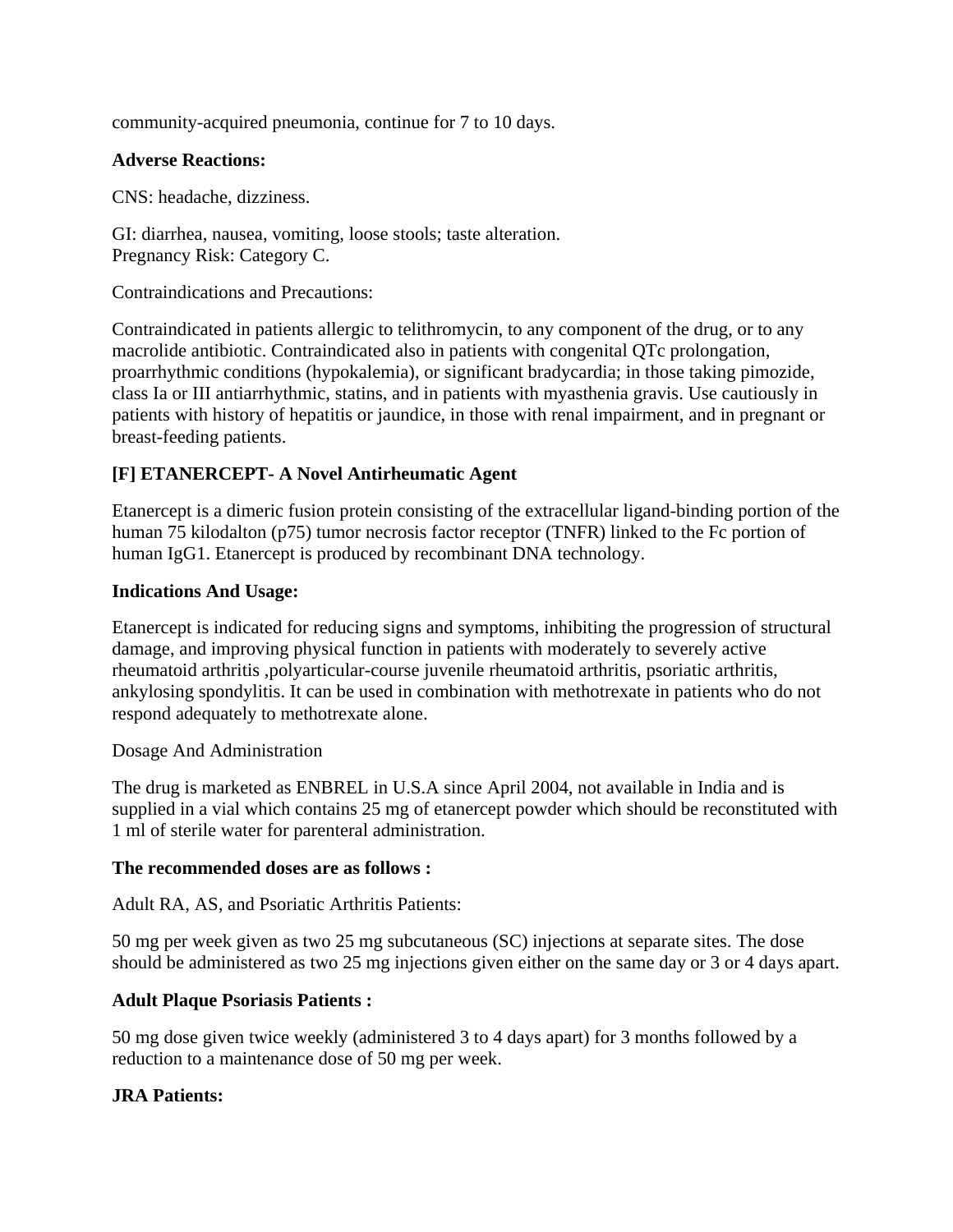community-acquired pneumonia, continue for 7 to 10 days.

**Adverse Reactions:**

CNS: headache, dizziness.

GI: diarrhea, nausea, vomiting, loose stools; taste alteration.
Pregnancy Risk: Category C.

Contraindications and Precautions:

Contraindicated in patients allergic to telithromycin, to any component of the drug, or to any macrolide antibiotic. Contraindicated also in patients with congenital QTc prolongation, proarrhythmic conditions (hypokalemia), or significant bradycardia; in those taking pimozide, class Ia or III antiarrhythmic, statins, and in patients with myasthenia gravis. Use cautiously in patients with history of hepatitis or jaundice, in those with renal impairment, and in pregnant or breast-feeding patients.

## [F] ETANERCEPT- A Novel Antirheumatic Agent

Etanercept is a dimeric fusion protein consisting of the extracellular ligand-binding portion of the human 75 kilodalton (p75) tumor necrosis factor receptor (TNFR) linked to the Fc portion of human IgG1. Etanercept is produced by recombinant DNA technology.

**Indications And Usage:**

Etanercept is indicated for reducing signs and symptoms, inhibiting the progression of structural damage, and improving physical function in patients with moderately to severely active rheumatoid arthritis ,polyarticular-course juvenile rheumatoid arthritis, psoriatic arthritis, ankylosing spondylitis. It can be used in combination with methotrexate in patients who do not respond adequately to methotrexate alone.

Dosage And Administration

The drug is marketed as ENBREL in U.S.A since April 2004, not available in India and is supplied in a vial which contains 25 mg of etanercept powder which should be reconstituted with 1 ml of sterile water for parenteral administration.

**The recommended doses are as follows :**

Adult RA, AS, and Psoriatic Arthritis Patients:

50 mg per week given as two 25 mg subcutaneous (SC) injections at separate sites. The dose should be administered as two 25 mg injections given either on the same day or 3 or 4 days apart.

**Adult Plaque Psoriasis Patients :**

50 mg dose given twice weekly (administered 3 to 4 days apart) for 3 months followed by a reduction to a maintenance dose of 50 mg per week.

**JRA Patients:**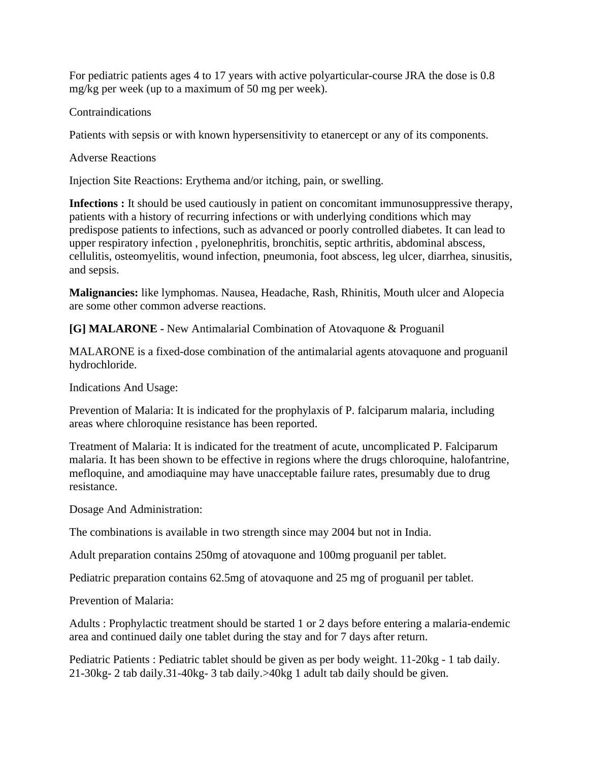For pediatric patients ages 4 to 17 years with active polyarticular-course JRA the dose is 0.8 mg/kg per week (up to a maximum of 50 mg per week).

Contraindications

Patients with sepsis or with known hypersensitivity to etanercept or any of its components.

Adverse Reactions

Injection Site Reactions: Erythema and/or itching, pain, or swelling.

**Infections :** It should be used cautiously in patient on concomitant immunosuppressive therapy, patients with a history of recurring infections or with underlying conditions which may predispose patients to infections, such as advanced or poorly controlled diabetes. It can lead to upper respiratory infection , pyelonephritis, bronchitis, septic arthritis, abdominal abscess, cellulitis, osteomyelitis, wound infection, pneumonia, foot abscess, leg ulcer, diarrhea, sinusitis, and sepsis.

**Malignancies:** like lymphomas. Nausea, Headache, Rash, Rhinitis, Mouth ulcer and Alopecia are some other common adverse reactions.

**[G] MALARONE -** New Antimalarial Combination of Atovaquone & Proguanil

MALARONE is a fixed-dose combination of the antimalarial agents atovaquone and proguanil hydrochloride.

Indications And Usage:

Prevention of Malaria: It is indicated for the prophylaxis of P. falciparum malaria, including areas where chloroquine resistance has been reported.

Treatment of Malaria: It is indicated for the treatment of acute, uncomplicated P. Falciparum malaria. It has been shown to be effective in regions where the drugs chloroquine, halofantrine, mefloquine, and amodiaquine may have unacceptable failure rates, presumably due to drug resistance.

Dosage And Administration:

The combinations is available in two strength since may 2004 but not in India.

Adult preparation contains 250mg of atovaquone and 100mg proguanil per tablet.

Pediatric preparation contains 62.5mg of atovaquone and 25 mg of proguanil per tablet.

Prevention of Malaria:

Adults : Prophylactic treatment should be started 1 or 2 days before entering a malaria-endemic area and continued daily one tablet during the stay and for 7 days after return.

Pediatric Patients : Pediatric tablet should be given as per body weight. 11-20kg - 1 tab daily. 21-30kg- 2 tab daily.31-40kg- 3 tab daily.>40kg 1 adult tab daily should be given.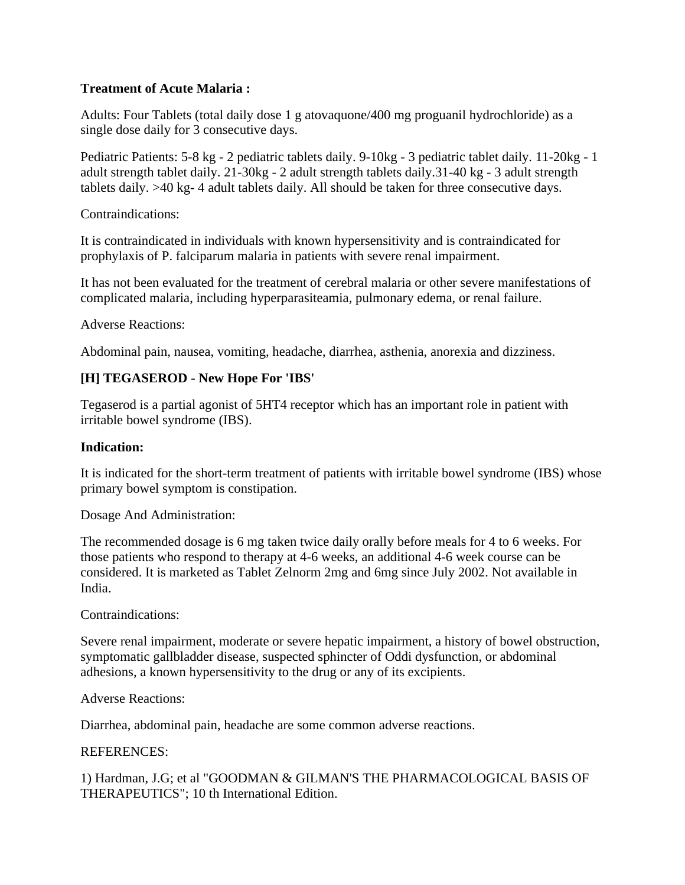**Treatment of Acute Malaria :**

Adults: Four Tablets (total daily dose 1 g atovaquone/400 mg proguanil hydrochloride) as a single dose daily for 3 consecutive days.

Pediatric Patients: 5-8 kg - 2 pediatric tablets daily. 9-10kg - 3 pediatric tablet daily. 11-20kg - 1 adult strength tablet daily. 21-30kg - 2 adult strength tablets daily.31-40 kg - 3 adult strength tablets daily. >40 kg- 4 adult tablets daily. All should be taken for three consecutive days.

Contraindications:

It is contraindicated in individuals with known hypersensitivity and is contraindicated for prophylaxis of P. falciparum malaria in patients with severe renal impairment.

It has not been evaluated for the treatment of cerebral malaria or other severe manifestations of complicated malaria, including hyperparasiteamia, pulmonary edema, or renal failure.

Adverse Reactions:

Abdominal pain, nausea, vomiting, headache, diarrhea, asthenia, anorexia and dizziness.

### [H] TEGASEROD - New Hope For 'IBS'

Tegaserod is a partial agonist of 5HT4 receptor which has an important role in patient with irritable bowel syndrome (IBS).

**Indication:**

It is indicated for the short-term treatment of patients with irritable bowel syndrome (IBS) whose primary bowel symptom is constipation.

Dosage And Administration:

The recommended dosage is 6 mg taken twice daily orally before meals for 4 to 6 weeks. For those patients who respond to therapy at 4-6 weeks, an additional 4-6 week course can be considered. It is marketed as Tablet Zelnorm 2mg and 6mg since July 2002. Not available in India.

Contraindications:

Severe renal impairment, moderate or severe hepatic impairment, a history of bowel obstruction, symptomatic gallbladder disease, suspected sphincter of Oddi dysfunction, or abdominal adhesions, a known hypersensitivity to the drug or any of its excipients.

Adverse Reactions:

Diarrhea, abdominal pain, headache are some common adverse reactions.

REFERENCES:

1) Hardman, J.G; et al "GOODMAN & GILMAN'S THE PHARMACOLOGICAL BASIS OF THERAPEUTICS"; 10 th International Edition.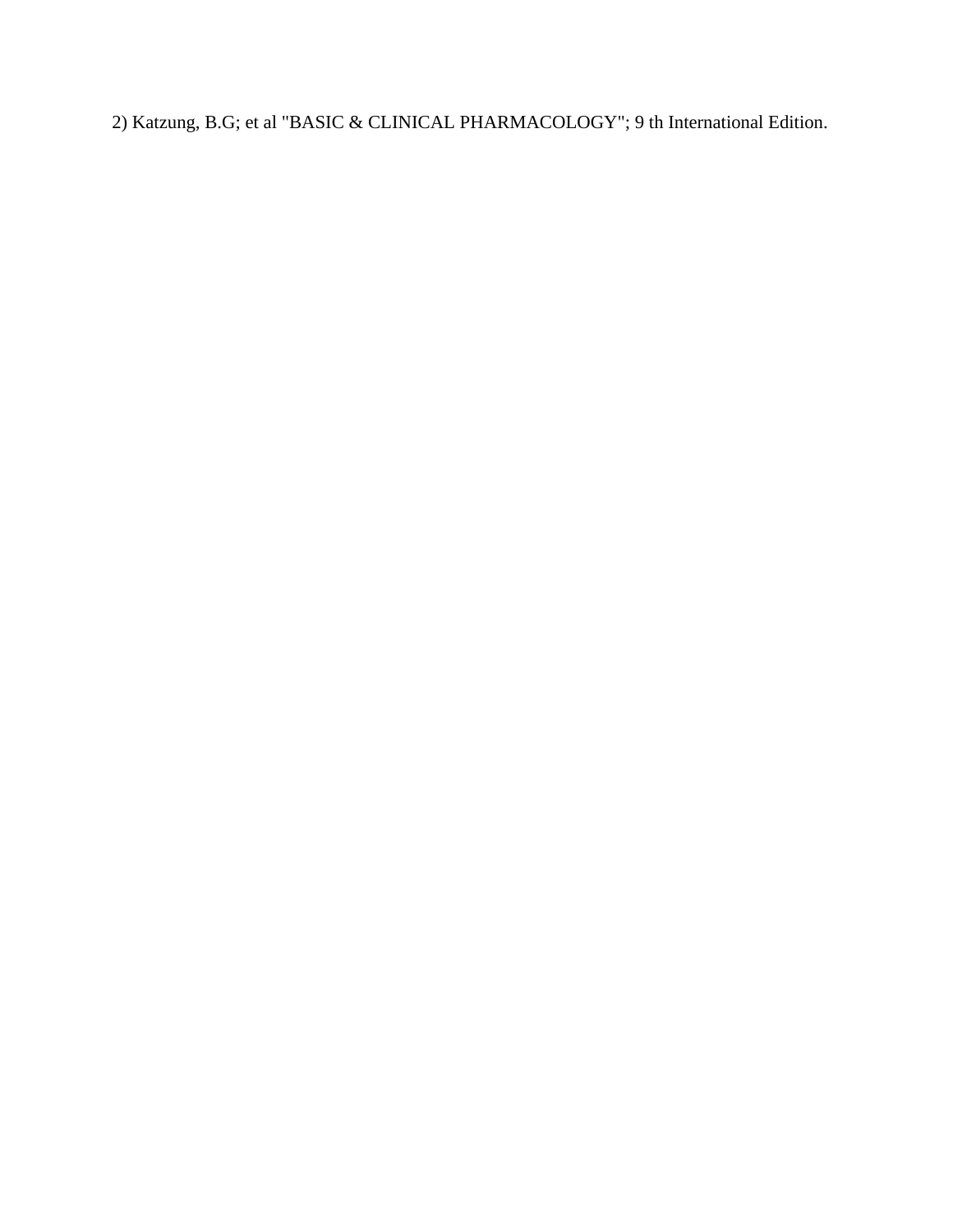2) Katzung, B.G; et al "BASIC & CLINICAL PHARMACOLOGY"; 9 th International Edition.